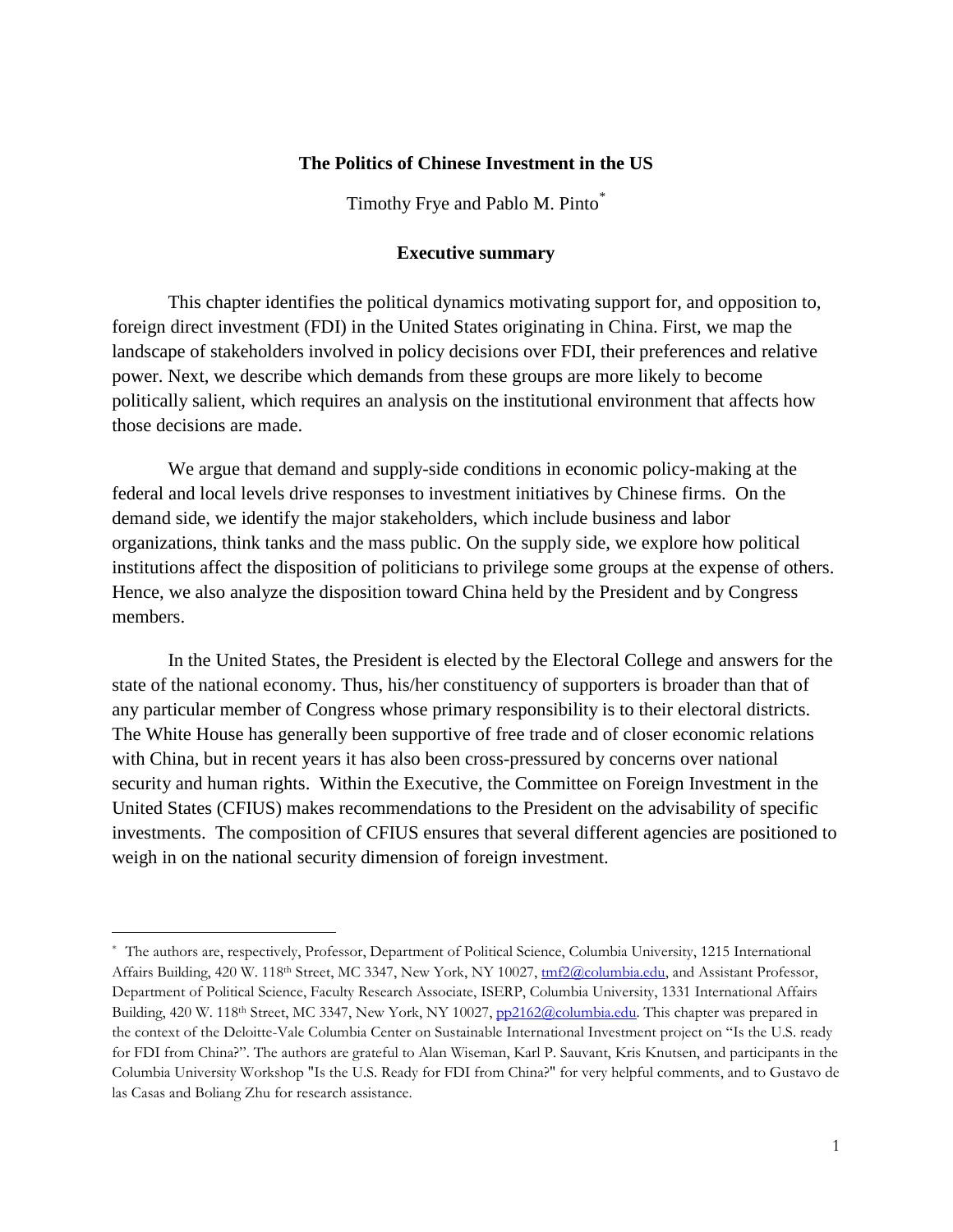# The Politics of Chinese Investment in the US

Timothy Frye and Pablo M. Pinto*

## Executive summary

This chapter identifies the political dynamics motivating support for, and opposition to, foreign direct investment (FDI) in the United States originating in China. First, we map the landscape of stakeholders involved in policy decisions over FDI, their preferences and relative power. Next, we describe which demands from these groups are more likely to become politically salient, which requires an analysis on the institutional environment that affects how those decisions are made.

We argue that demand and supply-side conditions in economic policy-making at the federal and local levels drive responses to investment initiatives by Chinese firms. On the demand side, we identify the major stakeholders, which include business and labor organizations, think tanks and the mass public. On the supply side, we explore how political institutions affect the disposition of politicians to privilege some groups at the expense of others. Hence, we also analyze the disposition toward China held by the President and by Congress members.

In the United States, the President is elected by the Electoral College and answers for the state of the national economy. Thus, his/her constituency of supporters is broader than that of any particular member of Congress whose primary responsibility is to their electoral districts. The White House has generally been supportive of free trade and of closer economic relations with China, but in recent years it has also been cross-pressured by concerns over national security and human rights. Within the Executive, the Committee on Foreign Investment in the United States (CFIUS) makes recommendations to the President on the advisability of specific investments. The composition of CFIUS ensures that several different agencies are positioned to weigh in on the national security dimension of foreign investment.

---

* The authors are, respectively, Professor, Department of Political Science, Columbia University, 1215 International Affairs Building, 420 W. 118th Street, MC 3347, New York, NY 10027, tmf2@columbia.edu, and Assistant Professor, Department of Political Science, Faculty Research Associate, ISERP, Columbia University, 1331 International Affairs Building, 420 W. 118th Street, MC 3347, New York, NY 10027, pp2162@columbia.edu. This chapter was prepared in the context of the Deloitte-Vale Columbia Center on Sustainable International Investment project on "Is the U.S. ready for FDI from China?". The authors are grateful to Alan Wiseman, Karl P. Sauvant, Kris Knutsen, and participants in the Columbia University Workshop "Is the U.S. Ready for FDI from China?" for very helpful comments, and to Gustavo de las Casas and Boliang Zhu for research assistance.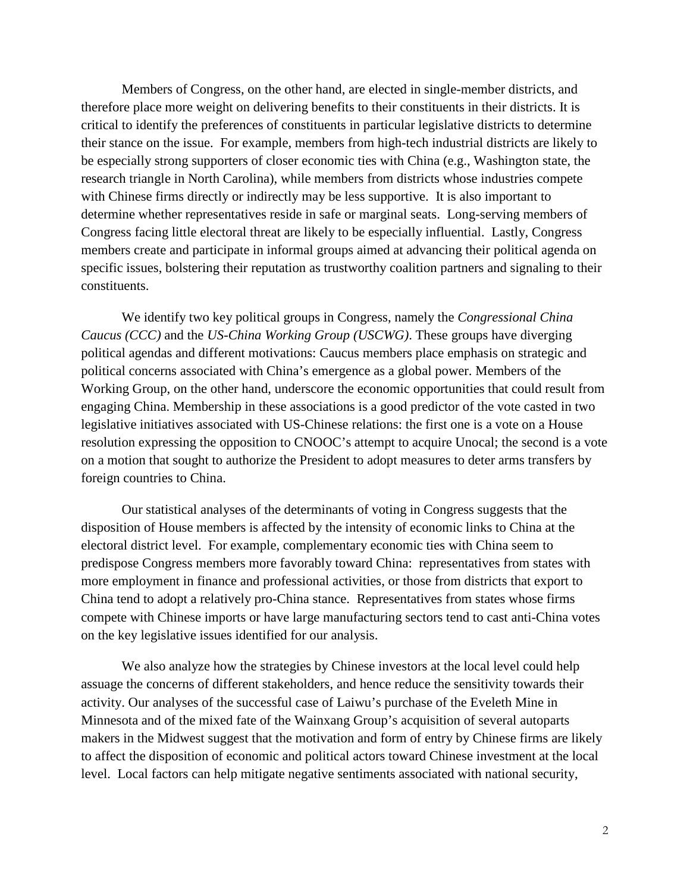Members of Congress, on the other hand, are elected in single-member districts, and therefore place more weight on delivering benefits to their constituents in their districts. It is critical to identify the preferences of constituents in particular legislative districts to determine their stance on the issue. For example, members from high-tech industrial districts are likely to be especially strong supporters of closer economic ties with China (e.g., Washington state, the research triangle in North Carolina), while members from districts whose industries compete with Chinese firms directly or indirectly may be less supportive. It is also important to determine whether representatives reside in safe or marginal seats. Long-serving members of Congress facing little electoral threat are likely to be especially influential. Lastly, Congress members create and participate in informal groups aimed at advancing their political agenda on specific issues, bolstering their reputation as trustworthy coalition partners and signaling to their constituents.

We identify two key political groups in Congress, namely the *Congressional China Caucus (CCC)* and the *US-China Working Group (USCWG)*. These groups have diverging political agendas and different motivations: Caucus members place emphasis on strategic and political concerns associated with China's emergence as a global power. Members of the Working Group, on the other hand, underscore the economic opportunities that could result from engaging China. Membership in these associations is a good predictor of the vote casted in two legislative initiatives associated with US-Chinese relations: the first one is a vote on a House resolution expressing the opposition to CNOOC's attempt to acquire Unocal; the second is a vote on a motion that sought to authorize the President to adopt measures to deter arms transfers by foreign countries to China.

Our statistical analyses of the determinants of voting in Congress suggests that the disposition of House members is affected by the intensity of economic links to China at the electoral district level. For example, complementary economic ties with China seem to predispose Congress members more favorably toward China: representatives from states with more employment in finance and professional activities, or those from districts that export to China tend to adopt a relatively pro-China stance. Representatives from states whose firms compete with Chinese imports or have large manufacturing sectors tend to cast anti-China votes on the key legislative issues identified for our analysis.

We also analyze how the strategies by Chinese investors at the local level could help assuage the concerns of different stakeholders, and hence reduce the sensitivity towards their activity. Our analyses of the successful case of Laiwu's purchase of the Eveleth Mine in Minnesota and of the mixed fate of the Wainxang Group's acquisition of several autoparts makers in the Midwest suggest that the motivation and form of entry by Chinese firms are likely to affect the disposition of economic and political actors toward Chinese investment at the local level. Local factors can help mitigate negative sentiments associated with national security,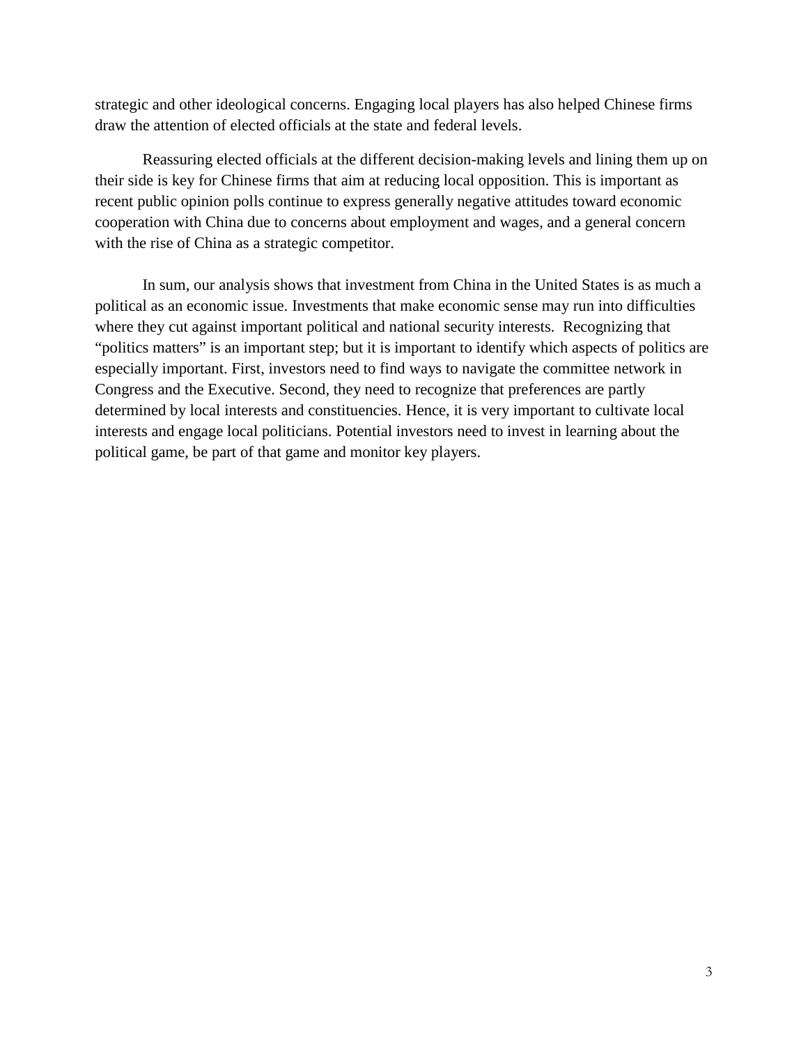strategic and other ideological concerns. Engaging local players has also helped Chinese firms draw the attention of elected officials at the state and federal levels.

Reassuring elected officials at the different decision-making levels and lining them up on their side is key for Chinese firms that aim at reducing local opposition. This is important as recent public opinion polls continue to express generally negative attitudes toward economic cooperation with China due to concerns about employment and wages, and a general concern with the rise of China as a strategic competitor.

In sum, our analysis shows that investment from China in the United States is as much a political as an economic issue. Investments that make economic sense may run into difficulties where they cut against important political and national security interests. Recognizing that "politics matters" is an important step; but it is important to identify which aspects of politics are especially important. First, investors need to find ways to navigate the committee network in Congress and the Executive. Second, they need to recognize that preferences are partly determined by local interests and constituencies. Hence, it is very important to cultivate local interests and engage local politicians. Potential investors need to invest in learning about the political game, be part of that game and monitor key players.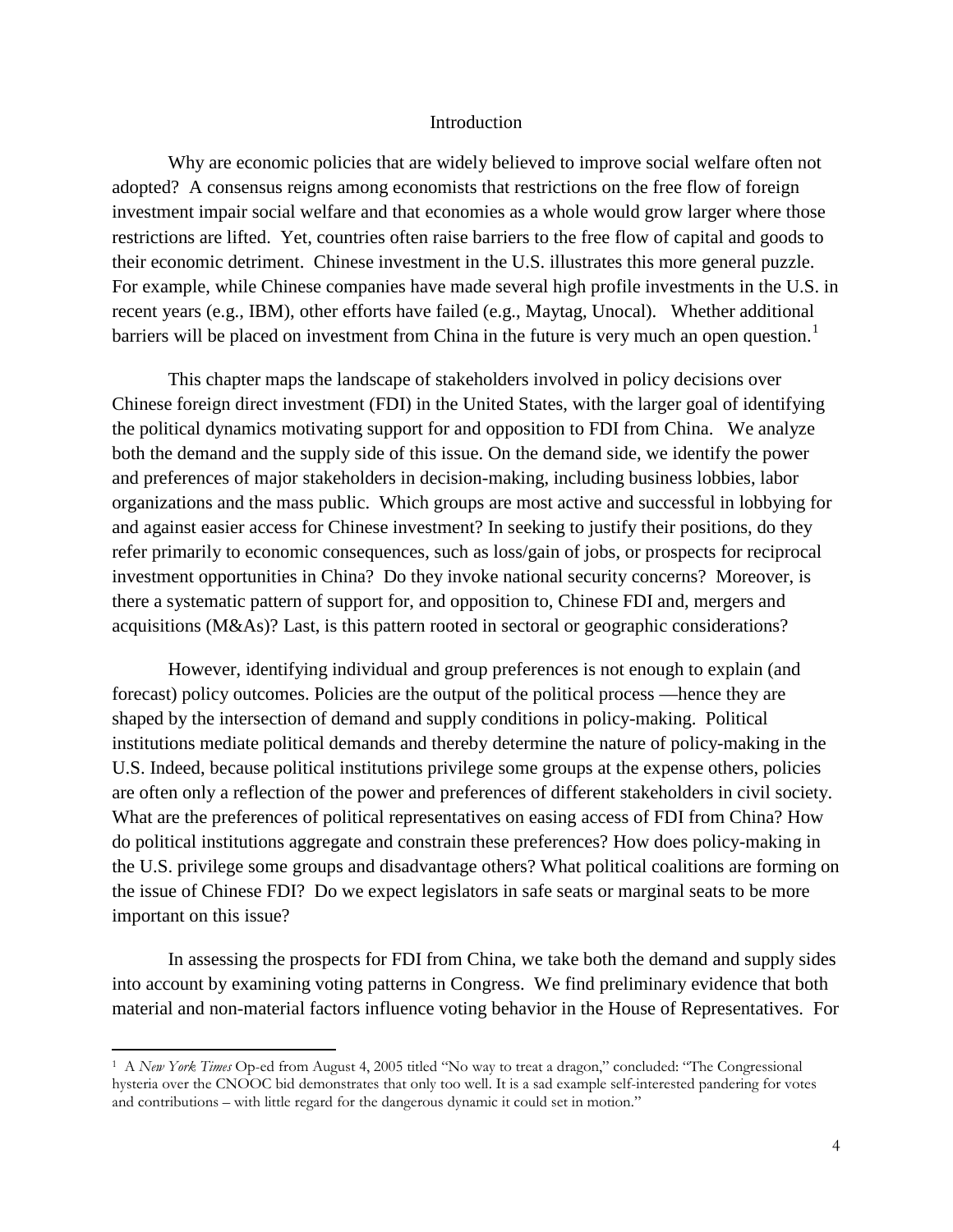# Introduction

Why are economic policies that are widely believed to improve social welfare often not adopted? A consensus reigns among economists that restrictions on the free flow of foreign investment impair social welfare and that economies as a whole would grow larger where those restrictions are lifted. Yet, countries often raise barriers to the free flow of capital and goods to their economic detriment. Chinese investment in the U.S. illustrates this more general puzzle. For example, while Chinese companies have made several high profile investments in the U.S. in recent years (e.g., IBM), other efforts have failed (e.g., Maytag, Unocal). Whether additional barriers will be placed on investment from China in the future is very much an open question.[1]

This chapter maps the landscape of stakeholders involved in policy decisions over Chinese foreign direct investment (FDI) in the United States, with the larger goal of identifying the political dynamics motivating support for and opposition to FDI from China. We analyze both the demand and the supply side of this issue. On the demand side, we identify the power and preferences of major stakeholders in decision-making, including business lobbies, labor organizations and the mass public. Which groups are most active and successful in lobbying for and against easier access for Chinese investment? In seeking to justify their positions, do they refer primarily to economic consequences, such as loss/gain of jobs, or prospects for reciprocal investment opportunities in China? Do they invoke national security concerns? Moreover, is there a systematic pattern of support for, and opposition to, Chinese FDI and, mergers and acquisitions (M&As)? Last, is this pattern rooted in sectoral or geographic considerations?

However, identifying individual and group preferences is not enough to explain (and forecast) policy outcomes. Policies are the output of the political process —hence they are shaped by the intersection of demand and supply conditions in policy-making. Political institutions mediate political demands and thereby determine the nature of policy-making in the U.S. Indeed, because political institutions privilege some groups at the expense others, policies are often only a reflection of the power and preferences of different stakeholders in civil society. What are the preferences of political representatives on easing access of FDI from China? How do political institutions aggregate and constrain these preferences? How does policy-making in the U.S. privilege some groups and disadvantage others? What political coalitions are forming on the issue of Chinese FDI? Do we expect legislators in safe seats or marginal seats to be more important on this issue?

In assessing the prospects for FDI from China, we take both the demand and supply sides into account by examining voting patterns in Congress. We find preliminary evidence that both material and non-material factors influence voting behavior in the House of Representatives. For

---

[1] A *New York Times* Op-ed from August 4, 2005 titled "No way to treat a dragon," concluded: "The Congressional hysteria over the CNOOC bid demonstrates that only too well. It is a sad example self-interested pandering for votes and contributions – with little regard for the dangerous dynamic it could set in motion."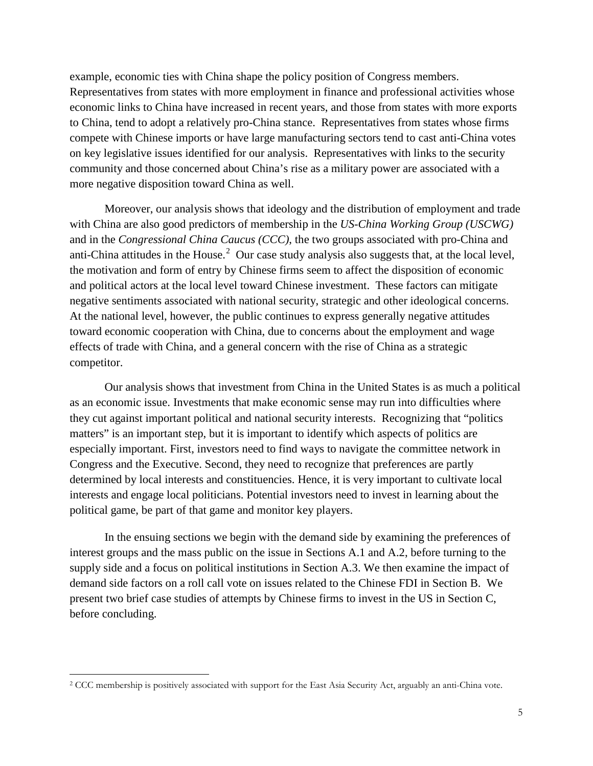example, economic ties with China shape the policy position of Congress members. Representatives from states with more employment in finance and professional activities whose economic links to China have increased in recent years, and those from states with more exports to China, tend to adopt a relatively pro-China stance. Representatives from states whose firms compete with Chinese imports or have large manufacturing sectors tend to cast anti-China votes on key legislative issues identified for our analysis. Representatives with links to the security community and those concerned about China's rise as a military power are associated with a more negative disposition toward China as well.

Moreover, our analysis shows that ideology and the distribution of employment and trade with China are also good predictors of membership in the *US-China Working Group (USCWG)* and in the *Congressional China Caucus (CCC)*, the two groups associated with pro-China and anti-China attitudes in the House.[2] Our case study analysis also suggests that, at the local level, the motivation and form of entry by Chinese firms seem to affect the disposition of economic and political actors at the local level toward Chinese investment. These factors can mitigate negative sentiments associated with national security, strategic and other ideological concerns. At the national level, however, the public continues to express generally negative attitudes toward economic cooperation with China, due to concerns about the employment and wage effects of trade with China, and a general concern with the rise of China as a strategic competitor.

Our analysis shows that investment from China in the United States is as much a political as an economic issue. Investments that make economic sense may run into difficulties where they cut against important political and national security interests. Recognizing that "politics matters" is an important step, but it is important to identify which aspects of politics are especially important. First, investors need to find ways to navigate the committee network in Congress and the Executive. Second, they need to recognize that preferences are partly determined by local interests and constituencies. Hence, it is very important to cultivate local interests and engage local politicians. Potential investors need to invest in learning about the political game, be part of that game and monitor key players.

In the ensuing sections we begin with the demand side by examining the preferences of interest groups and the mass public on the issue in Sections A.1 and A.2, before turning to the supply side and a focus on political institutions in Section A.3. We then examine the impact of demand side factors on a roll call vote on issues related to the Chinese FDI in Section B. We present two brief case studies of attempts by Chinese firms to invest in the US in Section C, before concluding.

---

[2] CCC membership is positively associated with support for the East Asia Security Act, arguably an anti-China vote.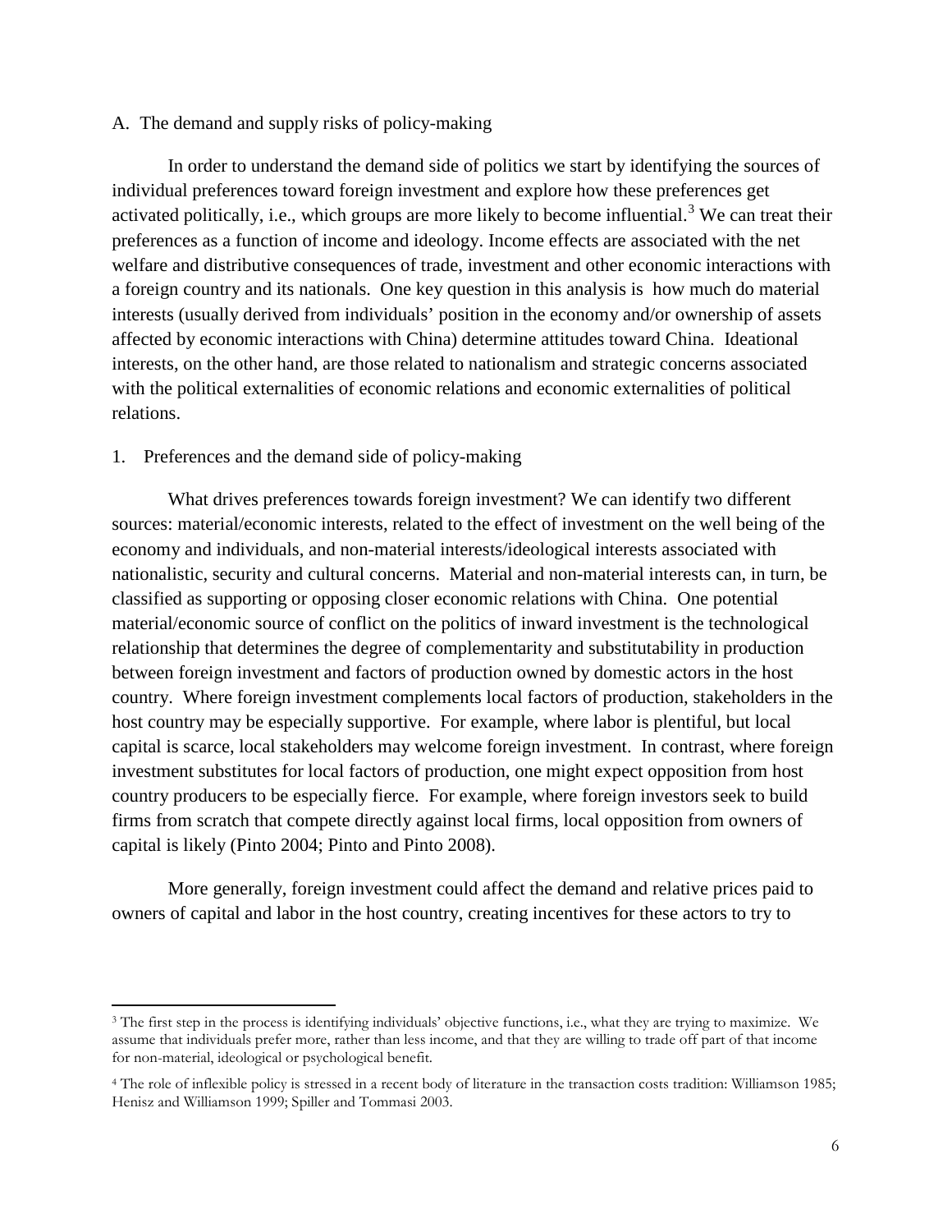A. The demand and supply risks of policy-making

In order to understand the demand side of politics we start by identifying the sources of individual preferences toward foreign investment and explore how these preferences get activated politically, i.e., which groups are more likely to become influential.[3] We can treat their preferences as a function of income and ideology. Income effects are associated with the net welfare and distributive consequences of trade, investment and other economic interactions with a foreign country and its nationals. One key question in this analysis is how much do material interests (usually derived from individuals' position in the economy and/or ownership of assets affected by economic interactions with China) determine attitudes toward China. Ideational interests, on the other hand, are those related to nationalism and strategic concerns associated with the political externalities of economic relations and economic externalities of political relations.

1. Preferences and the demand side of policy-making

What drives preferences towards foreign investment? We can identify two different sources: material/economic interests, related to the effect of investment on the well being of the economy and individuals, and non-material interests/ideological interests associated with nationalistic, security and cultural concerns. Material and non-material interests can, in turn, be classified as supporting or opposing closer economic relations with China. One potential material/economic source of conflict on the politics of inward investment is the technological relationship that determines the degree of complementarity and substitutability in production between foreign investment and factors of production owned by domestic actors in the host country. Where foreign investment complements local factors of production, stakeholders in the host country may be especially supportive. For example, where labor is plentiful, but local capital is scarce, local stakeholders may welcome foreign investment. In contrast, where foreign investment substitutes for local factors of production, one might expect opposition from host country producers to be especially fierce. For example, where foreign investors seek to build firms from scratch that compete directly against local firms, local opposition from owners of capital is likely (Pinto 2004; Pinto and Pinto 2008).

More generally, foreign investment could affect the demand and relative prices paid to owners of capital and labor in the host country, creating incentives for these actors to try to

---

[3] The first step in the process is identifying individuals' objective functions, i.e., what they are trying to maximize. We assume that individuals prefer more, rather than less income, and that they are willing to trade off part of that income for non-material, ideological or psychological benefit.

[4] The role of inflexible policy is stressed in a recent body of literature in the transaction costs tradition: Williamson 1985; Henisz and Williamson 1999; Spiller and Tommasi 2003.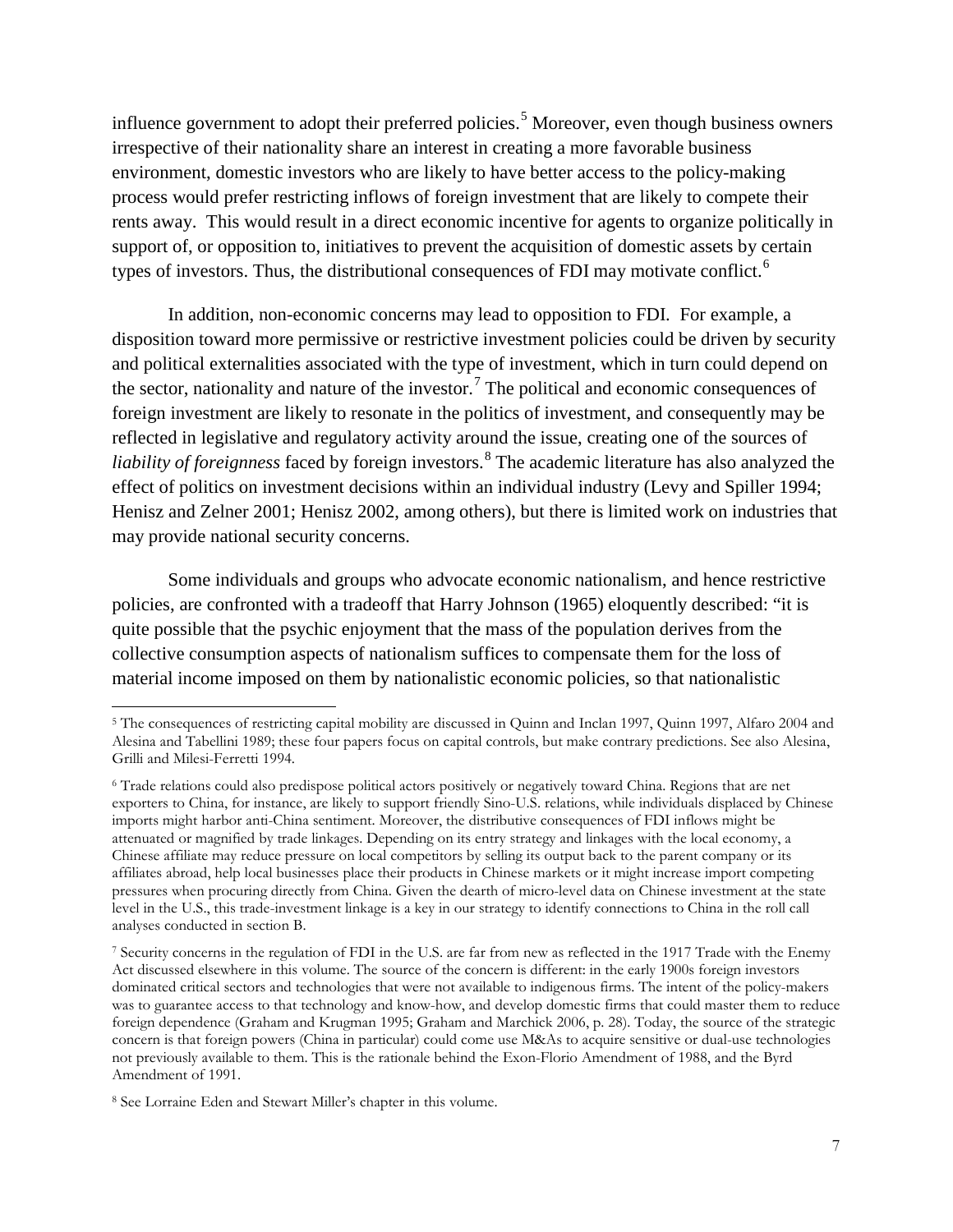influence government to adopt their preferred policies.[5] Moreover, even though business owners irrespective of their nationality share an interest in creating a more favorable business environment, domestic investors who are likely to have better access to the policy-making process would prefer restricting inflows of foreign investment that are likely to compete their rents away. This would result in a direct economic incentive for agents to organize politically in support of, or opposition to, initiatives to prevent the acquisition of domestic assets by certain types of investors. Thus, the distributional consequences of FDI may motivate conflict.[6]

In addition, non-economic concerns may lead to opposition to FDI. For example, a disposition toward more permissive or restrictive investment policies could be driven by security and political externalities associated with the type of investment, which in turn could depend on the sector, nationality and nature of the investor.[7] The political and economic consequences of foreign investment are likely to resonate in the politics of investment, and consequently may be reflected in legislative and regulatory activity around the issue, creating one of the sources of *liability of foreignness* faced by foreign investors.[8] The academic literature has also analyzed the effect of politics on investment decisions within an individual industry (Levy and Spiller 1994; Henisz and Zelner 2001; Henisz 2002, among others), but there is limited work on industries that may provide national security concerns.

Some individuals and groups who advocate economic nationalism, and hence restrictive policies, are confronted with a tradeoff that Harry Johnson (1965) eloquently described: "it is quite possible that the psychic enjoyment that the mass of the population derives from the collective consumption aspects of nationalism suffices to compensate them for the loss of material income imposed on them by nationalistic economic policies, so that nationalistic

---

[5] The consequences of restricting capital mobility are discussed in Quinn and Inclan 1997, Quinn 1997, Alfaro 2004 and Alesina and Tabellini 1989; these four papers focus on capital controls, but make contrary predictions. See also Alesina, Grilli and Milesi-Ferretti 1994.

[6] Trade relations could also predispose political actors positively or negatively toward China. Regions that are net exporters to China, for instance, are likely to support friendly Sino-U.S. relations, while individuals displaced by Chinese imports might harbor anti-China sentiment. Moreover, the distributive consequences of FDI inflows might be attenuated or magnified by trade linkages. Depending on its entry strategy and linkages with the local economy, a Chinese affiliate may reduce pressure on local competitors by selling its output back to the parent company or its affiliates abroad, help local businesses place their products in Chinese markets or it might increase import competing pressures when procuring directly from China. Given the dearth of micro-level data on Chinese investment at the state level in the U.S., this trade-investment linkage is a key in our strategy to identify connections to China in the roll call analyses conducted in section B.

[7] Security concerns in the regulation of FDI in the U.S. are far from new as reflected in the 1917 Trade with the Enemy Act discussed elsewhere in this volume. The source of the concern is different: in the early 1900s foreign investors dominated critical sectors and technologies that were not available to indigenous firms. The intent of the policy-makers was to guarantee access to that technology and know-how, and develop domestic firms that could master them to reduce foreign dependence (Graham and Krugman 1995; Graham and Marchick 2006, p. 28). Today, the source of the strategic concern is that foreign powers (China in particular) could come use M&As to acquire sensitive or dual-use technologies not previously available to them. This is the rationale behind the Exon-Florio Amendment of 1988, and the Byrd Amendment of 1991.

[8] See Lorraine Eden and Stewart Miller's chapter in this volume.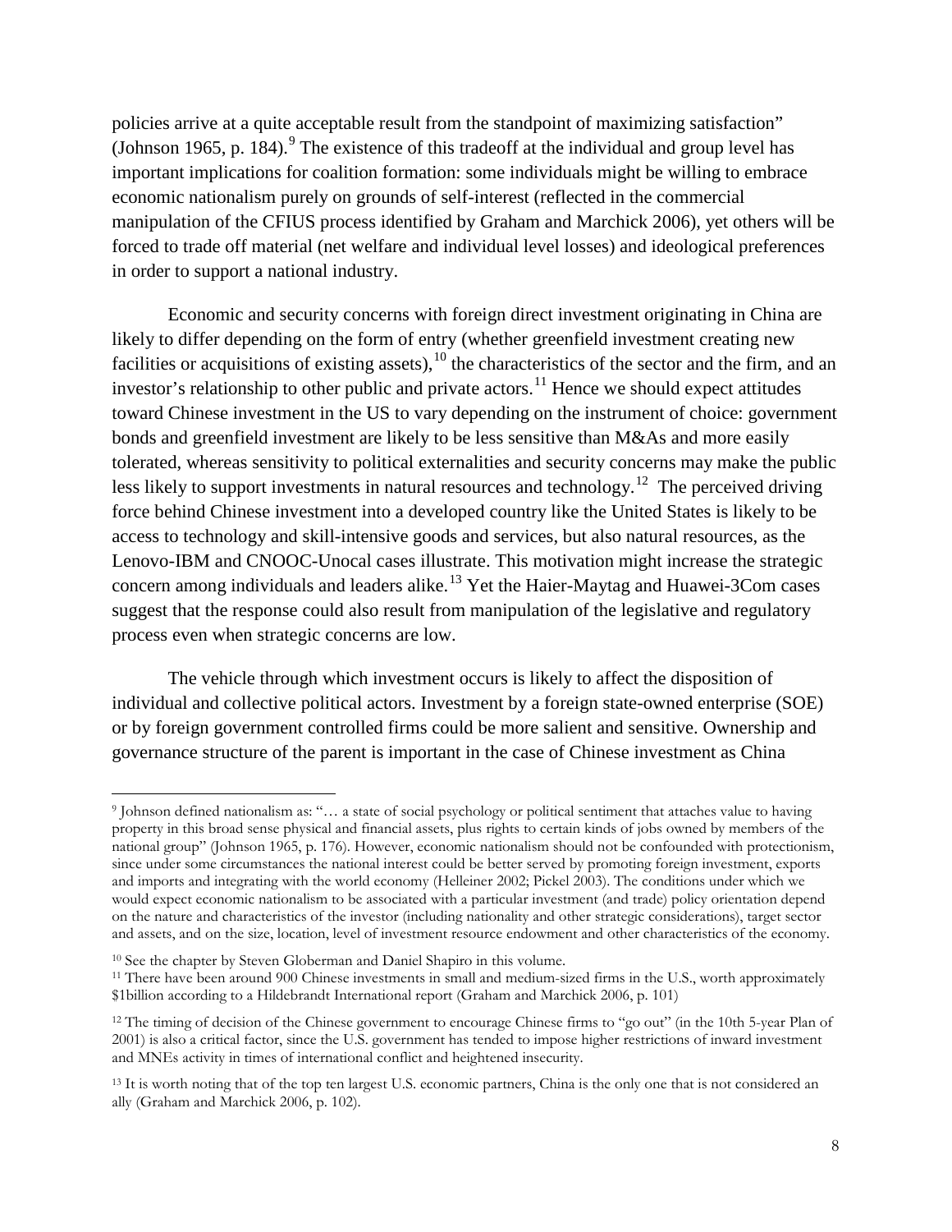policies arrive at a quite acceptable result from the standpoint of maximizing satisfaction" (Johnson 1965, p. 184).[9] The existence of this tradeoff at the individual and group level has important implications for coalition formation: some individuals might be willing to embrace economic nationalism purely on grounds of self-interest (reflected in the commercial manipulation of the CFIUS process identified by Graham and Marchick 2006), yet others will be forced to trade off material (net welfare and individual level losses) and ideological preferences in order to support a national industry.

Economic and security concerns with foreign direct investment originating in China are likely to differ depending on the form of entry (whether greenfield investment creating new facilities or acquisitions of existing assets),[10] the characteristics of the sector and the firm, and an investor's relationship to other public and private actors.[11] Hence we should expect attitudes toward Chinese investment in the US to vary depending on the instrument of choice: government bonds and greenfield investment are likely to be less sensitive than M&As and more easily tolerated, whereas sensitivity to political externalities and security concerns may make the public less likely to support investments in natural resources and technology.[12] The perceived driving force behind Chinese investment into a developed country like the United States is likely to be access to technology and skill-intensive goods and services, but also natural resources, as the Lenovo-IBM and CNOOC-Unocal cases illustrate. This motivation might increase the strategic concern among individuals and leaders alike.[13] Yet the Haier-Maytag and Huawei-3Com cases suggest that the response could also result from manipulation of the legislative and regulatory process even when strategic concerns are low.

The vehicle through which investment occurs is likely to affect the disposition of individual and collective political actors. Investment by a foreign state-owned enterprise (SOE) or by foreign government controlled firms could be more salient and sensitive. Ownership and governance structure of the parent is important in the case of Chinese investment as China

---

[9] Johnson defined nationalism as: "… a state of social psychology or political sentiment that attaches value to having property in this broad sense physical and financial assets, plus rights to certain kinds of jobs owned by members of the national group" (Johnson 1965, p. 176). However, economic nationalism should not be confounded with protectionism, since under some circumstances the national interest could be better served by promoting foreign investment, exports and imports and integrating with the world economy (Helleiner 2002; Pickel 2003). The conditions under which we would expect economic nationalism to be associated with a particular investment (and trade) policy orientation depend on the nature and characteristics of the investor (including nationality and other strategic considerations), target sector and assets, and on the size, location, level of investment resource endowment and other characteristics of the economy.

[10] See the chapter by Steven Globerman and Daniel Shapiro in this volume.

[11] There have been around 900 Chinese investments in small and medium-sized firms in the U.S., worth approximately $1billion according to a Hildebrandt International report (Graham and Marchick 2006, p. 101)

[12] The timing of decision of the Chinese government to encourage Chinese firms to "go out" (in the 10th 5-year Plan of 2001) is also a critical factor, since the U.S. government has tended to impose higher restrictions of inward investment and MNEs activity in times of international conflict and heightened insecurity.

[13] It is worth noting that of the top ten largest U.S. economic partners, China is the only one that is not considered an ally (Graham and Marchick 2006, p. 102).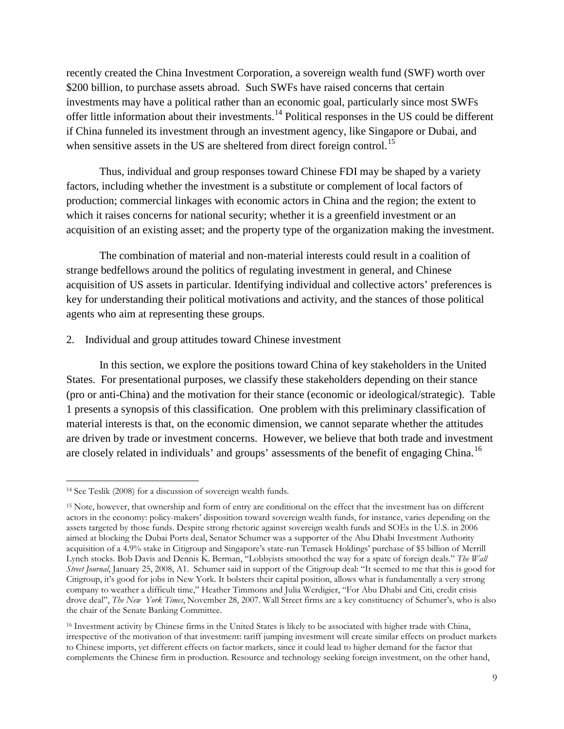recently created the China Investment Corporation, a sovereign wealth fund (SWF) worth over \$200 billion, to purchase assets abroad. Such SWFs have raised concerns that certain investments may have a political rather than an economic goal, particularly since most SWFs offer little information about their investments.[14] Political responses in the US could be different if China funneled its investment through an investment agency, like Singapore or Dubai, and when sensitive assets in the US are sheltered from direct foreign control.[15]

Thus, individual and group responses toward Chinese FDI may be shaped by a variety factors, including whether the investment is a substitute or complement of local factors of production; commercial linkages with economic actors in China and the region; the extent to which it raises concerns for national security; whether it is a greenfield investment or an acquisition of an existing asset; and the property type of the organization making the investment.

The combination of material and non-material interests could result in a coalition of strange bedfellows around the politics of regulating investment in general, and Chinese acquisition of US assets in particular. Identifying individual and collective actors' preferences is key for understanding their political motivations and activity, and the stances of those political agents who aim at representing these groups.

## 2. Individual and group attitudes toward Chinese investment

In this section, we explore the positions toward China of key stakeholders in the United States. For presentational purposes, we classify these stakeholders depending on their stance (pro or anti-China) and the motivation for their stance (economic or ideological/strategic). Table 1 presents a synopsis of this classification. One problem with this preliminary classification of material interests is that, on the economic dimension, we cannot separate whether the attitudes are driven by trade or investment concerns. However, we believe that both trade and investment are closely related in individuals' and groups' assessments of the benefit of engaging China.[16]

---

[14] See Teslik (2008) for a discussion of sovereign wealth funds.

[15] Note, however, that ownership and form of entry are conditional on the effect that the investment has on different actors in the economy: policy-makers' disposition toward sovereign wealth funds, for instance, varies depending on the assets targeted by those funds. Despite strong rhetoric against sovereign wealth funds and SOEs in the U.S. in 2006 aimed at blocking the Dubai Ports deal, Senator Schumer was a supporter of the Abu Dhabi Investment Authority acquisition of a 4.9% stake in Citigroup and Singapore's state-run Temasek Holdings' purchase of \$5 billion of Merrill Lynch stocks. Bob Davis and Dennis K. Berman, "Lobbyists smoothed the way for a spate of foreign deals." *The Wall Street Journal*, January 25, 2008, A1. Schumer said in support of the Citigroup deal: "It seemed to me that this is good for Citigroup, it's good for jobs in New York. It bolsters their capital position, allows what is fundamentally a very strong company to weather a difficult time," Heather Timmons and Julia Werdigier, "For Abu Dhabi and Citi, credit crisis drove deal", *The New York Times*, November 28, 2007. Wall Street firms are a key constituency of Schumer's, who is also the chair of the Senate Banking Committee.

[16] Investment activity by Chinese firms in the United States is likely to be associated with higher trade with China, irrespective of the motivation of that investment: tariff jumping investment will create similar effects on product markets to Chinese imports, yet different effects on factor markets, since it could lead to higher demand for the factor that complements the Chinese firm in production. Resource and technology seeking foreign investment, on the other hand,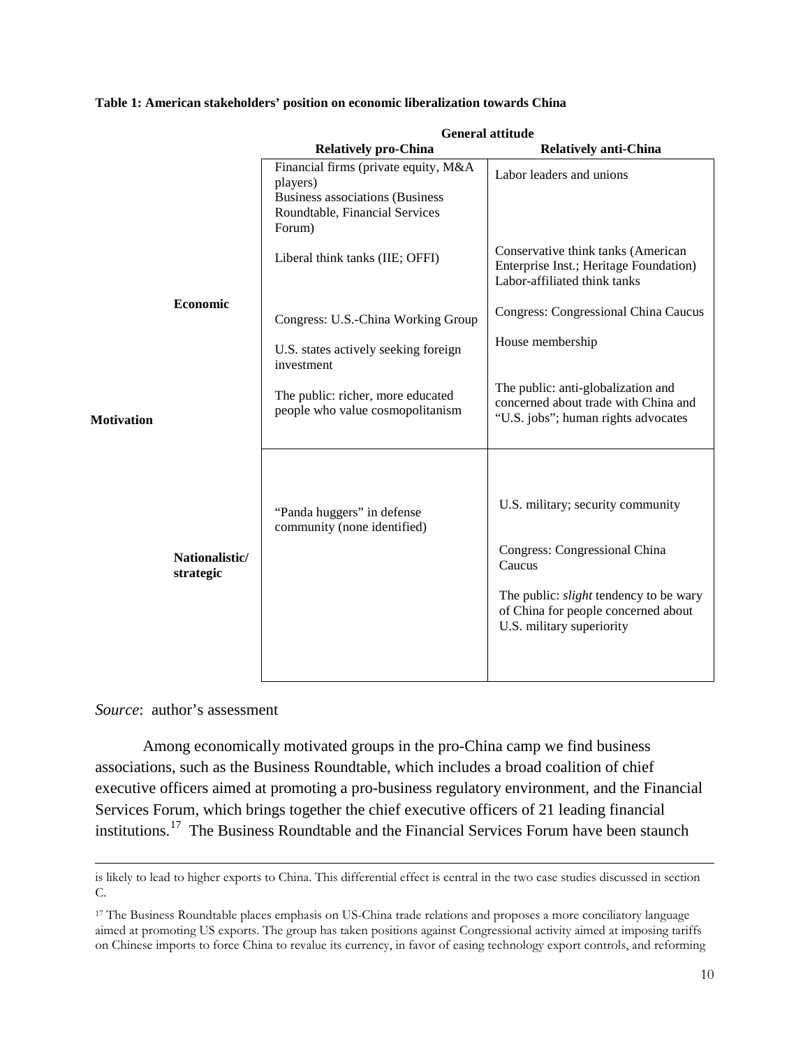**Table 1: American stakeholders' position on economic liberalization towards China**

| Motivation | | General attitude: Relatively pro-China | General attitude: Relatively anti-China |
|---|---|---|---|
| | **Economic** | Financial firms (private equity, M&A players)<br>Business associations (Business Roundtable, Financial Services Forum) | Labor leaders and unions |
| | | Liberal think tanks (IIE; OFFI) | Conservative think tanks (American Enterprise Inst.; Heritage Foundation)<br>Labor-affiliated think tanks |
| | | Congress: U.S.-China Working Group | Congress: Congressional China Caucus |
| | | U.S. states actively seeking foreign investment | House membership |
| | | The public: richer, more educated people who value cosmopolitanism | The public: anti-globalization and concerned about trade with China and "U.S. jobs"; human rights advocates |
| | **Nationalistic/ strategic** | "Panda huggers" in defense community (none identified) | U.S. military; security community<br>Congress: Congressional China Caucus<br>The public: *slight* tendency to be wary of China for people concerned about U.S. military superiority |

*Source*: author's assessment

Among economically motivated groups in the pro-China camp we find business associations, such as the Business Roundtable, which includes a broad coalition of chief executive officers aimed at promoting a pro-business regulatory environment, and the Financial Services Forum, which brings together the chief executive officers of 21 leading financial institutions.[17] The Business Roundtable and the Financial Services Forum have been staunch

---

is likely to lead to higher exports to China. This differential effect is central in the two case studies discussed in section C.

[17] The Business Roundtable places emphasis on US-China trade relations and proposes a more conciliatory language aimed at promoting US exports. The group has taken positions against Congressional activity aimed at imposing tariffs on Chinese imports to force China to revalue its currency, in favor of easing technology export controls, and reforming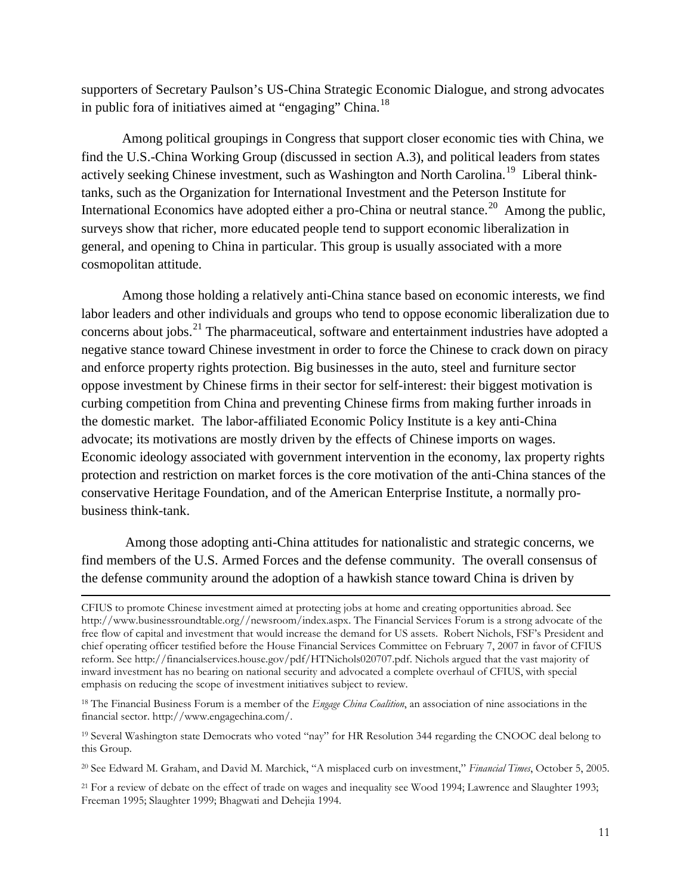supporters of Secretary Paulson's US-China Strategic Economic Dialogue, and strong advocates in public fora of initiatives aimed at "engaging" China.[18]

Among political groupings in Congress that support closer economic ties with China, we find the U.S.-China Working Group (discussed in section A.3), and political leaders from states actively seeking Chinese investment, such as Washington and North Carolina.[19] Liberal think-tanks, such as the Organization for International Investment and the Peterson Institute for International Economics have adopted either a pro-China or neutral stance.[20] Among the public, surveys show that richer, more educated people tend to support economic liberalization in general, and opening to China in particular. This group is usually associated with a more cosmopolitan attitude.

Among those holding a relatively anti-China stance based on economic interests, we find labor leaders and other individuals and groups who tend to oppose economic liberalization due to concerns about jobs.[21] The pharmaceutical, software and entertainment industries have adopted a negative stance toward Chinese investment in order to force the Chinese to crack down on piracy and enforce property rights protection. Big businesses in the auto, steel and furniture sector oppose investment by Chinese firms in their sector for self-interest: their biggest motivation is curbing competition from China and preventing Chinese firms from making further inroads in the domestic market. The labor-affiliated Economic Policy Institute is a key anti-China advocate; its motivations are mostly driven by the effects of Chinese imports on wages. Economic ideology associated with government intervention in the economy, lax property rights protection and restriction on market forces is the core motivation of the anti-China stances of the conservative Heritage Foundation, and of the American Enterprise Institute, a normally pro-business think-tank.

Among those adopting anti-China attitudes for nationalistic and strategic concerns, we find members of the U.S. Armed Forces and the defense community. The overall consensus of the defense community around the adoption of a hawkish stance toward China is driven by

---

CFIUS to promote Chinese investment aimed at protecting jobs at home and creating opportunities abroad. See http://www.businessroundtable.org//newsroom/index.aspx. The Financial Services Forum is a strong advocate of the free flow of capital and investment that would increase the demand for US assets. Robert Nichols, FSF's President and chief operating officer testified before the House Financial Services Committee on February 7, 2007 in favor of CFIUS reform. See http://financialservices.house.gov/pdf/HTNichols020707.pdf. Nichols argued that the vast majority of inward investment has no bearing on national security and advocated a complete overhaul of CFIUS, with special emphasis on reducing the scope of investment initiatives subject to review.

[18] The Financial Business Forum is a member of the *Engage China Coalition*, an association of nine associations in the financial sector. http://www.engagechina.com/.

[19] Several Washington state Democrats who voted "nay" for HR Resolution 344 regarding the CNOOC deal belong to this Group.

[20] See Edward M. Graham, and David M. Marchick, "A misplaced curb on investment," *Financial Times*, October 5, 2005.

[21] For a review of debate on the effect of trade on wages and inequality see Wood 1994; Lawrence and Slaughter 1993; Freeman 1995; Slaughter 1999; Bhagwati and Dehejia 1994.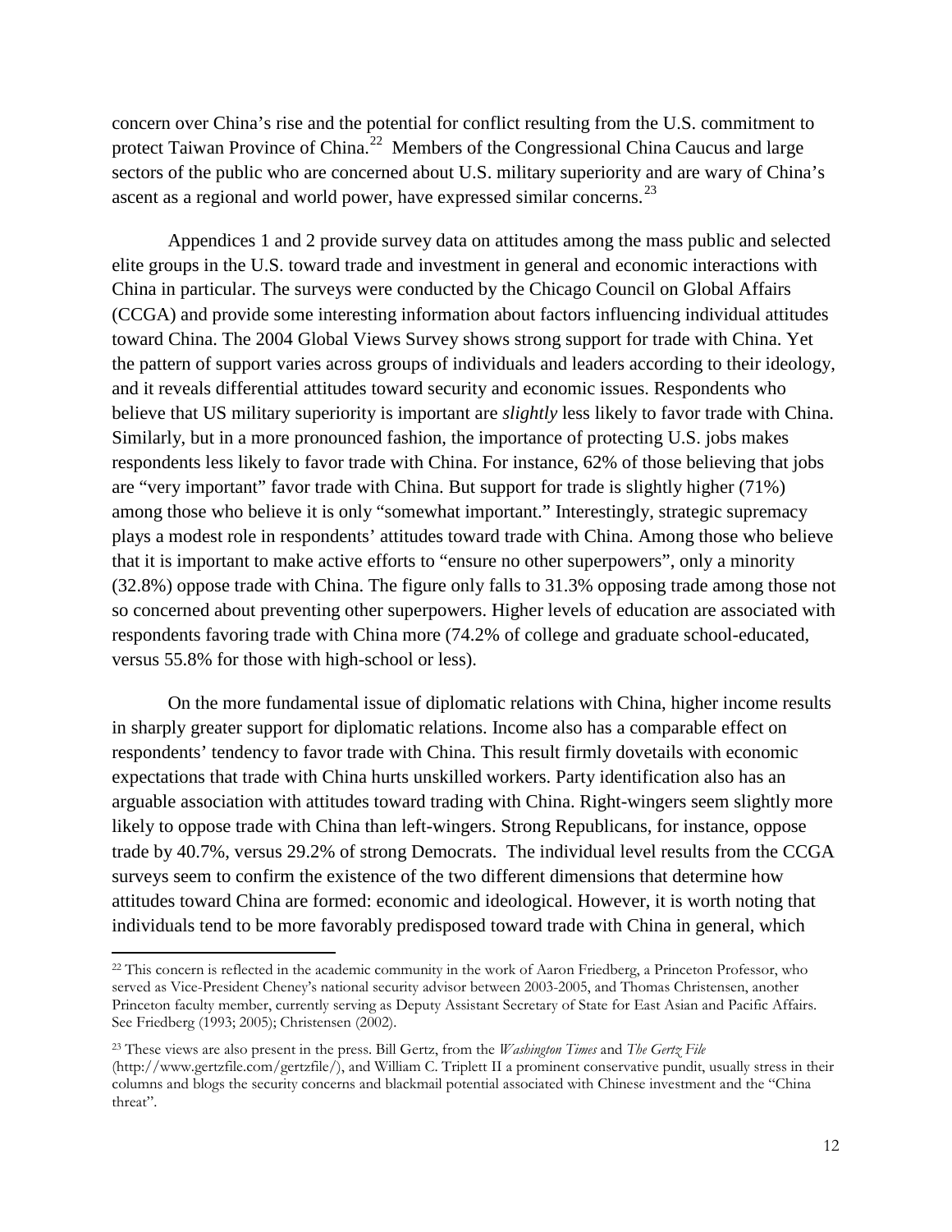concern over China's rise and the potential for conflict resulting from the U.S. commitment to protect Taiwan Province of China.[22] Members of the Congressional China Caucus and large sectors of the public who are concerned about U.S. military superiority and are wary of China's ascent as a regional and world power, have expressed similar concerns.[23]

Appendices 1 and 2 provide survey data on attitudes among the mass public and selected elite groups in the U.S. toward trade and investment in general and economic interactions with China in particular. The surveys were conducted by the Chicago Council on Global Affairs (CCGA) and provide some interesting information about factors influencing individual attitudes toward China. The 2004 Global Views Survey shows strong support for trade with China. Yet the pattern of support varies across groups of individuals and leaders according to their ideology, and it reveals differential attitudes toward security and economic issues. Respondents who believe that US military superiority is important are *slightly* less likely to favor trade with China. Similarly, but in a more pronounced fashion, the importance of protecting U.S. jobs makes respondents less likely to favor trade with China. For instance, 62% of those believing that jobs are "very important" favor trade with China. But support for trade is slightly higher (71%) among those who believe it is only "somewhat important." Interestingly, strategic supremacy plays a modest role in respondents' attitudes toward trade with China. Among those who believe that it is important to make active efforts to "ensure no other superpowers", only a minority (32.8%) oppose trade with China. The figure only falls to 31.3% opposing trade among those not so concerned about preventing other superpowers. Higher levels of education are associated with respondents favoring trade with China more (74.2% of college and graduate school-educated, versus 55.8% for those with high-school or less).

On the more fundamental issue of diplomatic relations with China, higher income results in sharply greater support for diplomatic relations. Income also has a comparable effect on respondents' tendency to favor trade with China. This result firmly dovetails with economic expectations that trade with China hurts unskilled workers. Party identification also has an arguable association with attitudes toward trading with China. Right-wingers seem slightly more likely to oppose trade with China than left-wingers. Strong Republicans, for instance, oppose trade by 40.7%, versus 29.2% of strong Democrats. The individual level results from the CCGA surveys seem to confirm the existence of the two different dimensions that determine how attitudes toward China are formed: economic and ideological. However, it is worth noting that individuals tend to be more favorably predisposed toward trade with China in general, which

[22] This concern is reflected in the academic community in the work of Aaron Friedberg, a Princeton Professor, who served as Vice-President Cheney's national security advisor between 2003-2005, and Thomas Christensen, another Princeton faculty member, currently serving as Deputy Assistant Secretary of State for East Asian and Pacific Affairs. See Friedberg (1993; 2005); Christensen (2002).

[23] These views are also present in the press. Bill Gertz, from the *Washington Times* and *The Gertz File* (http://www.gertzfile.com/gertzfile/), and William C. Triplett II a prominent conservative pundit, usually stress in their columns and blogs the security concerns and blackmail potential associated with Chinese investment and the "China threat".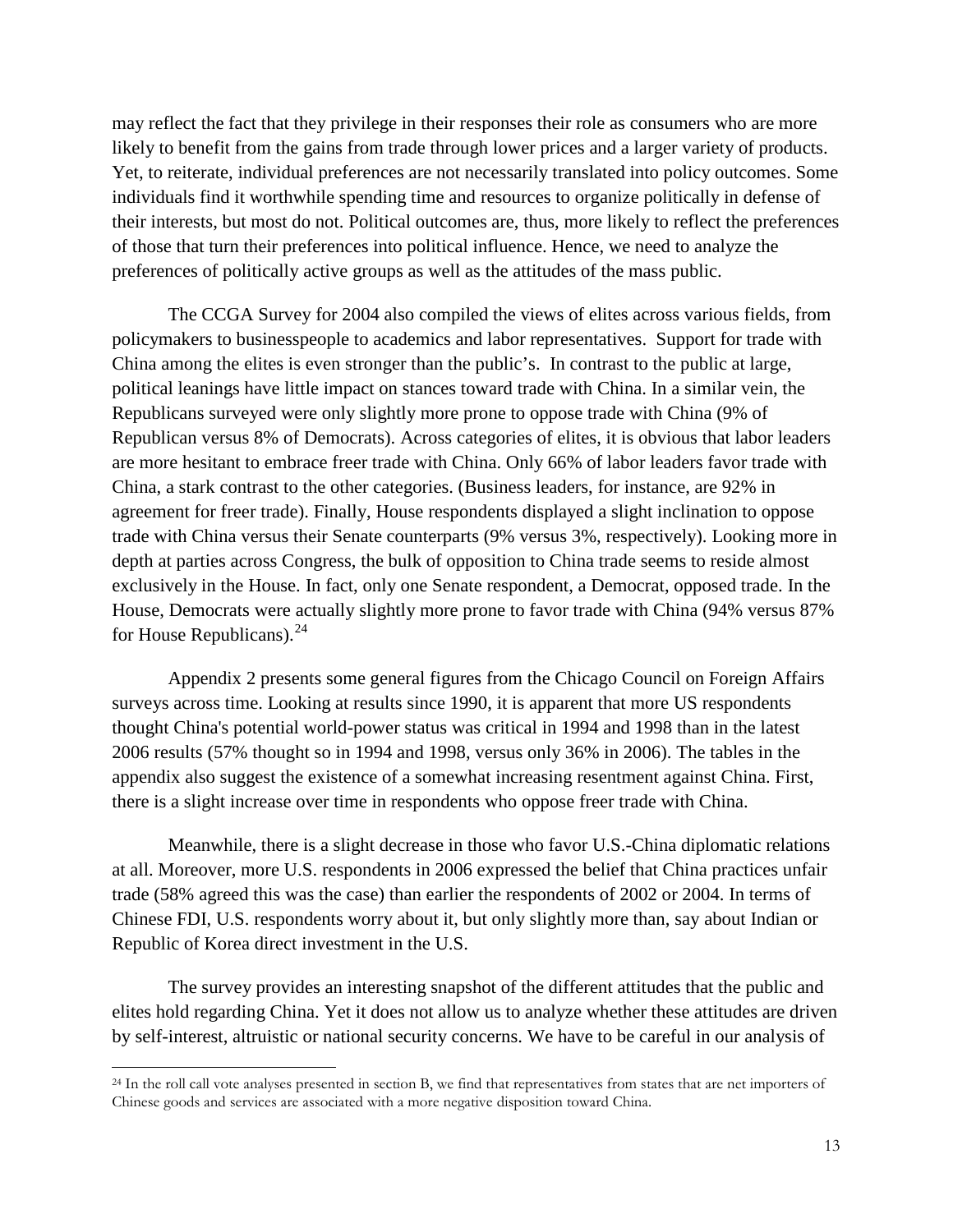may reflect the fact that they privilege in their responses their role as consumers who are more likely to benefit from the gains from trade through lower prices and a larger variety of products. Yet, to reiterate, individual preferences are not necessarily translated into policy outcomes. Some individuals find it worthwhile spending time and resources to organize politically in defense of their interests, but most do not. Political outcomes are, thus, more likely to reflect the preferences of those that turn their preferences into political influence. Hence, we need to analyze the preferences of politically active groups as well as the attitudes of the mass public.

The CCGA Survey for 2004 also compiled the views of elites across various fields, from policymakers to businesspeople to academics and labor representatives. Support for trade with China among the elites is even stronger than the public's. In contrast to the public at large, political leanings have little impact on stances toward trade with China. In a similar vein, the Republicans surveyed were only slightly more prone to oppose trade with China (9% of Republican versus 8% of Democrats). Across categories of elites, it is obvious that labor leaders are more hesitant to embrace freer trade with China. Only 66% of labor leaders favor trade with China, a stark contrast to the other categories. (Business leaders, for instance, are 92% in agreement for freer trade). Finally, House respondents displayed a slight inclination to oppose trade with China versus their Senate counterparts (9% versus 3%, respectively). Looking more in depth at parties across Congress, the bulk of opposition to China trade seems to reside almost exclusively in the House. In fact, only one Senate respondent, a Democrat, opposed trade. In the House, Democrats were actually slightly more prone to favor trade with China (94% versus 87% for House Republicans).[24]

Appendix 2 presents some general figures from the Chicago Council on Foreign Affairs surveys across time. Looking at results since 1990, it is apparent that more US respondents thought China's potential world-power status was critical in 1994 and 1998 than in the latest 2006 results (57% thought so in 1994 and 1998, versus only 36% in 2006). The tables in the appendix also suggest the existence of a somewhat increasing resentment against China. First, there is a slight increase over time in respondents who oppose freer trade with China.

Meanwhile, there is a slight decrease in those who favor U.S.-China diplomatic relations at all. Moreover, more U.S. respondents in 2006 expressed the belief that China practices unfair trade (58% agreed this was the case) than earlier the respondents of 2002 or 2004. In terms of Chinese FDI, U.S. respondents worry about it, but only slightly more than, say about Indian or Republic of Korea direct investment in the U.S.

The survey provides an interesting snapshot of the different attitudes that the public and elites hold regarding China. Yet it does not allow us to analyze whether these attitudes are driven by self-interest, altruistic or national security concerns. We have to be careful in our analysis of

[24] In the roll call vote analyses presented in section B, we find that representatives from states that are net importers of Chinese goods and services are associated with a more negative disposition toward China.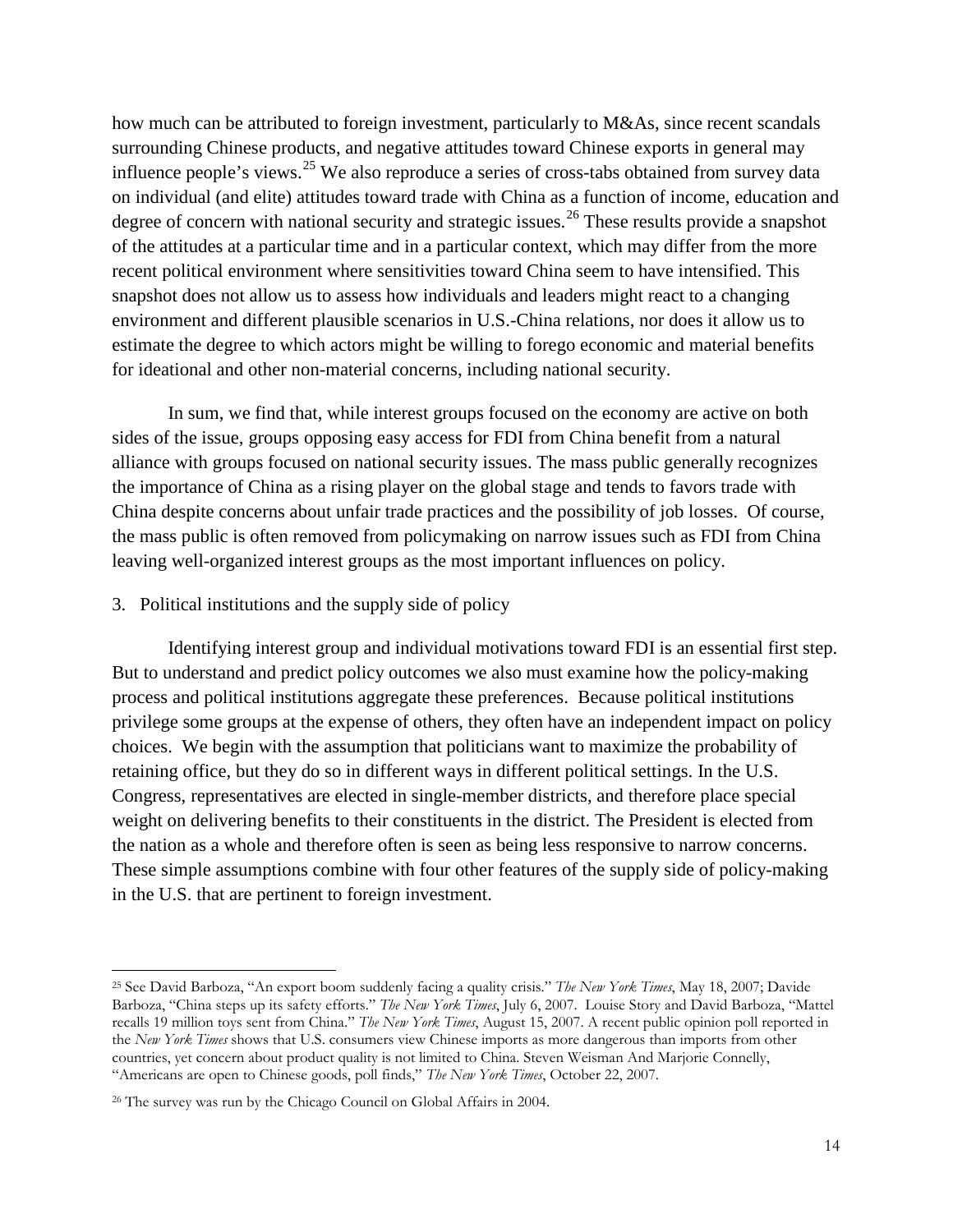how much can be attributed to foreign investment, particularly to M&As, since recent scandals surrounding Chinese products, and negative attitudes toward Chinese exports in general may influence people's views.[25] We also reproduce a series of cross-tabs obtained from survey data on individual (and elite) attitudes toward trade with China as a function of income, education and degree of concern with national security and strategic issues.[26] These results provide a snapshot of the attitudes at a particular time and in a particular context, which may differ from the more recent political environment where sensitivities toward China seem to have intensified. This snapshot does not allow us to assess how individuals and leaders might react to a changing environment and different plausible scenarios in U.S.-China relations, nor does it allow us to estimate the degree to which actors might be willing to forego economic and material benefits for ideational and other non-material concerns, including national security.

In sum, we find that, while interest groups focused on the economy are active on both sides of the issue, groups opposing easy access for FDI from China benefit from a natural alliance with groups focused on national security issues. The mass public generally recognizes the importance of China as a rising player on the global stage and tends to favors trade with China despite concerns about unfair trade practices and the possibility of job losses. Of course, the mass public is often removed from policymaking on narrow issues such as FDI from China leaving well-organized interest groups as the most important influences on policy.

## 3. Political institutions and the supply side of policy

Identifying interest group and individual motivations toward FDI is an essential first step. But to understand and predict policy outcomes we also must examine how the policy-making process and political institutions aggregate these preferences. Because political institutions privilege some groups at the expense of others, they often have an independent impact on policy choices. We begin with the assumption that politicians want to maximize the probability of retaining office, but they do so in different ways in different political settings. In the U.S. Congress, representatives are elected in single-member districts, and therefore place special weight on delivering benefits to their constituents in the district. The President is elected from the nation as a whole and therefore often is seen as being less responsive to narrow concerns. These simple assumptions combine with four other features of the supply side of policy-making in the U.S. that are pertinent to foreign investment.

---

[25] See David Barboza, "An export boom suddenly facing a quality crisis." *The New York Times*, May 18, 2007; Davide Barboza, "China steps up its safety efforts." *The New York Times*, July 6, 2007. Louise Story and David Barboza, "Mattel recalls 19 million toys sent from China." *The New York Times*, August 15, 2007. A recent public opinion poll reported in the *New York Times* shows that U.S. consumers view Chinese imports as more dangerous than imports from other countries, yet concern about product quality is not limited to China. Steven Weisman And Marjorie Connelly, "Americans are open to Chinese goods, poll finds," *The New York Times*, October 22, 2007.

[26] The survey was run by the Chicago Council on Global Affairs in 2004.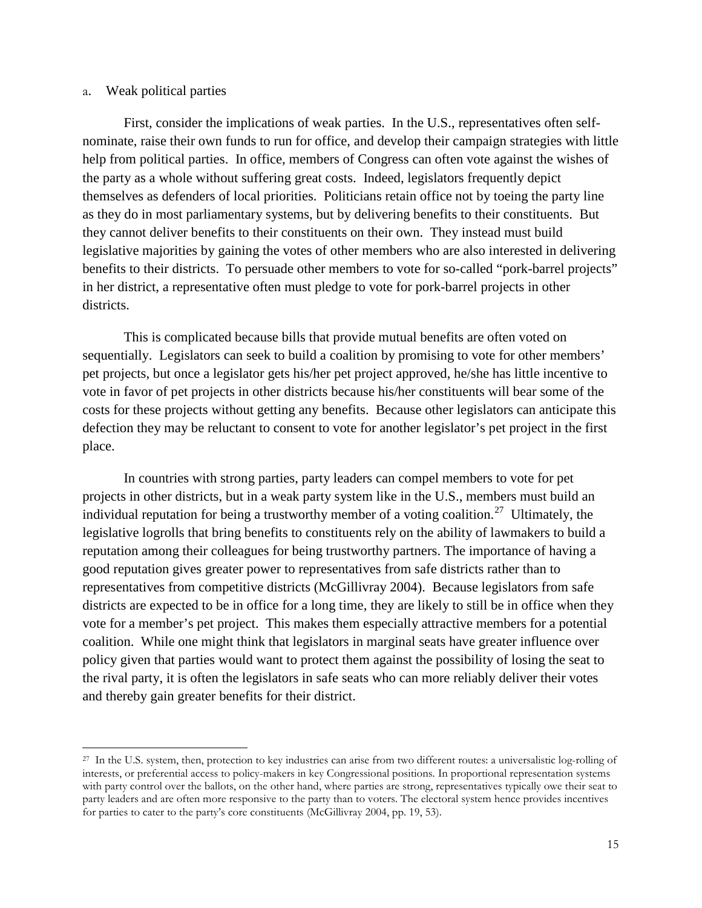### a. Weak political parties

First, consider the implications of weak parties. In the U.S., representatives often self-nominate, raise their own funds to run for office, and develop their campaign strategies with little help from political parties. In office, members of Congress can often vote against the wishes of the party as a whole without suffering great costs. Indeed, legislators frequently depict themselves as defenders of local priorities. Politicians retain office not by toeing the party line as they do in most parliamentary systems, but by delivering benefits to their constituents. But they cannot deliver benefits to their constituents on their own. They instead must build legislative majorities by gaining the votes of other members who are also interested in delivering benefits to their districts. To persuade other members to vote for so-called "pork-barrel projects" in her district, a representative often must pledge to vote for pork-barrel projects in other districts.

This is complicated because bills that provide mutual benefits are often voted on sequentially. Legislators can seek to build a coalition by promising to vote for other members' pet projects, but once a legislator gets his/her pet project approved, he/she has little incentive to vote in favor of pet projects in other districts because his/her constituents will bear some of the costs for these projects without getting any benefits. Because other legislators can anticipate this defection they may be reluctant to consent to vote for another legislator's pet project in the first place.

In countries with strong parties, party leaders can compel members to vote for pet projects in other districts, but in a weak party system like in the U.S., members must build an individual reputation for being a trustworthy member of a voting coalition.[27] Ultimately, the legislative logrolls that bring benefits to constituents rely on the ability of lawmakers to build a reputation among their colleagues for being trustworthy partners. The importance of having a good reputation gives greater power to representatives from safe districts rather than to representatives from competitive districts (McGillivray 2004). Because legislators from safe districts are expected to be in office for a long time, they are likely to still be in office when they vote for a member's pet project. This makes them especially attractive members for a potential coalition. While one might think that legislators in marginal seats have greater influence over policy given that parties would want to protect them against the possibility of losing the seat to the rival party, it is often the legislators in safe seats who can more reliably deliver their votes and thereby gain greater benefits for their district.

---

[27] In the U.S. system, then, protection to key industries can arise from two different routes: a universalistic log-rolling of interests, or preferential access to policy-makers in key Congressional positions. In proportional representation systems with party control over the ballots, on the other hand, where parties are strong, representatives typically owe their seat to party leaders and are often more responsive to the party than to voters. The electoral system hence provides incentives for parties to cater to the party's core constituents (McGillivray 2004, pp. 19, 53).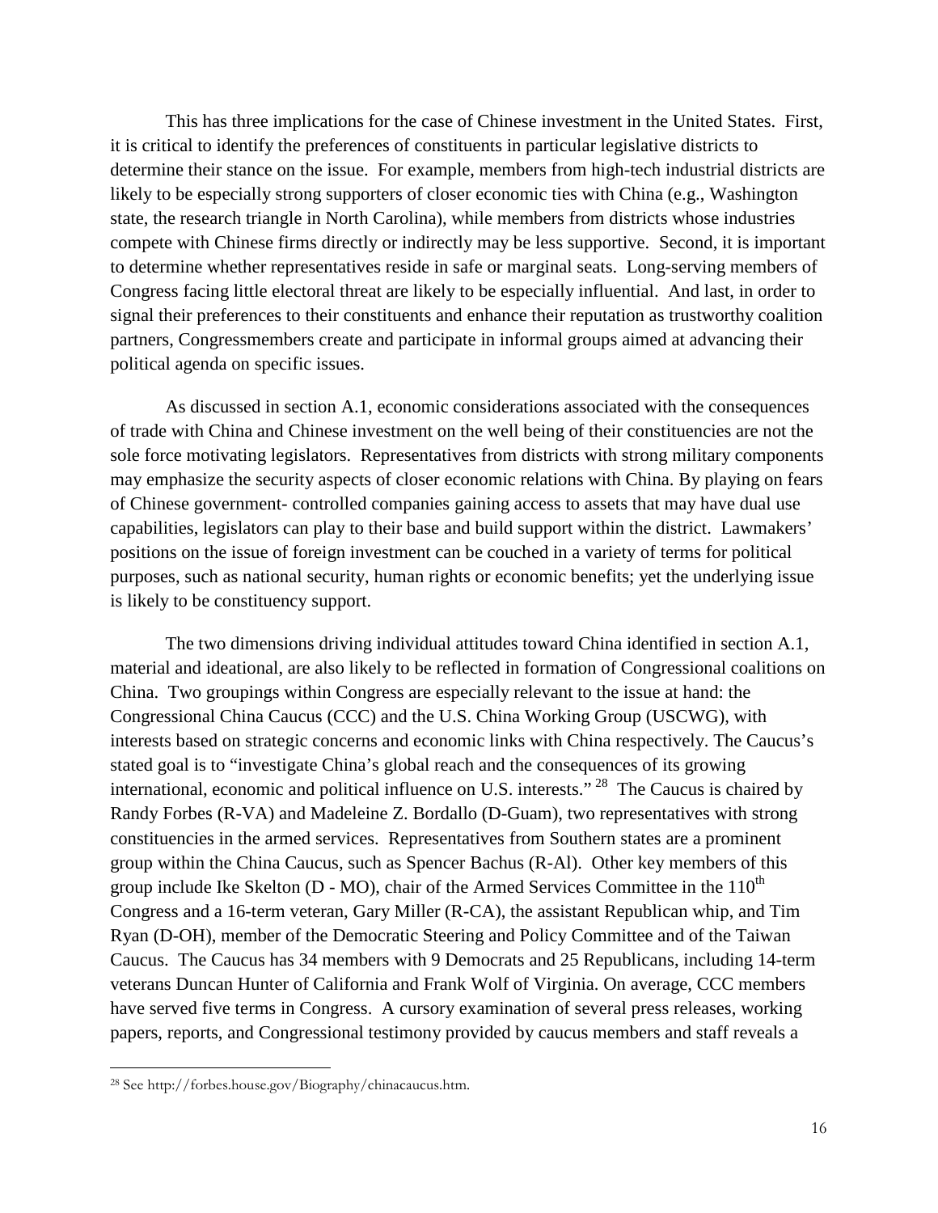This has three implications for the case of Chinese investment in the United States. First, it is critical to identify the preferences of constituents in particular legislative districts to determine their stance on the issue. For example, members from high-tech industrial districts are likely to be especially strong supporters of closer economic ties with China (e.g., Washington state, the research triangle in North Carolina), while members from districts whose industries compete with Chinese firms directly or indirectly may be less supportive. Second, it is important to determine whether representatives reside in safe or marginal seats. Long-serving members of Congress facing little electoral threat are likely to be especially influential. And last, in order to signal their preferences to their constituents and enhance their reputation as trustworthy coalition partners, Congressmembers create and participate in informal groups aimed at advancing their political agenda on specific issues.

As discussed in section A.1, economic considerations associated with the consequences of trade with China and Chinese investment on the well being of their constituencies are not the sole force motivating legislators. Representatives from districts with strong military components may emphasize the security aspects of closer economic relations with China. By playing on fears of Chinese government- controlled companies gaining access to assets that may have dual use capabilities, legislators can play to their base and build support within the district. Lawmakers' positions on the issue of foreign investment can be couched in a variety of terms for political purposes, such as national security, human rights or economic benefits; yet the underlying issue is likely to be constituency support.

The two dimensions driving individual attitudes toward China identified in section A.1, material and ideational, are also likely to be reflected in formation of Congressional coalitions on China. Two groupings within Congress are especially relevant to the issue at hand: the Congressional China Caucus (CCC) and the U.S. China Working Group (USCWG), with interests based on strategic concerns and economic links with China respectively. The Caucus's stated goal is to "investigate China's global reach and the consequences of its growing international, economic and political influence on U.S. interests." [28] The Caucus is chaired by Randy Forbes (R-VA) and Madeleine Z. Bordallo (D-Guam), two representatives with strong constituencies in the armed services. Representatives from Southern states are a prominent group within the China Caucus, such as Spencer Bachus (R-Al). Other key members of this group include Ike Skelton (D - MO), chair of the Armed Services Committee in the 110th Congress and a 16-term veteran, Gary Miller (R-CA), the assistant Republican whip, and Tim Ryan (D-OH), member of the Democratic Steering and Policy Committee and of the Taiwan Caucus. The Caucus has 34 members with 9 Democrats and 25 Republicans, including 14-term veterans Duncan Hunter of California and Frank Wolf of Virginia. On average, CCC members have served five terms in Congress. A cursory examination of several press releases, working papers, reports, and Congressional testimony provided by caucus members and staff reveals a

[28] See http://forbes.house.gov/Biography/chinacaucus.htm.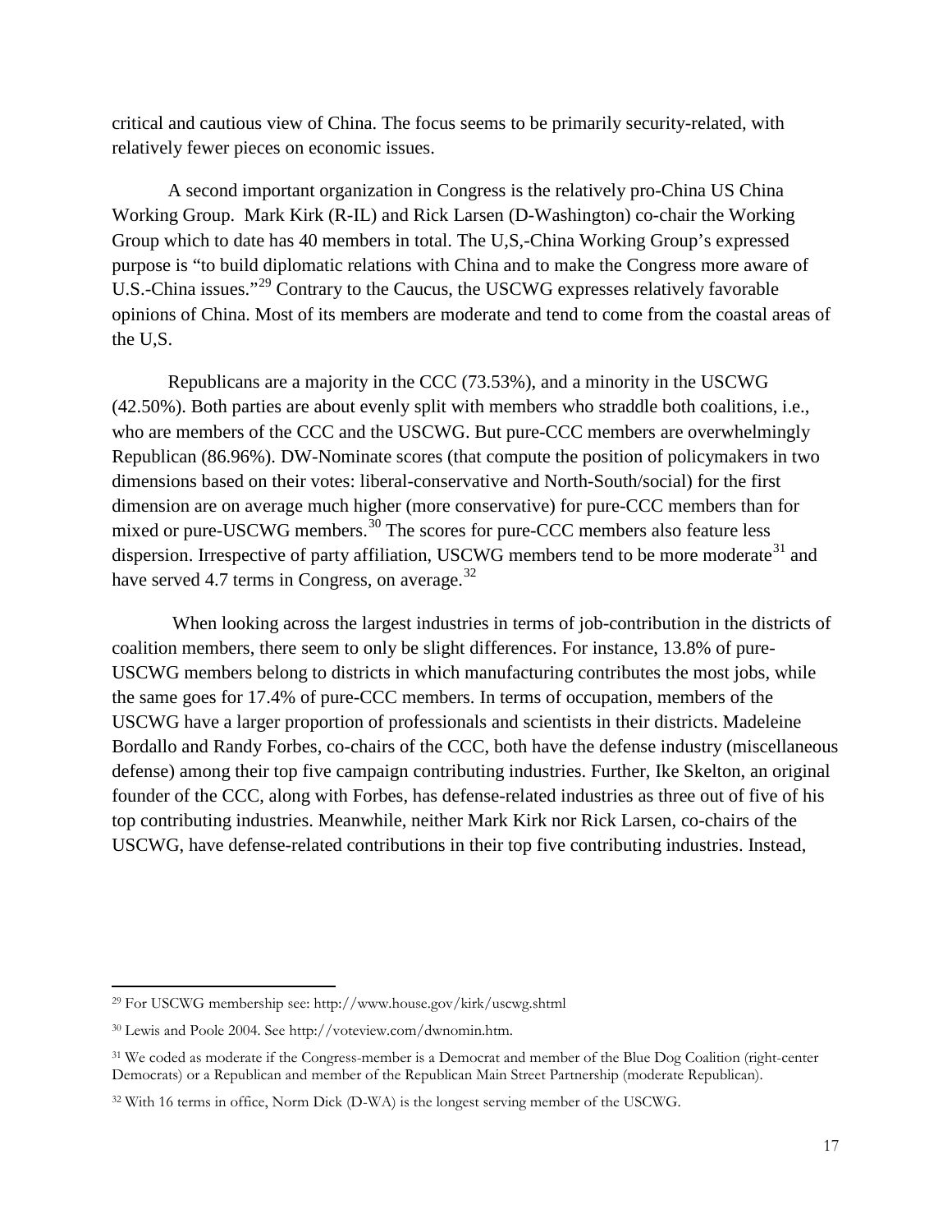critical and cautious view of China. The focus seems to be primarily security-related, with relatively fewer pieces on economic issues.

A second important organization in Congress is the relatively pro-China US China Working Group. Mark Kirk (R-IL) and Rick Larsen (D-Washington) co-chair the Working Group which to date has 40 members in total. The U,S,-China Working Group's expressed purpose is "to build diplomatic relations with China and to make the Congress more aware of U.S.-China issues."[29] Contrary to the Caucus, the USCWG expresses relatively favorable opinions of China. Most of its members are moderate and tend to come from the coastal areas of the U,S.

Republicans are a majority in the CCC (73.53%), and a minority in the USCWG (42.50%). Both parties are about evenly split with members who straddle both coalitions, i.e., who are members of the CCC and the USCWG. But pure-CCC members are overwhelmingly Republican (86.96%). DW-Nominate scores (that compute the position of policymakers in two dimensions based on their votes: liberal-conservative and North-South/social) for the first dimension are on average much higher (more conservative) for pure-CCC members than for mixed or pure-USCWG members.[30] The scores for pure-CCC members also feature less dispersion. Irrespective of party affiliation, USCWG members tend to be more moderate[31] and have served 4.7 terms in Congress, on average.[32]

When looking across the largest industries in terms of job-contribution in the districts of coalition members, there seem to only be slight differences. For instance, 13.8% of pure-USCWG members belong to districts in which manufacturing contributes the most jobs, while the same goes for 17.4% of pure-CCC members. In terms of occupation, members of the USCWG have a larger proportion of professionals and scientists in their districts. Madeleine Bordallo and Randy Forbes, co-chairs of the CCC, both have the defense industry (miscellaneous defense) among their top five campaign contributing industries. Further, Ike Skelton, an original founder of the CCC, along with Forbes, has defense-related industries as three out of five of his top contributing industries. Meanwhile, neither Mark Kirk nor Rick Larsen, co-chairs of the USCWG, have defense-related contributions in their top five contributing industries. Instead,

---

[29] For USCWG membership see: http://www.house.gov/kirk/uscwg.shtml

[30] Lewis and Poole 2004. See http://voteview.com/dwnomin.htm.

[31] We coded as moderate if the Congress-member is a Democrat and member of the Blue Dog Coalition (right-center Democrats) or a Republican and member of the Republican Main Street Partnership (moderate Republican).

[32] With 16 terms in office, Norm Dick (D-WA) is the longest serving member of the USCWG.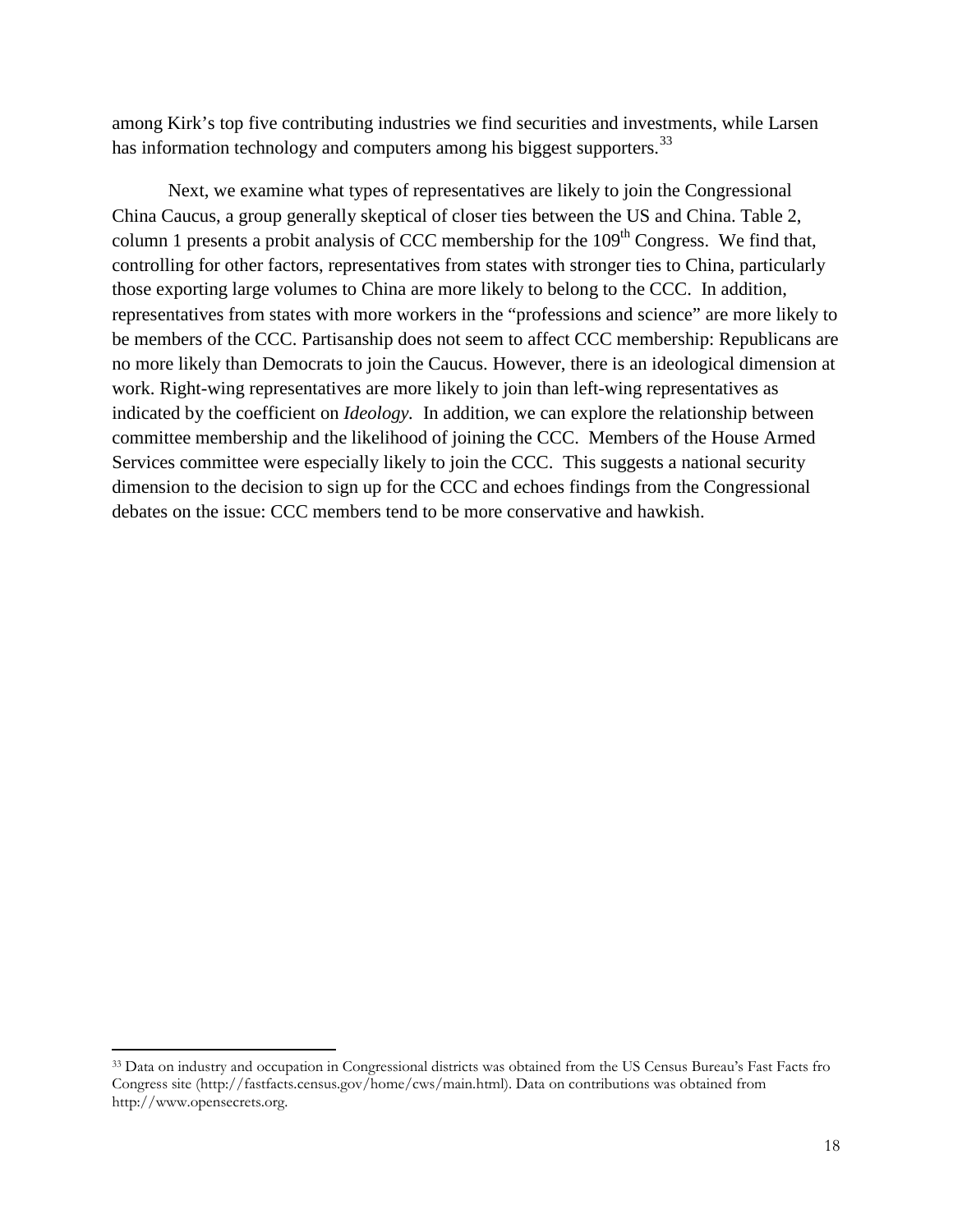among Kirk's top five contributing industries we find securities and investments, while Larsen has information technology and computers among his biggest supporters.[33]

Next, we examine what types of representatives are likely to join the Congressional China Caucus, a group generally skeptical of closer ties between the US and China. Table 2, column 1 presents a probit analysis of CCC membership for the 109th Congress. We find that, controlling for other factors, representatives from states with stronger ties to China, particularly those exporting large volumes to China are more likely to belong to the CCC. In addition, representatives from states with more workers in the "professions and science" are more likely to be members of the CCC. Partisanship does not seem to affect CCC membership: Republicans are no more likely than Democrats to join the Caucus. However, there is an ideological dimension at work. Right-wing representatives are more likely to join than left-wing representatives as indicated by the coefficient on *Ideology*. In addition, we can explore the relationship between committee membership and the likelihood of joining the CCC. Members of the House Armed Services committee were especially likely to join the CCC. This suggests a national security dimension to the decision to sign up for the CCC and echoes findings from the Congressional debates on the issue: CCC members tend to be more conservative and hawkish.

---

[33] Data on industry and occupation in Congressional districts was obtained from the US Census Bureau's Fast Facts fro Congress site (http://fastfacts.census.gov/home/cws/main.html). Data on contributions was obtained from http://www.opensecrets.org.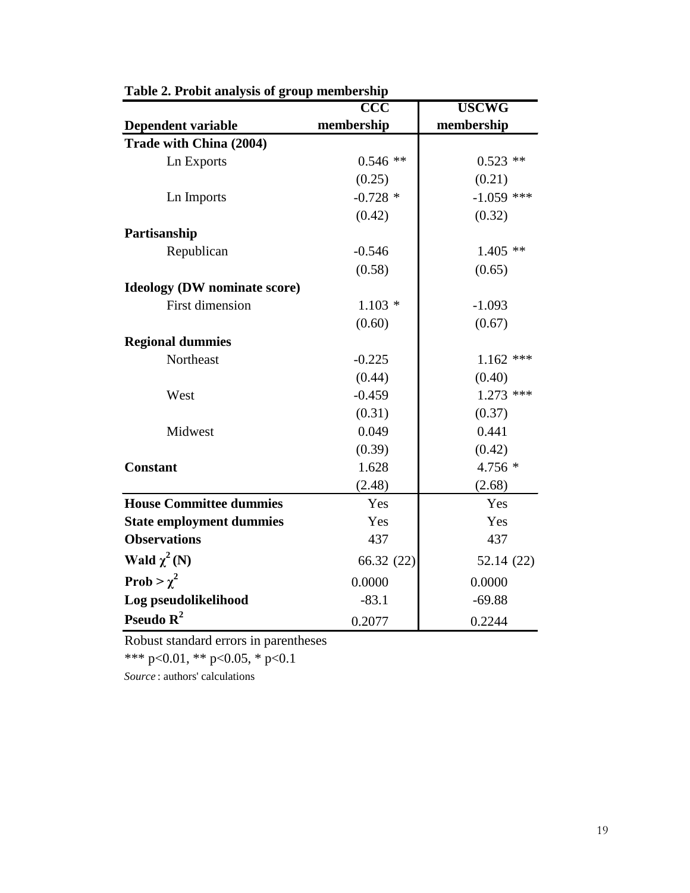**Table 2. Probit analysis of group membership**

| Dependent variable | CCC membership | USCWG membership |
|---|---|---|
| **Trade with China (2004)** | | |
| Ln Exports | 0.546 ** | 0.523 ** |
| | (0.25) | (0.21) |
| Ln Imports | -0.728 * | -1.059 *** |
| | (0.42) | (0.32) |
| **Partisanship** | | |
| Republican | -0.546 | 1.405 ** |
| | (0.58) | (0.65) |
| **Ideology (DW nominate score)** | | |
| First dimension | 1.103 * | -1.093 |
| | (0.60) | (0.67) |
| **Regional dummies** | | |
| Northeast | -0.225 | 1.162 *** |
| | (0.44) | (0.40) |
| West | -0.459 | 1.273 *** |
| | (0.31) | (0.37) |
| Midwest | 0.049 | 0.441 |
| | (0.39) | (0.42) |
| **Constant** | 1.628 | 4.756 * |
| | (2.48) | (2.68) |
| **House Committee dummies** | Yes | Yes |
| **State employment dummies** | Yes | Yes |
| **Observations** | 437 | 437 |
| **Wald $\chi^2$ (N)** | 66.32 (22) | 52.14 (22) |
| **Prob > $\chi^2$** | 0.0000 | 0.0000 |
| **Log pseudolikelihood** | -83.1 | -69.88 |
| **Pseudo $R^2$** | 0.2077 | 0.2244 |

Robust standard errors in parentheses

*** p<0.01, ** p<0.05, * p<0.1

*Source*: authors' calculations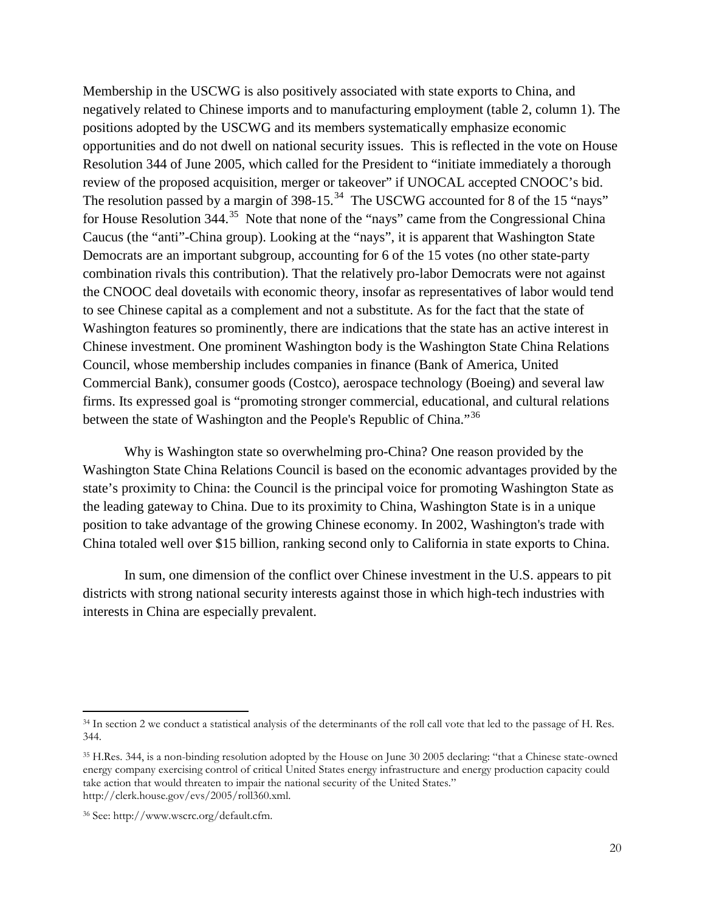Membership in the USCWG is also positively associated with state exports to China, and negatively related to Chinese imports and to manufacturing employment (table 2, column 1). The positions adopted by the USCWG and its members systematically emphasize economic opportunities and do not dwell on national security issues. This is reflected in the vote on House Resolution 344 of June 2005, which called for the President to "initiate immediately a thorough review of the proposed acquisition, merger or takeover" if UNOCAL accepted CNOOC's bid. The resolution passed by a margin of 398-15.[34] The USCWG accounted for 8 of the 15 "nays" for House Resolution 344.[35] Note that none of the "nays" came from the Congressional China Caucus (the "anti"-China group). Looking at the "nays", it is apparent that Washington State Democrats are an important subgroup, accounting for 6 of the 15 votes (no other state-party combination rivals this contribution). That the relatively pro-labor Democrats were not against the CNOOC deal dovetails with economic theory, insofar as representatives of labor would tend to see Chinese capital as a complement and not a substitute. As for the fact that the state of Washington features so prominently, there are indications that the state has an active interest in Chinese investment. One prominent Washington body is the Washington State China Relations Council, whose membership includes companies in finance (Bank of America, United Commercial Bank), consumer goods (Costco), aerospace technology (Boeing) and several law firms. Its expressed goal is "promoting stronger commercial, educational, and cultural relations between the state of Washington and the People's Republic of China."[36]

Why is Washington state so overwhelming pro-China? One reason provided by the Washington State China Relations Council is based on the economic advantages provided by the state's proximity to China: the Council is the principal voice for promoting Washington State as the leading gateway to China. Due to its proximity to China, Washington State is in a unique position to take advantage of the growing Chinese economy. In 2002, Washington's trade with China totaled well over \$15 billion, ranking second only to California in state exports to China.

In sum, one dimension of the conflict over Chinese investment in the U.S. appears to pit districts with strong national security interests against those in which high-tech industries with interests in China are especially prevalent.

---

[34] In section 2 we conduct a statistical analysis of the determinants of the roll call vote that led to the passage of H. Res. 344.

[35] H.Res. 344, is a non-binding resolution adopted by the House on June 30 2005 declaring: "that a Chinese state-owned energy company exercising control of critical United States energy infrastructure and energy production capacity could take action that would threaten to impair the national security of the United States." http://clerk.house.gov/evs/2005/roll360.xml.

[36] See: http://www.wscrc.org/default.cfm.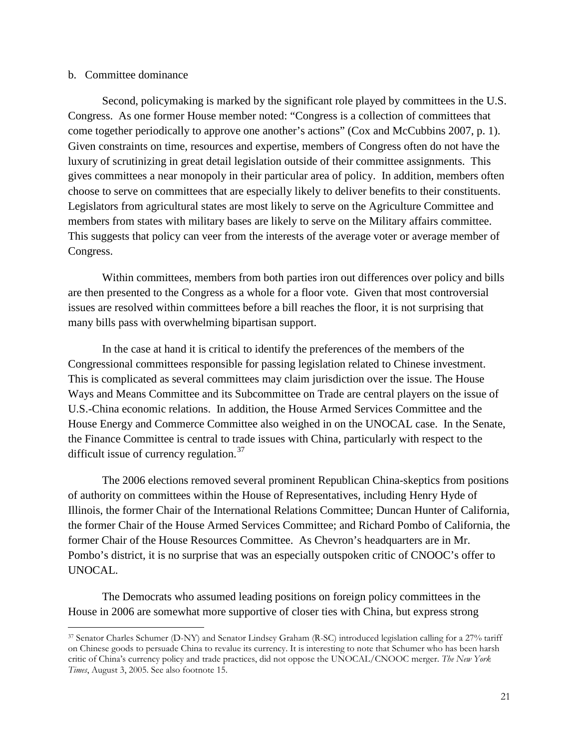b. Committee dominance

Second, policymaking is marked by the significant role played by committees in the U.S. Congress. As one former House member noted: "Congress is a collection of committees that come together periodically to approve one another's actions" (Cox and McCubbins 2007, p. 1). Given constraints on time, resources and expertise, members of Congress often do not have the luxury of scrutinizing in great detail legislation outside of their committee assignments. This gives committees a near monopoly in their particular area of policy. In addition, members often choose to serve on committees that are especially likely to deliver benefits to their constituents. Legislators from agricultural states are most likely to serve on the Agriculture Committee and members from states with military bases are likely to serve on the Military affairs committee. This suggests that policy can veer from the interests of the average voter or average member of Congress.

Within committees, members from both parties iron out differences over policy and bills are then presented to the Congress as a whole for a floor vote. Given that most controversial issues are resolved within committees before a bill reaches the floor, it is not surprising that many bills pass with overwhelming bipartisan support.

In the case at hand it is critical to identify the preferences of the members of the Congressional committees responsible for passing legislation related to Chinese investment. This is complicated as several committees may claim jurisdiction over the issue. The House Ways and Means Committee and its Subcommittee on Trade are central players on the issue of U.S.-China economic relations. In addition, the House Armed Services Committee and the House Energy and Commerce Committee also weighed in on the UNOCAL case. In the Senate, the Finance Committee is central to trade issues with China, particularly with respect to the difficult issue of currency regulation.[37]

The 2006 elections removed several prominent Republican China-skeptics from positions of authority on committees within the House of Representatives, including Henry Hyde of Illinois, the former Chair of the International Relations Committee; Duncan Hunter of California, the former Chair of the House Armed Services Committee; and Richard Pombo of California, the former Chair of the House Resources Committee. As Chevron's headquarters are in Mr. Pombo's district, it is no surprise that was an especially outspoken critic of CNOOC's offer to UNOCAL.

The Democrats who assumed leading positions on foreign policy committees in the House in 2006 are somewhat more supportive of closer ties with China, but express strong

[37] Senator Charles Schumer (D-NY) and Senator Lindsey Graham (R-SC) introduced legislation calling for a 27% tariff on Chinese goods to persuade China to revalue its currency. It is interesting to note that Schumer who has been harsh critic of China's currency policy and trade practices, did not oppose the UNOCAL/CNOOC merger. *The New York Times*, August 3, 2005. See also footnote 15.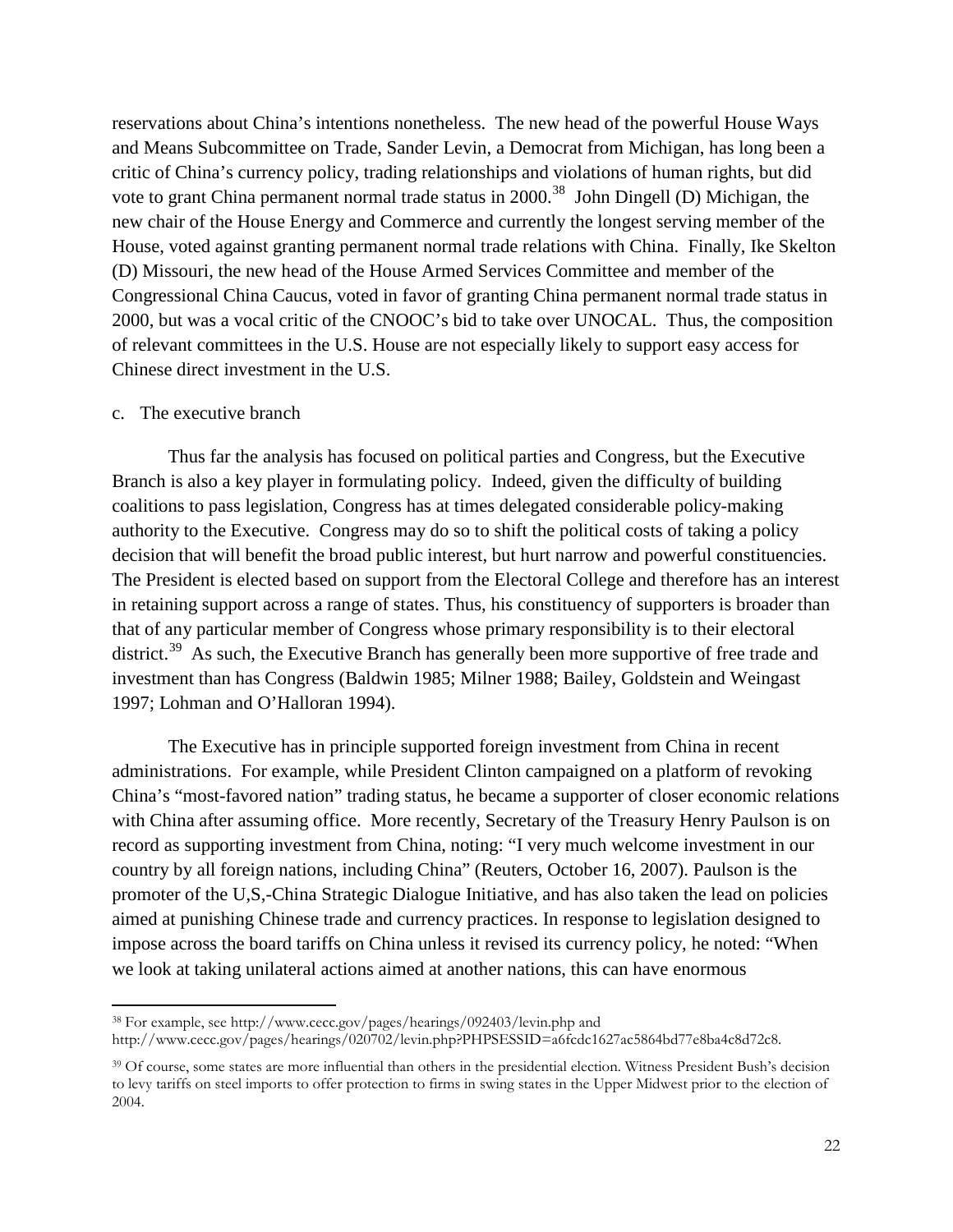reservations about China's intentions nonetheless. The new head of the powerful House Ways and Means Subcommittee on Trade, Sander Levin, a Democrat from Michigan, has long been a critic of China's currency policy, trading relationships and violations of human rights, but did vote to grant China permanent normal trade status in 2000.[38] John Dingell (D) Michigan, the new chair of the House Energy and Commerce and currently the longest serving member of the House, voted against granting permanent normal trade relations with China. Finally, Ike Skelton (D) Missouri, the new head of the House Armed Services Committee and member of the Congressional China Caucus, voted in favor of granting China permanent normal trade status in 2000, but was a vocal critic of the CNOOC's bid to take over UNOCAL. Thus, the composition of relevant committees in the U.S. House are not especially likely to support easy access for Chinese direct investment in the U.S.

c. The executive branch

Thus far the analysis has focused on political parties and Congress, but the Executive Branch is also a key player in formulating policy. Indeed, given the difficulty of building coalitions to pass legislation, Congress has at times delegated considerable policy-making authority to the Executive. Congress may do so to shift the political costs of taking a policy decision that will benefit the broad public interest, but hurt narrow and powerful constituencies. The President is elected based on support from the Electoral College and therefore has an interest in retaining support across a range of states. Thus, his constituency of supporters is broader than that of any particular member of Congress whose primary responsibility is to their electoral district.[39] As such, the Executive Branch has generally been more supportive of free trade and investment than has Congress (Baldwin 1985; Milner 1988; Bailey, Goldstein and Weingast 1997; Lohman and O'Halloran 1994).

The Executive has in principle supported foreign investment from China in recent administrations. For example, while President Clinton campaigned on a platform of revoking China's "most-favored nation" trading status, he became a supporter of closer economic relations with China after assuming office. More recently, Secretary of the Treasury Henry Paulson is on record as supporting investment from China, noting: "I very much welcome investment in our country by all foreign nations, including China" (Reuters, October 16, 2007). Paulson is the promoter of the U,S,-China Strategic Dialogue Initiative, and has also taken the lead on policies aimed at punishing Chinese trade and currency practices. In response to legislation designed to impose across the board tariffs on China unless it revised its currency policy, he noted: "When we look at taking unilateral actions aimed at another nations, this can have enormous

---

[38] For example, see http://www.cecc.gov/pages/hearings/092403/levin.php and http://www.cecc.gov/pages/hearings/020702/levin.php?PHPSESSID=a6fcdc1627ac5864bd77e8ba4c8d72c8.

[39] Of course, some states are more influential than others in the presidential election. Witness President Bush's decision to levy tariffs on steel imports to offer protection to firms in swing states in the Upper Midwest prior to the election of 2004.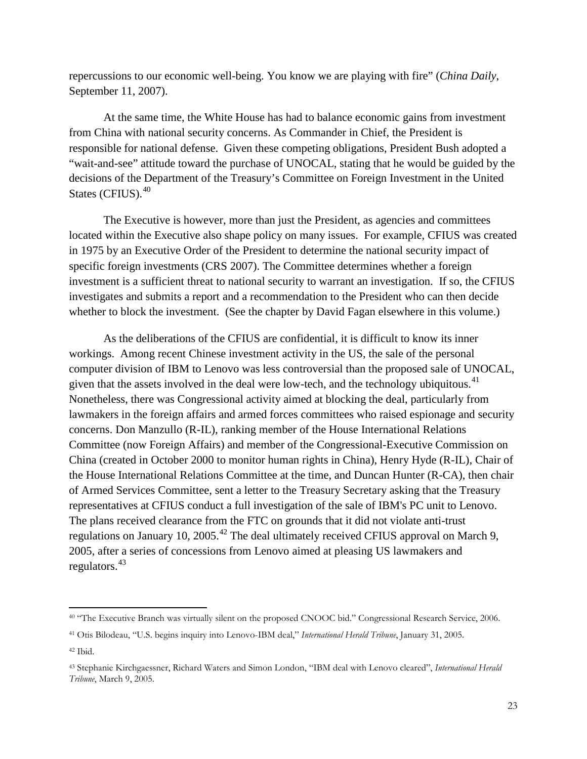repercussions to our economic well-being. You know we are playing with fire" (*China Daily*, September 11, 2007).

At the same time, the White House has had to balance economic gains from investment from China with national security concerns. As Commander in Chief, the President is responsible for national defense. Given these competing obligations, President Bush adopted a "wait-and-see" attitude toward the purchase of UNOCAL, stating that he would be guided by the decisions of the Department of the Treasury's Committee on Foreign Investment in the United States (CFIUS).[40]

The Executive is however, more than just the President, as agencies and committees located within the Executive also shape policy on many issues. For example, CFIUS was created in 1975 by an Executive Order of the President to determine the national security impact of specific foreign investments (CRS 2007). The Committee determines whether a foreign investment is a sufficient threat to national security to warrant an investigation. If so, the CFIUS investigates and submits a report and a recommendation to the President who can then decide whether to block the investment. (See the chapter by David Fagan elsewhere in this volume.)

As the deliberations of the CFIUS are confidential, it is difficult to know its inner workings. Among recent Chinese investment activity in the US, the sale of the personal computer division of IBM to Lenovo was less controversial than the proposed sale of UNOCAL, given that the assets involved in the deal were low-tech, and the technology ubiquitous.[41] Nonetheless, there was Congressional activity aimed at blocking the deal, particularly from lawmakers in the foreign affairs and armed forces committees who raised espionage and security concerns. Don Manzullo (R-IL), ranking member of the House International Relations Committee (now Foreign Affairs) and member of the Congressional-Executive Commission on China (created in October 2000 to monitor human rights in China), Henry Hyde (R-IL), Chair of the House International Relations Committee at the time, and Duncan Hunter (R-CA), then chair of Armed Services Committee, sent a letter to the Treasury Secretary asking that the Treasury representatives at CFIUS conduct a full investigation of the sale of IBM's PC unit to Lenovo. The plans received clearance from the FTC on grounds that it did not violate anti-trust regulations on January 10, 2005.[42] The deal ultimately received CFIUS approval on March 9, 2005, after a series of concessions from Lenovo aimed at pleasing US lawmakers and regulators.[43]

---

[40] "The Executive Branch was virtually silent on the proposed CNOOC bid." Congressional Research Service, 2006.

[41] Otis Bilodeau, "U.S. begins inquiry into Lenovo-IBM deal," *International Herald Tribune*, January 31, 2005.

[42] Ibid.

[43] Stephanie Kirchgaessner, Richard Waters and Simon London, "IBM deal with Lenovo cleared", *International Herald Tribune*, March 9, 2005.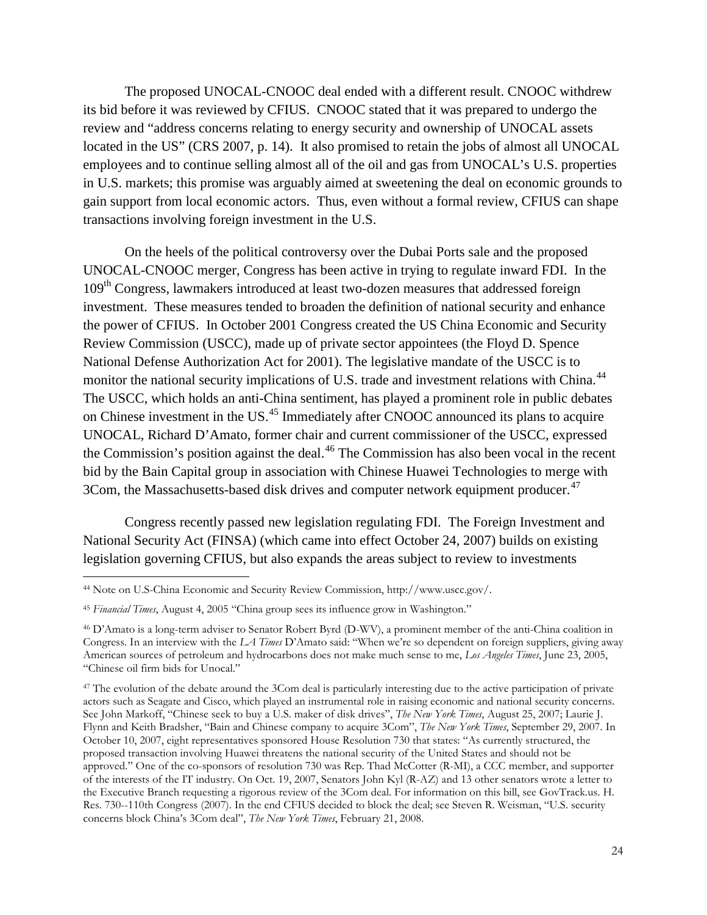The proposed UNOCAL-CNOOC deal ended with a different result. CNOOC withdrew its bid before it was reviewed by CFIUS. CNOOC stated that it was prepared to undergo the review and "address concerns relating to energy security and ownership of UNOCAL assets located in the US" (CRS 2007, p. 14). It also promised to retain the jobs of almost all UNOCAL employees and to continue selling almost all of the oil and gas from UNOCAL's U.S. properties in U.S. markets; this promise was arguably aimed at sweetening the deal on economic grounds to gain support from local economic actors. Thus, even without a formal review, CFIUS can shape transactions involving foreign investment in the U.S.

On the heels of the political controversy over the Dubai Ports sale and the proposed UNOCAL-CNOOC merger, Congress has been active in trying to regulate inward FDI. In the 109th Congress, lawmakers introduced at least two-dozen measures that addressed foreign investment. These measures tended to broaden the definition of national security and enhance the power of CFIUS. In October 2001 Congress created the US China Economic and Security Review Commission (USCC), made up of private sector appointees (the Floyd D. Spence National Defense Authorization Act for 2001). The legislative mandate of the USCC is to monitor the national security implications of U.S. trade and investment relations with China.[44] The USCC, which holds an anti-China sentiment, has played a prominent role in public debates on Chinese investment in the US.[45] Immediately after CNOOC announced its plans to acquire UNOCAL, Richard D'Amato, former chair and current commissioner of the USCC, expressed the Commission's position against the deal.[46] The Commission has also been vocal in the recent bid by the Bain Capital group in association with Chinese Huawei Technologies to merge with 3Com, the Massachusetts-based disk drives and computer network equipment producer.[47]

Congress recently passed new legislation regulating FDI. The Foreign Investment and National Security Act (FINSA) (which came into effect October 24, 2007) builds on existing legislation governing CFIUS, but also expands the areas subject to review to investments

---

[44] Note on U.S-China Economic and Security Review Commission, http://www.uscc.gov/.

[45] *Financial Times*, August 4, 2005 "China group sees its influence grow in Washington."

[46] D'Amato is a long-term adviser to Senator Robert Byrd (D-WV), a prominent member of the anti-China coalition in Congress. In an interview with the *LA Times* D'Amato said: "When we're so dependent on foreign suppliers, giving away American sources of petroleum and hydrocarbons does not make much sense to me, *Los Angeles Times*, June 23, 2005, "Chinese oil firm bids for Unocal."

[47] The evolution of the debate around the 3Com deal is particularly interesting due to the active participation of private actors such as Seagate and Cisco, which played an instrumental role in raising economic and national security concerns. See John Markoff, "Chinese seek to buy a U.S. maker of disk drives", *The New York Times*, August 25, 2007; Laurie J. Flynn and Keith Bradsher, "Bain and Chinese company to acquire 3Com", *The New York Times*, September 29, 2007. In October 10, 2007, eight representatives sponsored House Resolution 730 that states: "As currently structured, the proposed transaction involving Huawei threatens the national security of the United States and should not be approved." One of the co-sponsors of resolution 730 was Rep. Thad McCotter (R-MI), a CCC member, and supporter of the interests of the IT industry. On Oct. 19, 2007, Senators John Kyl (R-AZ) and 13 other senators wrote a letter to the Executive Branch requesting a rigorous review of the 3Com deal. For information on this bill, see GovTrack.us. H. Res. 730--110th Congress (2007). In the end CFIUS decided to block the deal; see Steven R. Weisman, "U.S. security concerns block China's 3Com deal", *The New York Times*, February 21, 2008.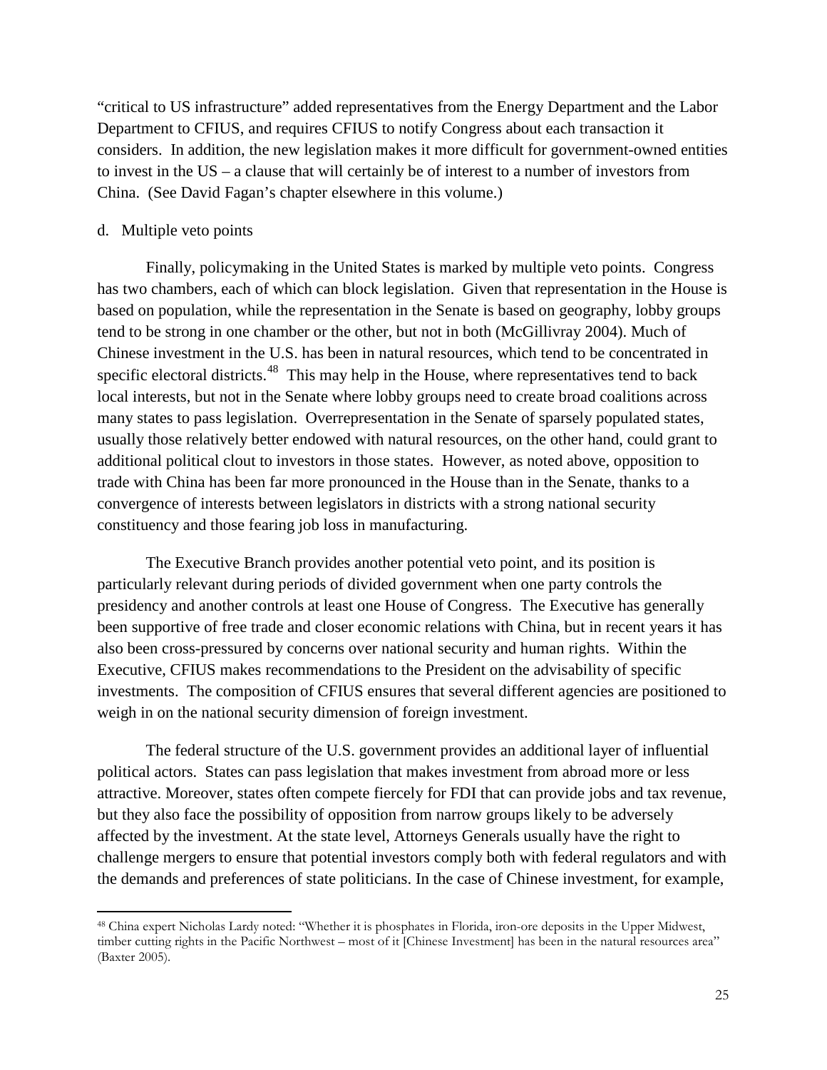"critical to US infrastructure" added representatives from the Energy Department and the Labor Department to CFIUS, and requires CFIUS to notify Congress about each transaction it considers. In addition, the new legislation makes it more difficult for government-owned entities to invest in the US – a clause that will certainly be of interest to a number of investors from China. (See David Fagan's chapter elsewhere in this volume.)

d. Multiple veto points

Finally, policymaking in the United States is marked by multiple veto points. Congress has two chambers, each of which can block legislation. Given that representation in the House is based on population, while the representation in the Senate is based on geography, lobby groups tend to be strong in one chamber or the other, but not in both (McGillivray 2004). Much of Chinese investment in the U.S. has been in natural resources, which tend to be concentrated in specific electoral districts.[48] This may help in the House, where representatives tend to back local interests, but not in the Senate where lobby groups need to create broad coalitions across many states to pass legislation. Overrepresentation in the Senate of sparsely populated states, usually those relatively better endowed with natural resources, on the other hand, could grant to additional political clout to investors in those states. However, as noted above, opposition to trade with China has been far more pronounced in the House than in the Senate, thanks to a convergence of interests between legislators in districts with a strong national security constituency and those fearing job loss in manufacturing.

The Executive Branch provides another potential veto point, and its position is particularly relevant during periods of divided government when one party controls the presidency and another controls at least one House of Congress. The Executive has generally been supportive of free trade and closer economic relations with China, but in recent years it has also been cross-pressured by concerns over national security and human rights. Within the Executive, CFIUS makes recommendations to the President on the advisability of specific investments. The composition of CFIUS ensures that several different agencies are positioned to weigh in on the national security dimension of foreign investment.

The federal structure of the U.S. government provides an additional layer of influential political actors. States can pass legislation that makes investment from abroad more or less attractive. Moreover, states often compete fiercely for FDI that can provide jobs and tax revenue, but they also face the possibility of opposition from narrow groups likely to be adversely affected by the investment. At the state level, Attorneys Generals usually have the right to challenge mergers to ensure that potential investors comply both with federal regulators and with the demands and preferences of state politicians. In the case of Chinese investment, for example,

[48] China expert Nicholas Lardy noted: "Whether it is phosphates in Florida, iron-ore deposits in the Upper Midwest, timber cutting rights in the Pacific Northwest – most of it [Chinese Investment] has been in the natural resources area" (Baxter 2005).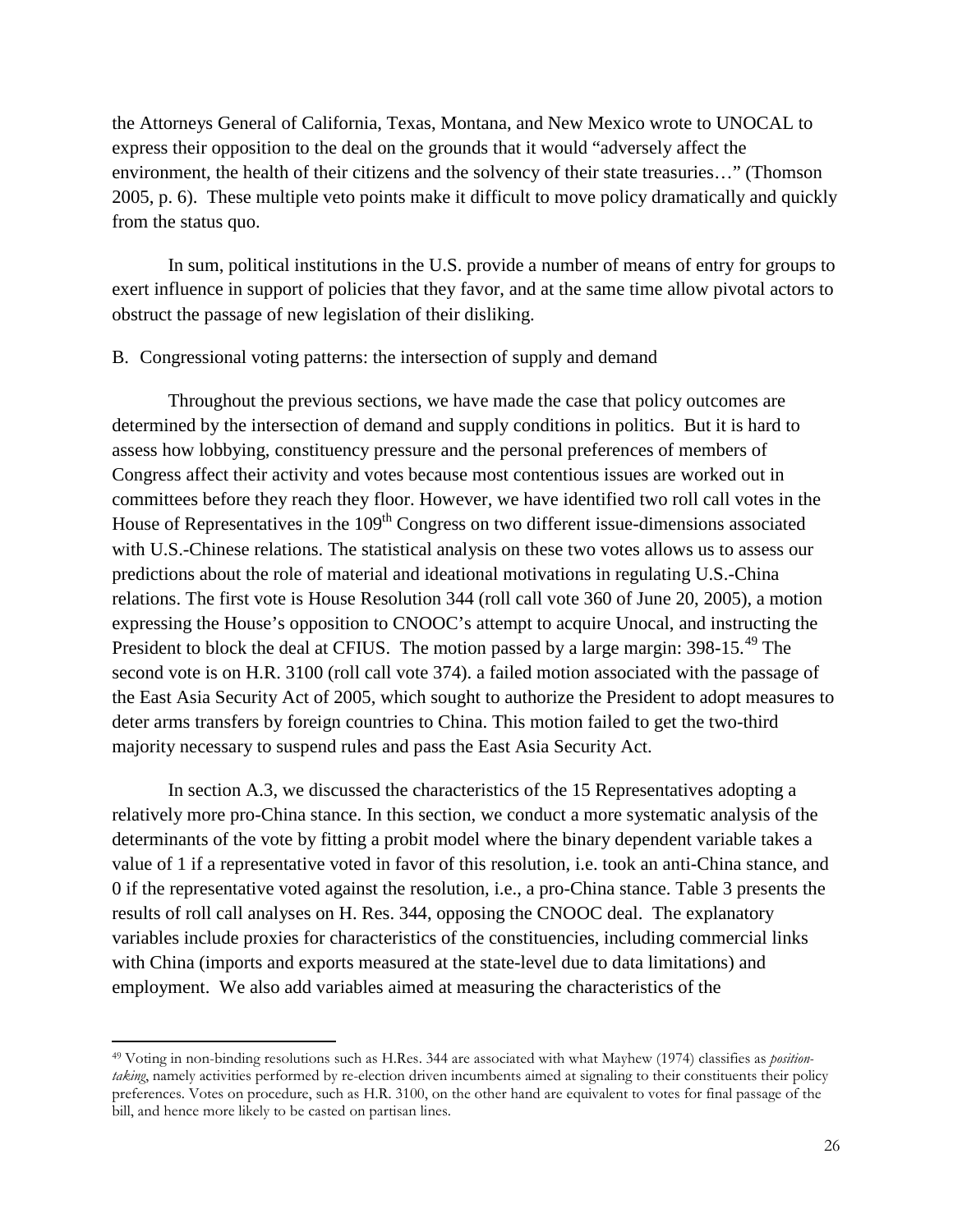the Attorneys General of California, Texas, Montana, and New Mexico wrote to UNOCAL to express their opposition to the deal on the grounds that it would "adversely affect the environment, the health of their citizens and the solvency of their state treasuries…" (Thomson 2005, p. 6). These multiple veto points make it difficult to move policy dramatically and quickly from the status quo.

In sum, political institutions in the U.S. provide a number of means of entry for groups to exert influence in support of policies that they favor, and at the same time allow pivotal actors to obstruct the passage of new legislation of their disliking.

B. Congressional voting patterns: the intersection of supply and demand

Throughout the previous sections, we have made the case that policy outcomes are determined by the intersection of demand and supply conditions in politics. But it is hard to assess how lobbying, constituency pressure and the personal preferences of members of Congress affect their activity and votes because most contentious issues are worked out in committees before they reach they floor. However, we have identified two roll call votes in the House of Representatives in the 109th Congress on two different issue-dimensions associated with U.S.-Chinese relations. The statistical analysis on these two votes allows us to assess our predictions about the role of material and ideational motivations in regulating U.S.-China relations. The first vote is House Resolution 344 (roll call vote 360 of June 20, 2005), a motion expressing the House's opposition to CNOOC's attempt to acquire Unocal, and instructing the President to block the deal at CFIUS. The motion passed by a large margin: 398-15.[49] The second vote is on H.R. 3100 (roll call vote 374). a failed motion associated with the passage of the East Asia Security Act of 2005, which sought to authorize the President to adopt measures to deter arms transfers by foreign countries to China. This motion failed to get the two-third majority necessary to suspend rules and pass the East Asia Security Act.

In section A.3, we discussed the characteristics of the 15 Representatives adopting a relatively more pro-China stance. In this section, we conduct a more systematic analysis of the determinants of the vote by fitting a probit model where the binary dependent variable takes a value of 1 if a representative voted in favor of this resolution, i.e. took an anti-China stance, and 0 if the representative voted against the resolution, i.e., a pro-China stance. Table 3 presents the results of roll call analyses on H. Res. 344, opposing the CNOOC deal. The explanatory variables include proxies for characteristics of the constituencies, including commercial links with China (imports and exports measured at the state-level due to data limitations) and employment. We also add variables aimed at measuring the characteristics of the

[49] Voting in non-binding resolutions such as H.Res. 344 are associated with what Mayhew (1974) classifies as *position-taking*, namely activities performed by re-election driven incumbents aimed at signaling to their constituents their policy preferences. Votes on procedure, such as H.R. 3100, on the other hand are equivalent to votes for final passage of the bill, and hence more likely to be casted on partisan lines.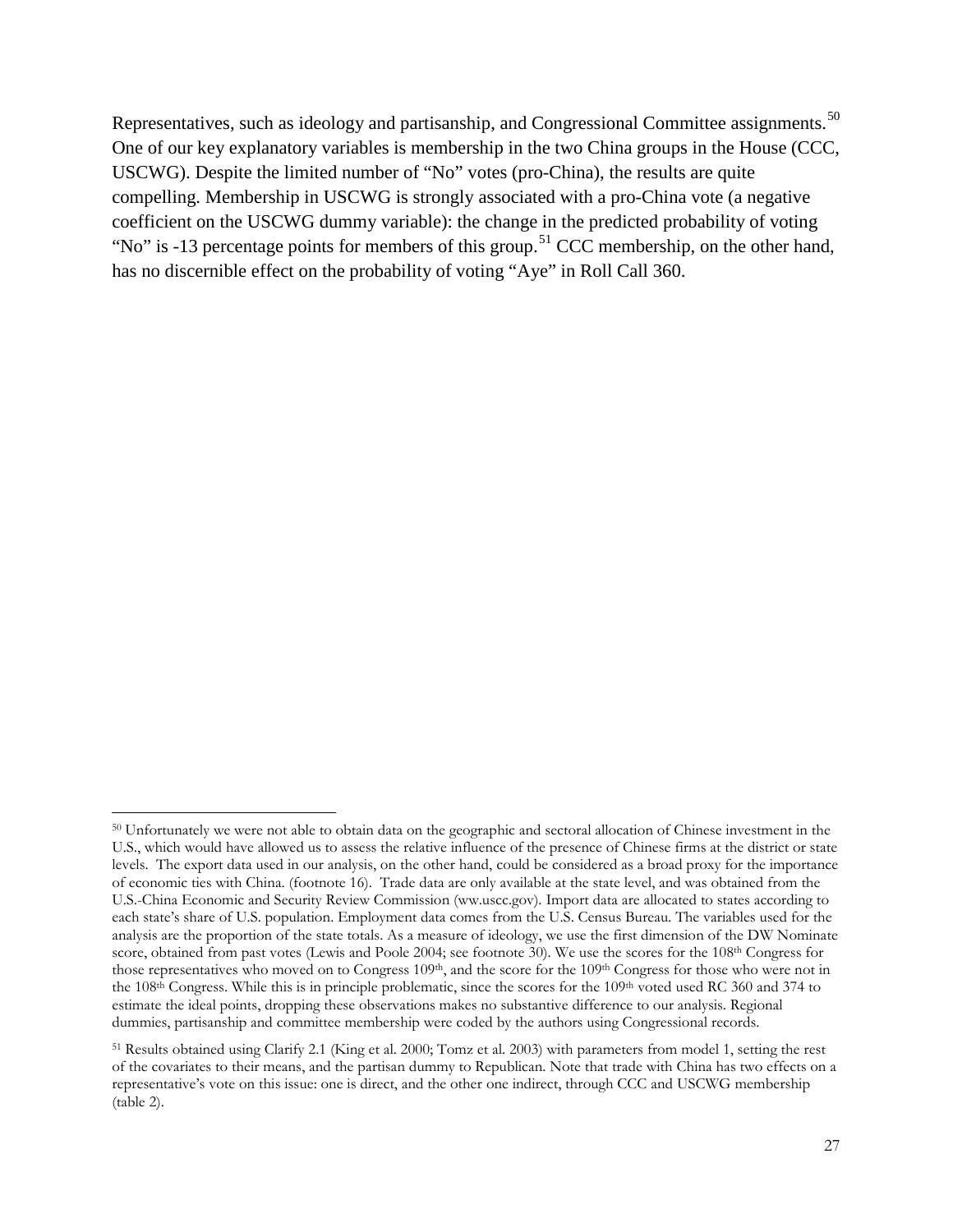Representatives, such as ideology and partisanship, and Congressional Committee assignments.[50] One of our key explanatory variables is membership in the two China groups in the House (CCC, USCWG). Despite the limited number of "No" votes (pro-China), the results are quite compelling. Membership in USCWG is strongly associated with a pro-China vote (a negative coefficient on the USCWG dummy variable): the change in the predicted probability of voting "No" is -13 percentage points for members of this group.[51] CCC membership, on the other hand, has no discernible effect on the probability of voting "Aye" in Roll Call 360.

---

[50] Unfortunately we were not able to obtain data on the geographic and sectoral allocation of Chinese investment in the U.S., which would have allowed us to assess the relative influence of the presence of Chinese firms at the district or state levels. The export data used in our analysis, on the other hand, could be considered as a broad proxy for the importance of economic ties with China. (footnote 16). Trade data are only available at the state level, and was obtained from the U.S.-China Economic and Security Review Commission (ww.uscc.gov). Import data are allocated to states according to each state's share of U.S. population. Employment data comes from the U.S. Census Bureau. The variables used for the analysis are the proportion of the state totals. As a measure of ideology, we use the first dimension of the DW Nominate score, obtained from past votes (Lewis and Poole 2004; see footnote 30). We use the scores for the 108th Congress for those representatives who moved on to Congress 109th, and the score for the 109th Congress for those who were not in the 108th Congress. While this is in principle problematic, since the scores for the 109th voted used RC 360 and 374 to estimate the ideal points, dropping these observations makes no substantive difference to our analysis. Regional dummies, partisanship and committee membership were coded by the authors using Congressional records.

[51] Results obtained using Clarify 2.1 (King et al. 2000; Tomz et al. 2003) with parameters from model 1, setting the rest of the covariates to their means, and the partisan dummy to Republican. Note that trade with China has two effects on a representative's vote on this issue: one is direct, and the other one indirect, through CCC and USCWG membership (table 2).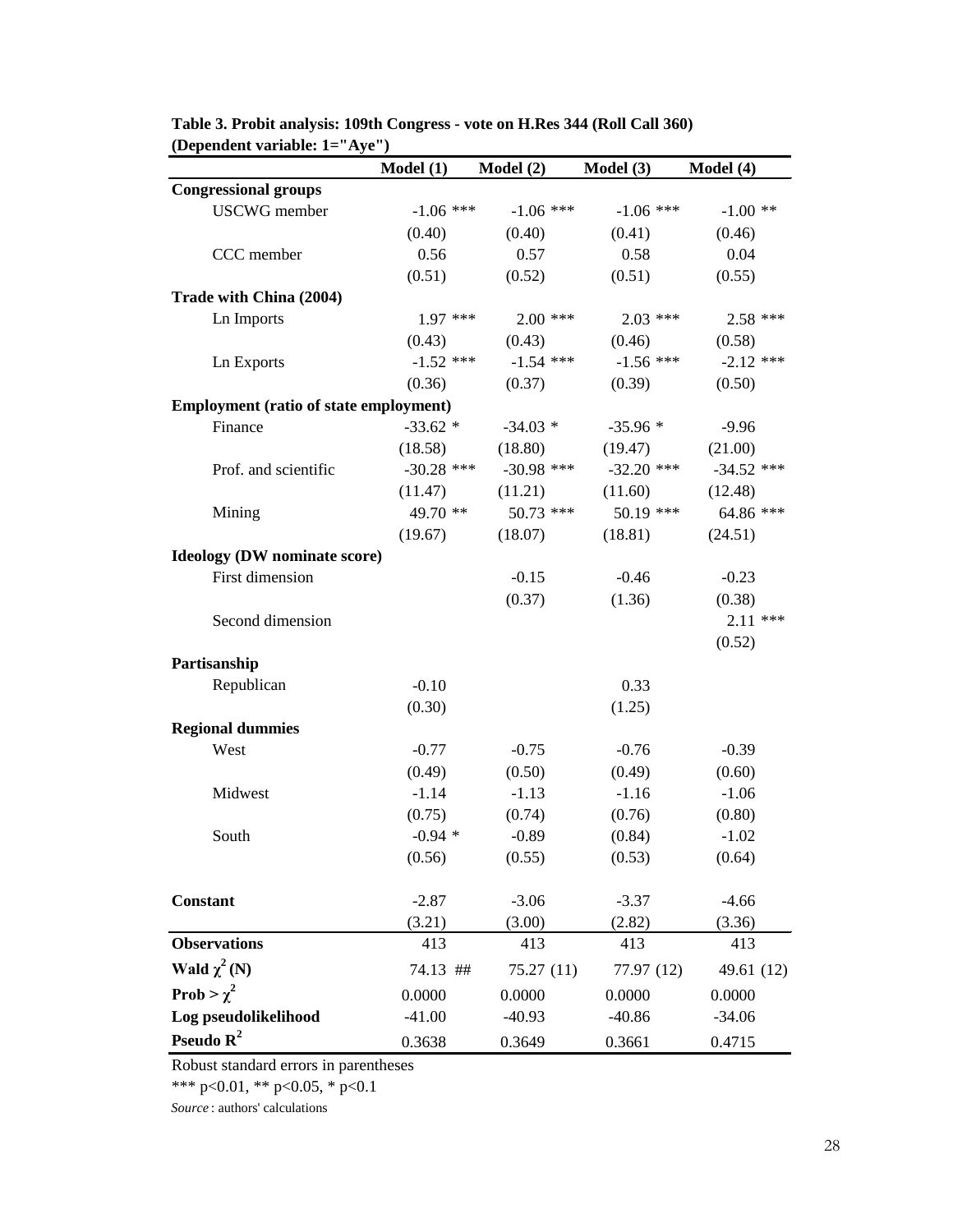**Table 3. Probit analysis: 109th Congress - vote on H.Res 344 (Roll Call 360) (Dependent variable: 1="Aye")**

| | Model (1) | Model (2) | Model (3) | Model (4) |
|---|---|---|---|---|
| **Congressional groups** | | | | |
| USCWG member | -1.06 *** | -1.06 *** | -1.06 *** | -1.00 ** |
| | (0.40) | (0.40) | (0.41) | (0.46) |
| CCC member | 0.56 | 0.57 | 0.58 | 0.04 |
| | (0.51) | (0.52) | (0.51) | (0.55) |
| **Trade with China (2004)** | | | | |
| Ln Imports | 1.97 *** | 2.00 *** | 2.03 *** | 2.58 *** |
| | (0.43) | (0.43) | (0.46) | (0.58) |
| Ln Exports | -1.52 *** | -1.54 *** | -1.56 *** | -2.12 *** |
| | (0.36) | (0.37) | (0.39) | (0.50) |
| **Employment (ratio of state employment)** | | | | |
| Finance | -33.62 * | -34.03 * | -35.96 * | -9.96 |
| | (18.58) | (18.80) | (19.47) | (21.00) |
| Prof. and scientific | -30.28 *** | -30.98 *** | -32.20 *** | -34.52 *** |
| | (11.47) | (11.21) | (11.60) | (12.48) |
| Mining | 49.70 ** | 50.73 *** | 50.19 *** | 64.86 *** |
| | (19.67) | (18.07) | (18.81) | (24.51) |
| **Ideology (DW nominate score)** | | | | |
| First dimension | | -0.15 | -0.46 | -0.23 |
| | | (0.37) | (1.36) | (0.38) |
| Second dimension | | | | 2.11 *** |
| | | | | (0.52) |
| **Partisanship** | | | | |
| Republican | -0.10 | | 0.33 | |
| | (0.30) | | (1.25) | |
| **Regional dummies** | | | | |
| West | -0.77 | -0.75 | -0.76 | -0.39 |
| | (0.49) | (0.50) | (0.49) | (0.60) |
| Midwest | -1.14 | -1.13 | -1.16 | -1.06 |
| | (0.75) | (0.74) | (0.76) | (0.80) |
| South | -0.94 * | -0.89 | (0.84) | -1.02 |
| | (0.56) | (0.55) | (0.53) | (0.64) |
| **Constant** | -2.87 | -3.06 | -3.37 | -4.66 |
| | (3.21) | (3.00) | (2.82) | (3.36) |
| **Observations** | 413 | 413 | 413 | 413 |
| **Wald $\chi^2$ (N)** | 74.13 ## | 75.27 (11) | 77.97 (12) | 49.61 (12) |
| **Prob > $\chi^2$** | 0.0000 | 0.0000 | 0.0000 | 0.0000 |
| **Log pseudolikelihood** | -41.00 | -40.93 | -40.86 | -34.06 |
| **Pseudo $R^2$** | 0.3638 | 0.3649 | 0.3661 | 0.4715 |

Robust standard errors in parentheses

*** p<0.01, ** p<0.05, * p<0.1

*Source*: authors' calculations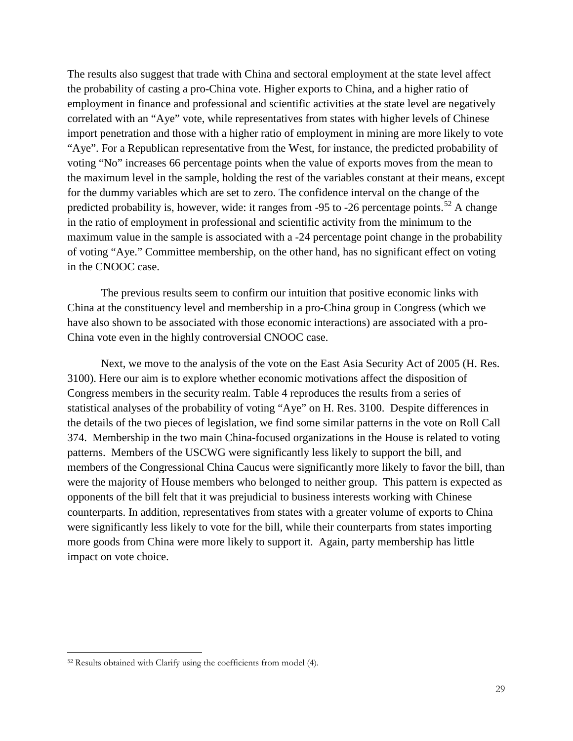The results also suggest that trade with China and sectoral employment at the state level affect the probability of casting a pro-China vote. Higher exports to China, and a higher ratio of employment in finance and professional and scientific activities at the state level are negatively correlated with an "Aye" vote, while representatives from states with higher levels of Chinese import penetration and those with a higher ratio of employment in mining are more likely to vote "Aye". For a Republican representative from the West, for instance, the predicted probability of voting "No" increases 66 percentage points when the value of exports moves from the mean to the maximum level in the sample, holding the rest of the variables constant at their means, except for the dummy variables which are set to zero. The confidence interval on the change of the predicted probability is, however, wide: it ranges from -95 to -26 percentage points.[52] A change in the ratio of employment in professional and scientific activity from the minimum to the maximum value in the sample is associated with a -24 percentage point change in the probability of voting "Aye." Committee membership, on the other hand, has no significant effect on voting in the CNOOC case.

The previous results seem to confirm our intuition that positive economic links with China at the constituency level and membership in a pro-China group in Congress (which we have also shown to be associated with those economic interactions) are associated with a pro-China vote even in the highly controversial CNOOC case.

Next, we move to the analysis of the vote on the East Asia Security Act of 2005 (H. Res. 3100). Here our aim is to explore whether economic motivations affect the disposition of Congress members in the security realm. Table 4 reproduces the results from a series of statistical analyses of the probability of voting "Aye" on H. Res. 3100. Despite differences in the details of the two pieces of legislation, we find some similar patterns in the vote on Roll Call 374. Membership in the two main China-focused organizations in the House is related to voting patterns. Members of the USCWG were significantly less likely to support the bill, and members of the Congressional China Caucus were significantly more likely to favor the bill, than were the majority of House members who belonged to neither group. This pattern is expected as opponents of the bill felt that it was prejudicial to business interests working with Chinese counterparts. In addition, representatives from states with a greater volume of exports to China were significantly less likely to vote for the bill, while their counterparts from states importing more goods from China were more likely to support it. Again, party membership has little impact on vote choice.

[52] Results obtained with Clarify using the coefficients from model (4).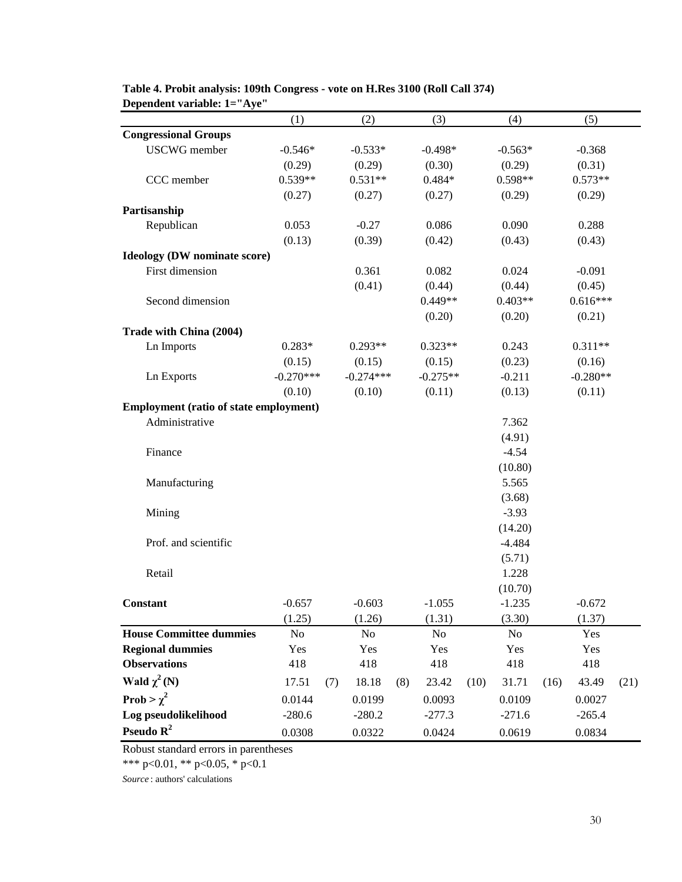**Table 4. Probit analysis: 109th Congress - vote on H.Res 3100 (Roll Call 374)**
**Dependent variable: 1="Aye"**

| | (1) | (2) | (3) | (4) | (5) |
|---|---|---|---|---|---|
| **Congressional Groups** | | | | | |
| USCWG member | -0.546* | -0.533* | -0.498* | -0.563* | -0.368 |
| | (0.29) | (0.29) | (0.30) | (0.29) | (0.31) |
| CCC member | 0.539** | 0.531** | 0.484* | 0.598** | 0.573** |
| | (0.27) | (0.27) | (0.27) | (0.29) | (0.29) |
| **Partisanship** | | | | | |
| Republican | 0.053 | -0.27 | 0.086 | 0.090 | 0.288 |
| | (0.13) | (0.39) | (0.42) | (0.43) | (0.43) |
| **Ideology (DW nominate score)** | | | | | |
| First dimension | | 0.361 | 0.082 | 0.024 | -0.091 |
| | | (0.41) | (0.44) | (0.44) | (0.45) |
| Second dimension | | | 0.449** | 0.403** | 0.616*** |
| | | | (0.20) | (0.20) | (0.21) |
| **Trade with China (2004)** | | | | | |
| Ln Imports | 0.283* | 0.293** | 0.323** | 0.243 | 0.311** |
| | (0.15) | (0.15) | (0.15) | (0.23) | (0.16) |
| Ln Exports | -0.270*** | -0.274*** | -0.275** | -0.211 | -0.280** |
| | (0.10) | (0.10) | (0.11) | (0.13) | (0.11) |
| **Employment (ratio of state employment)** | | | | | |
| Administrative | | | | 7.362 | |
| | | | | (4.91) | |
| Finance | | | | -4.54 | |
| | | | | (10.80) | |
| Manufacturing | | | | 5.565 | |
| | | | | (3.68) | |
| Mining | | | | -3.93 | |
| | | | | (14.20) | |
| Prof. and scientific | | | | -4.484 | |
| | | | | (5.71) | |
| Retail | | | | 1.228 | |
| | | | | (10.70) | |
| **Constant** | -0.657 | -0.603 | -1.055 | -1.235 | -0.672 |
| | (1.25) | (1.26) | (1.31) | (3.30) | (1.37) |
| **House Committee dummies** | No | No | No | No | Yes |
| **Regional dummies** | Yes | Yes | Yes | Yes | Yes |
| **Observations** | 418 | 418 | 418 | 418 | 418 |
| **Wald $\chi^2$ (N)** | 17.51 (7) | 18.18 (8) | 23.42 (10) | 31.71 (16) | 43.49 (21) |
| **Prob > $\chi^2$** | 0.0144 | 0.0199 | 0.0093 | 0.0109 | 0.0027 |
| **Log pseudolikelihood** | -280.6 | -280.2 | -277.3 | -271.6 | -265.4 |
| **Pseudo $R^2$** | 0.0308 | 0.0322 | 0.0424 | 0.0619 | 0.0834 |

Robust standard errors in parentheses

*** p<0.01, ** p<0.05, * p<0.1

*Source*: authors' calculations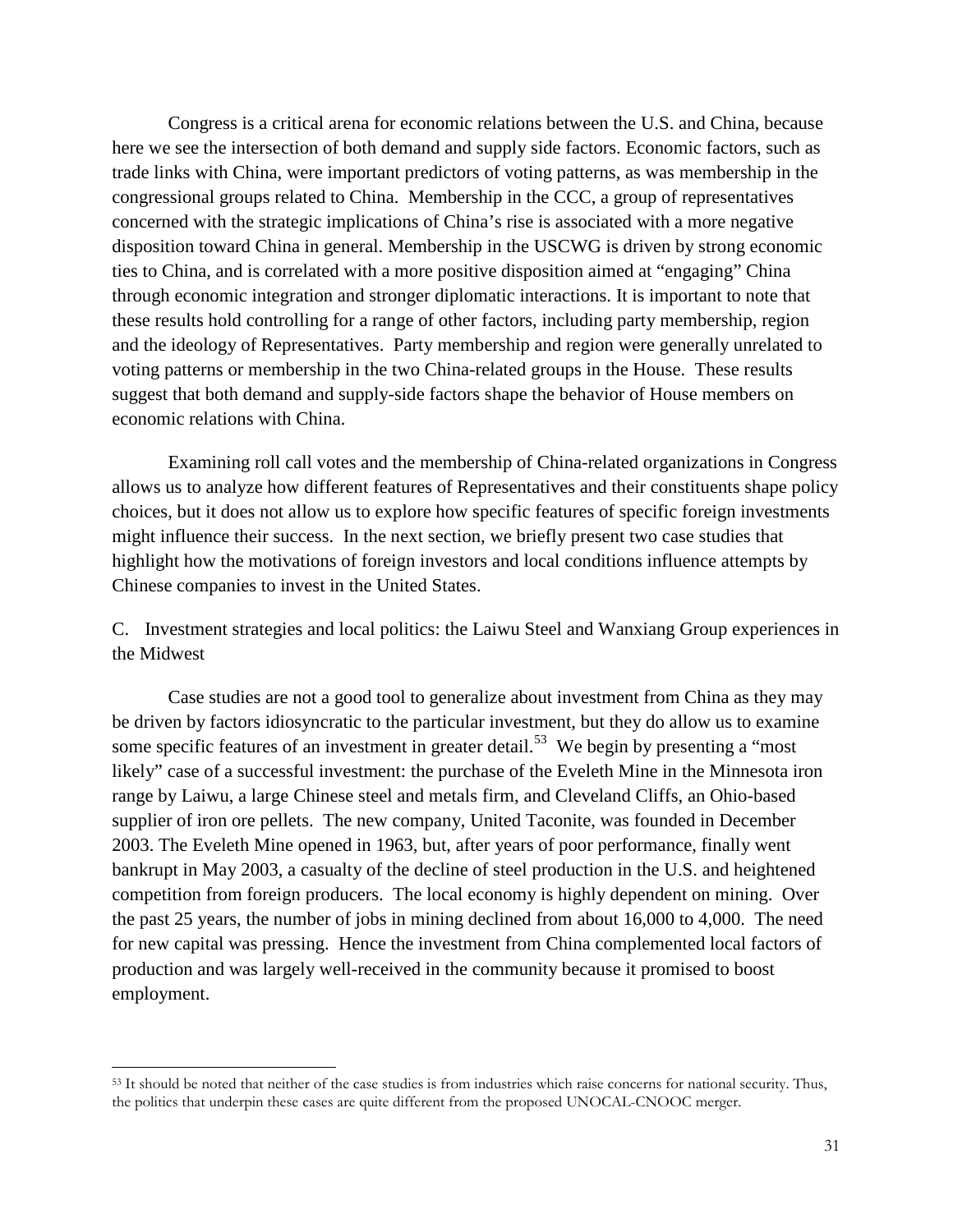Congress is a critical arena for economic relations between the U.S. and China, because here we see the intersection of both demand and supply side factors. Economic factors, such as trade links with China, were important predictors of voting patterns, as was membership in the congressional groups related to China. Membership in the CCC, a group of representatives concerned with the strategic implications of China's rise is associated with a more negative disposition toward China in general. Membership in the USCWG is driven by strong economic ties to China, and is correlated with a more positive disposition aimed at "engaging" China through economic integration and stronger diplomatic interactions. It is important to note that these results hold controlling for a range of other factors, including party membership, region and the ideology of Representatives. Party membership and region were generally unrelated to voting patterns or membership in the two China-related groups in the House. These results suggest that both demand and supply-side factors shape the behavior of House members on economic relations with China.

Examining roll call votes and the membership of China-related organizations in Congress allows us to analyze how different features of Representatives and their constituents shape policy choices, but it does not allow us to explore how specific features of specific foreign investments might influence their success. In the next section, we briefly present two case studies that highlight how the motivations of foreign investors and local conditions influence attempts by Chinese companies to invest in the United States.

## C. Investment strategies and local politics: the Laiwu Steel and Wanxiang Group experiences in the Midwest

Case studies are not a good tool to generalize about investment from China as they may be driven by factors idiosyncratic to the particular investment, but they do allow us to examine some specific features of an investment in greater detail.[53] We begin by presenting a "most likely" case of a successful investment: the purchase of the Eveleth Mine in the Minnesota iron range by Laiwu, a large Chinese steel and metals firm, and Cleveland Cliffs, an Ohio-based supplier of iron ore pellets. The new company, United Taconite, was founded in December 2003. The Eveleth Mine opened in 1963, but, after years of poor performance, finally went bankrupt in May 2003, a casualty of the decline of steel production in the U.S. and heightened competition from foreign producers. The local economy is highly dependent on mining. Over the past 25 years, the number of jobs in mining declined from about 16,000 to 4,000. The need for new capital was pressing. Hence the investment from China complemented local factors of production and was largely well-received in the community because it promised to boost employment.

---

[53] It should be noted that neither of the case studies is from industries which raise concerns for national security. Thus, the politics that underpin these cases are quite different from the proposed UNOCAL-CNOOC merger.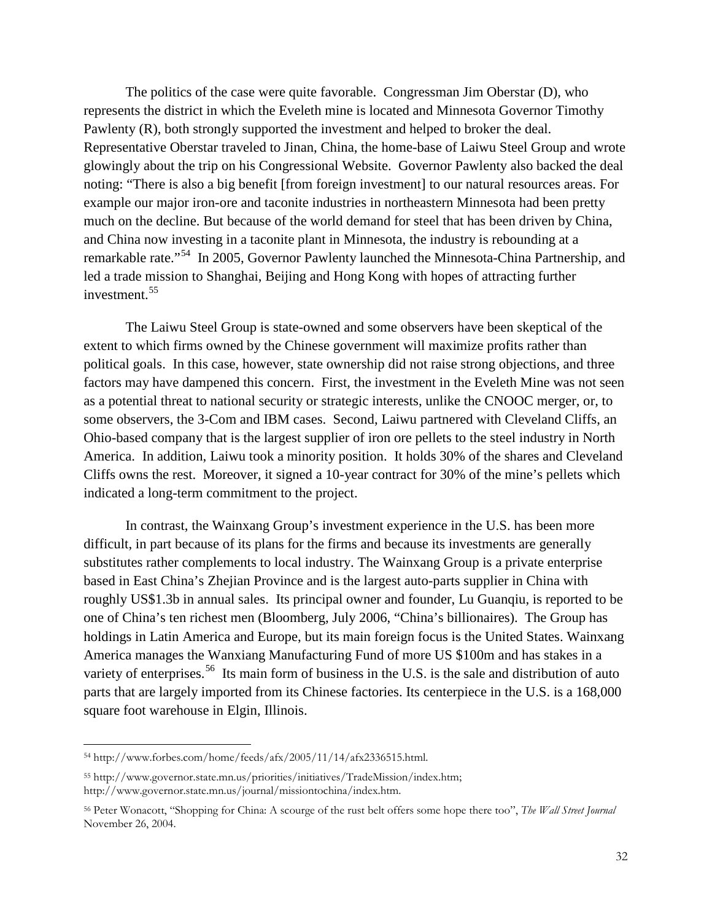The politics of the case were quite favorable. Congressman Jim Oberstar (D), who represents the district in which the Eveleth mine is located and Minnesota Governor Timothy Pawlenty (R), both strongly supported the investment and helped to broker the deal. Representative Oberstar traveled to Jinan, China, the home-base of Laiwu Steel Group and wrote glowingly about the trip on his Congressional Website. Governor Pawlenty also backed the deal noting: "There is also a big benefit [from foreign investment] to our natural resources areas. For example our major iron-ore and taconite industries in northeastern Minnesota had been pretty much on the decline. But because of the world demand for steel that has been driven by China, and China now investing in a taconite plant in Minnesota, the industry is rebounding at a remarkable rate."[54] In 2005, Governor Pawlenty launched the Minnesota-China Partnership, and led a trade mission to Shanghai, Beijing and Hong Kong with hopes of attracting further investment.[55]

The Laiwu Steel Group is state-owned and some observers have been skeptical of the extent to which firms owned by the Chinese government will maximize profits rather than political goals. In this case, however, state ownership did not raise strong objections, and three factors may have dampened this concern. First, the investment in the Eveleth Mine was not seen as a potential threat to national security or strategic interests, unlike the CNOOC merger, or, to some observers, the 3-Com and IBM cases. Second, Laiwu partnered with Cleveland Cliffs, an Ohio-based company that is the largest supplier of iron ore pellets to the steel industry in North America. In addition, Laiwu took a minority position. It holds 30% of the shares and Cleveland Cliffs owns the rest. Moreover, it signed a 10-year contract for 30% of the mine's pellets which indicated a long-term commitment to the project.

In contrast, the Wainxang Group's investment experience in the U.S. has been more difficult, in part because of its plans for the firms and because its investments are generally substitutes rather complements to local industry. The Wainxang Group is a private enterprise based in East China's Zhejian Province and is the largest auto-parts supplier in China with roughly US$1.3b in annual sales. Its principal owner and founder, Lu Guanqiu, is reported to be one of China's ten richest men (Bloomberg, July 2006, "China's billionaires). The Group has holdings in Latin America and Europe, but its main foreign focus is the United States. Wainxang America manages the Wanxiang Manufacturing Fund of more US $100m and has stakes in a variety of enterprises.[56] Its main form of business in the U.S. is the sale and distribution of auto parts that are largely imported from its Chinese factories. Its centerpiece in the U.S. is a 168,000 square foot warehouse in Elgin, Illinois.

---

[54] http://www.forbes.com/home/feeds/afx/2005/11/14/afx2336515.html.

[55] http://www.governor.state.mn.us/priorities/initiatives/TradeMission/index.htm; http://www.governor.state.mn.us/journal/missiontochina/index.htm.

[56] Peter Wonacott, "Shopping for China: A scourge of the rust belt offers some hope there too", *The Wall Street Journal* November 26, 2004.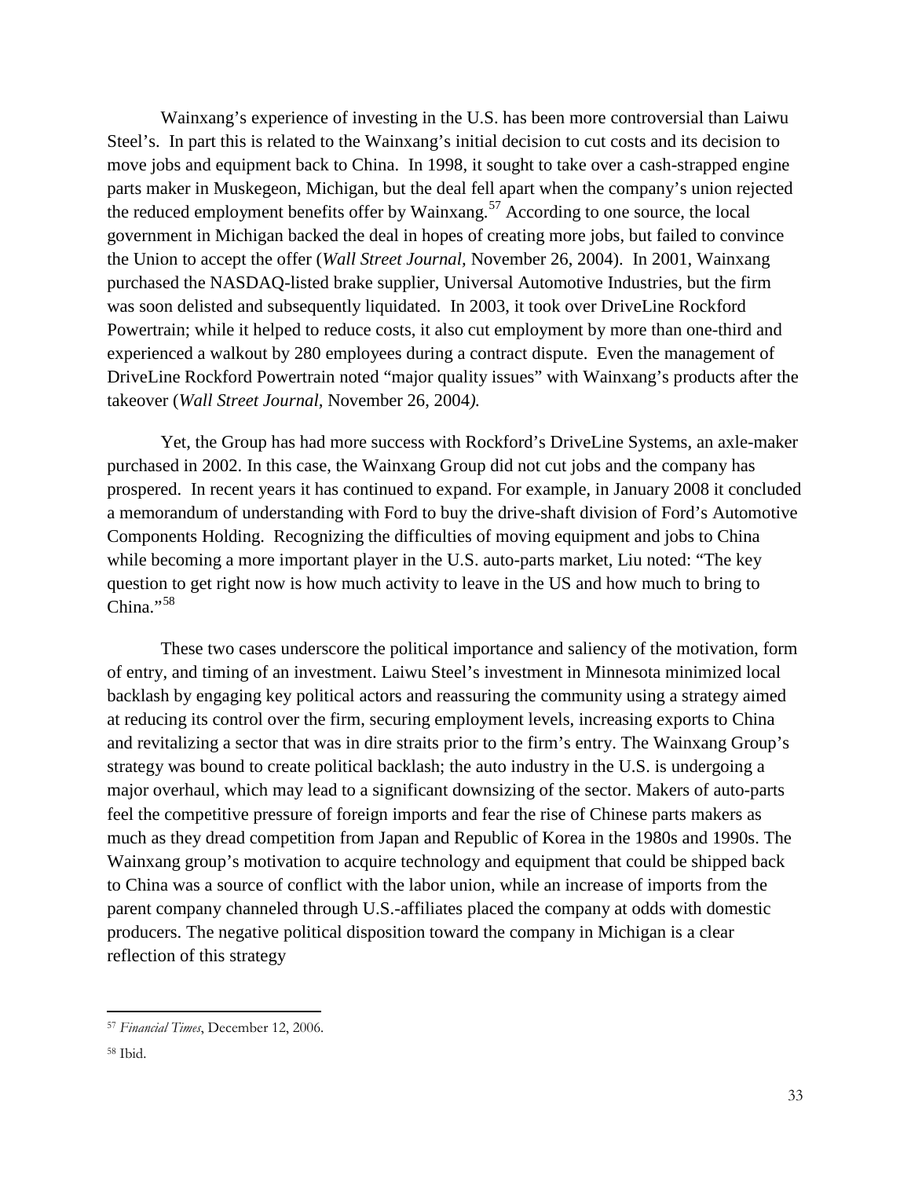Wainxang's experience of investing in the U.S. has been more controversial than Laiwu Steel's. In part this is related to the Wainxang's initial decision to cut costs and its decision to move jobs and equipment back to China. In 1998, it sought to take over a cash-strapped engine parts maker in Muskegeon, Michigan, but the deal fell apart when the company's union rejected the reduced employment benefits offer by Wainxang.[57] According to one source, the local government in Michigan backed the deal in hopes of creating more jobs, but failed to convince the Union to accept the offer (*Wall Street Journal*, November 26, 2004). In 2001, Wainxang purchased the NASDAQ-listed brake supplier, Universal Automotive Industries, but the firm was soon delisted and subsequently liquidated. In 2003, it took over DriveLine Rockford Powertrain; while it helped to reduce costs, it also cut employment by more than one-third and experienced a walkout by 280 employees during a contract dispute. Even the management of DriveLine Rockford Powertrain noted "major quality issues" with Wainxang's products after the takeover (*Wall Street Journal*, November 26, 2004).

Yet, the Group has had more success with Rockford's DriveLine Systems, an axle-maker purchased in 2002. In this case, the Wainxang Group did not cut jobs and the company has prospered. In recent years it has continued to expand. For example, in January 2008 it concluded a memorandum of understanding with Ford to buy the drive-shaft division of Ford's Automotive Components Holding. Recognizing the difficulties of moving equipment and jobs to China while becoming a more important player in the U.S. auto-parts market, Liu noted: "The key question to get right now is how much activity to leave in the US and how much to bring to China."[58]

These two cases underscore the political importance and saliency of the motivation, form of entry, and timing of an investment. Laiwu Steel's investment in Minnesota minimized local backlash by engaging key political actors and reassuring the community using a strategy aimed at reducing its control over the firm, securing employment levels, increasing exports to China and revitalizing a sector that was in dire straits prior to the firm's entry. The Wainxang Group's strategy was bound to create political backlash; the auto industry in the U.S. is undergoing a major overhaul, which may lead to a significant downsizing of the sector. Makers of auto-parts feel the competitive pressure of foreign imports and fear the rise of Chinese parts makers as much as they dread competition from Japan and Republic of Korea in the 1980s and 1990s. The Wainxang group's motivation to acquire technology and equipment that could be shipped back to China was a source of conflict with the labor union, while an increase of imports from the parent company channeled through U.S.-affiliates placed the company at odds with domestic producers. The negative political disposition toward the company in Michigan is a clear reflection of this strategy

---

[57] *Financial Times*, December 12, 2006.

[58] Ibid.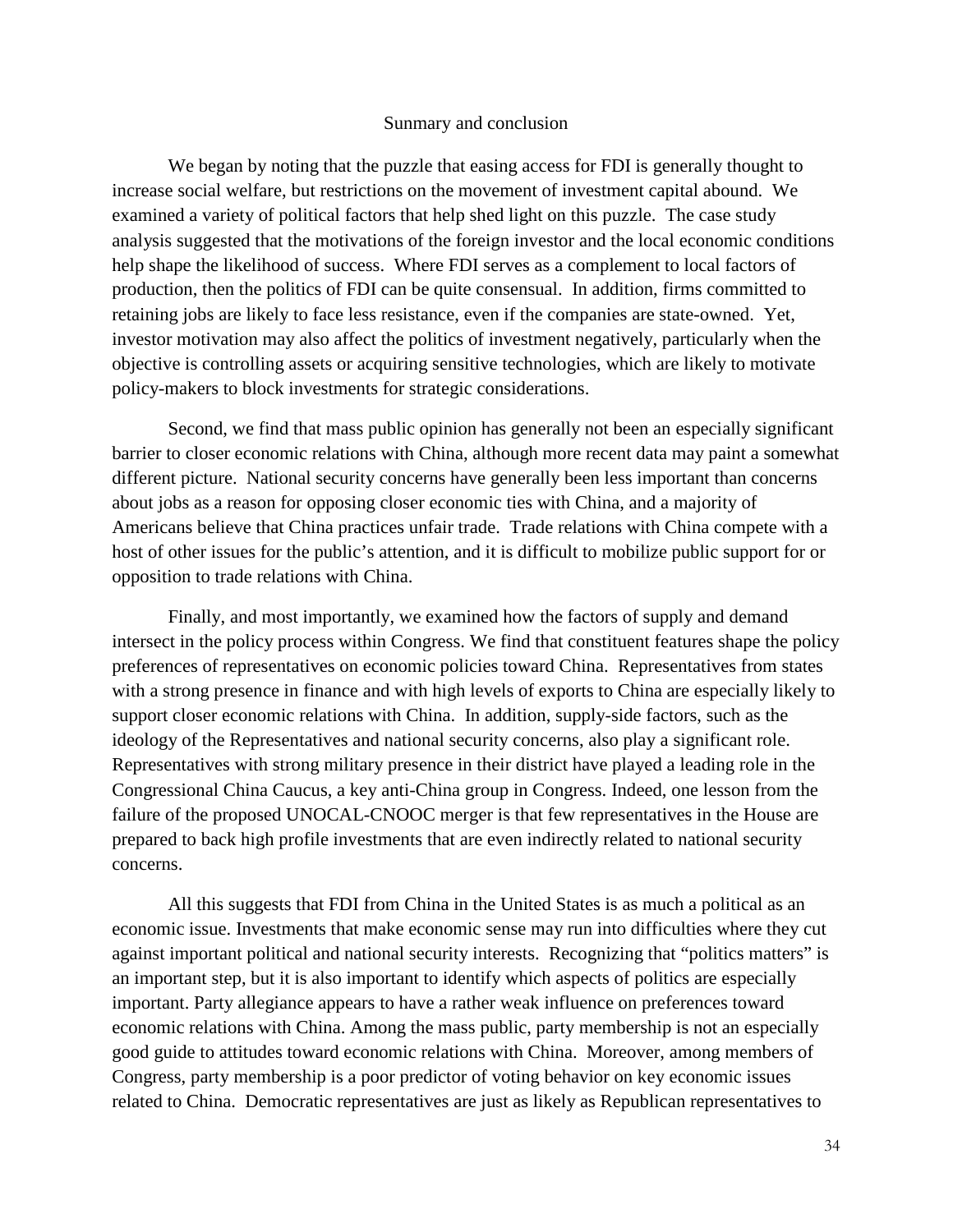## Sunmary and conclusion

We began by noting that the puzzle that easing access for FDI is generally thought to increase social welfare, but restrictions on the movement of investment capital abound. We examined a variety of political factors that help shed light on this puzzle. The case study analysis suggested that the motivations of the foreign investor and the local economic conditions help shape the likelihood of success. Where FDI serves as a complement to local factors of production, then the politics of FDI can be quite consensual. In addition, firms committed to retaining jobs are likely to face less resistance, even if the companies are state-owned. Yet, investor motivation may also affect the politics of investment negatively, particularly when the objective is controlling assets or acquiring sensitive technologies, which are likely to motivate policy-makers to block investments for strategic considerations.

Second, we find that mass public opinion has generally not been an especially significant barrier to closer economic relations with China, although more recent data may paint a somewhat different picture. National security concerns have generally been less important than concerns about jobs as a reason for opposing closer economic ties with China, and a majority of Americans believe that China practices unfair trade. Trade relations with China compete with a host of other issues for the public's attention, and it is difficult to mobilize public support for or opposition to trade relations with China.

Finally, and most importantly, we examined how the factors of supply and demand intersect in the policy process within Congress. We find that constituent features shape the policy preferences of representatives on economic policies toward China. Representatives from states with a strong presence in finance and with high levels of exports to China are especially likely to support closer economic relations with China. In addition, supply-side factors, such as the ideology of the Representatives and national security concerns, also play a significant role. Representatives with strong military presence in their district have played a leading role in the Congressional China Caucus, a key anti-China group in Congress. Indeed, one lesson from the failure of the proposed UNOCAL-CNOOC merger is that few representatives in the House are prepared to back high profile investments that are even indirectly related to national security concerns.

All this suggests that FDI from China in the United States is as much a political as an economic issue. Investments that make economic sense may run into difficulties where they cut against important political and national security interests. Recognizing that "politics matters" is an important step, but it is also important to identify which aspects of politics are especially important. Party allegiance appears to have a rather weak influence on preferences toward economic relations with China. Among the mass public, party membership is not an especially good guide to attitudes toward economic relations with China. Moreover, among members of Congress, party membership is a poor predictor of voting behavior on key economic issues related to China. Democratic representatives are just as likely as Republican representatives to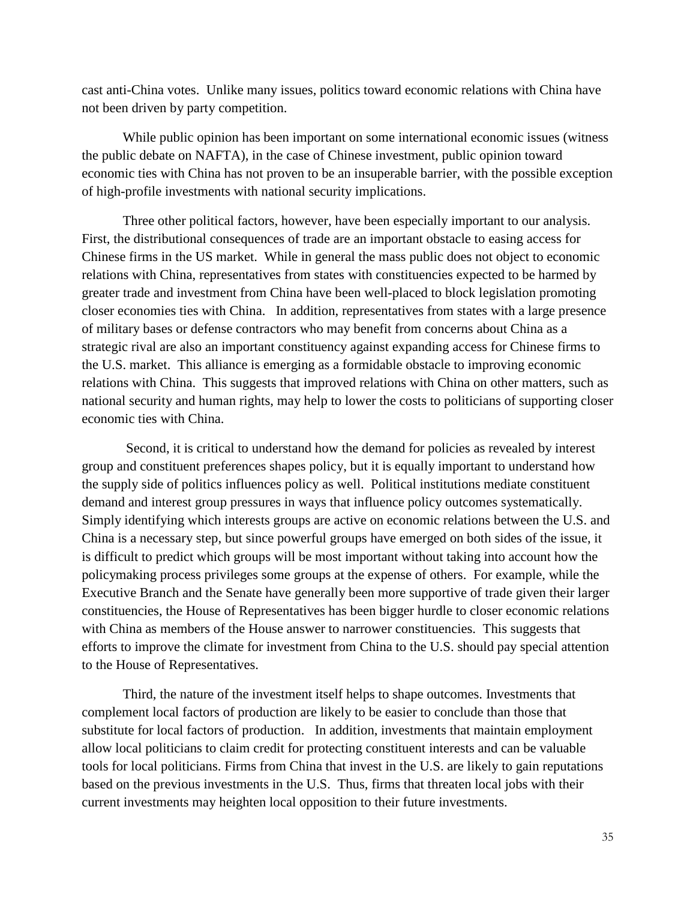cast anti-China votes.  Unlike many issues, politics toward economic relations with China have not been driven by party competition.

While public opinion has been important on some international economic issues (witness the public debate on NAFTA), in the case of Chinese investment, public opinion toward economic ties with China has not proven to be an insuperable barrier, with the possible exception of high-profile investments with national security implications.

Three other political factors, however, have been especially important to our analysis. First, the distributional consequences of trade are an important obstacle to easing access for Chinese firms in the US market.  While in general the mass public does not object to economic relations with China, representatives from states with constituencies expected to be harmed by greater trade and investment from China have been well-placed to block legislation promoting closer economies ties with China.   In addition, representatives from states with a large presence of military bases or defense contractors who may benefit from concerns about China as a strategic rival are also an important constituency against expanding access for Chinese firms to the U.S. market.  This alliance is emerging as a formidable obstacle to improving economic relations with China.  This suggests that improved relations with China on other matters, such as national security and human rights, may help to lower the costs to politicians of supporting closer economic ties with China.

Second, it is critical to understand how the demand for policies as revealed by interest group and constituent preferences shapes policy, but it is equally important to understand how the supply side of politics influences policy as well.  Political institutions mediate constituent demand and interest group pressures in ways that influence policy outcomes systematically. Simply identifying which interests groups are active on economic relations between the U.S. and China is a necessary step, but since powerful groups have emerged on both sides of the issue, it is difficult to predict which groups will be most important without taking into account how the policymaking process privileges some groups at the expense of others.  For example, while the Executive Branch and the Senate have generally been more supportive of trade given their larger constituencies, the House of Representatives has been bigger hurdle to closer economic relations with China as members of the House answer to narrower constituencies.  This suggests that efforts to improve the climate for investment from China to the U.S. should pay special attention to the House of Representatives.

Third, the nature of the investment itself helps to shape outcomes. Investments that complement local factors of production are likely to be easier to conclude than those that substitute for local factors of production.   In addition, investments that maintain employment allow local politicians to claim credit for protecting constituent interests and can be valuable tools for local politicians. Firms from China that invest in the U.S. are likely to gain reputations based on the previous investments in the U.S.  Thus, firms that threaten local jobs with their current investments may heighten local opposition to their future investments.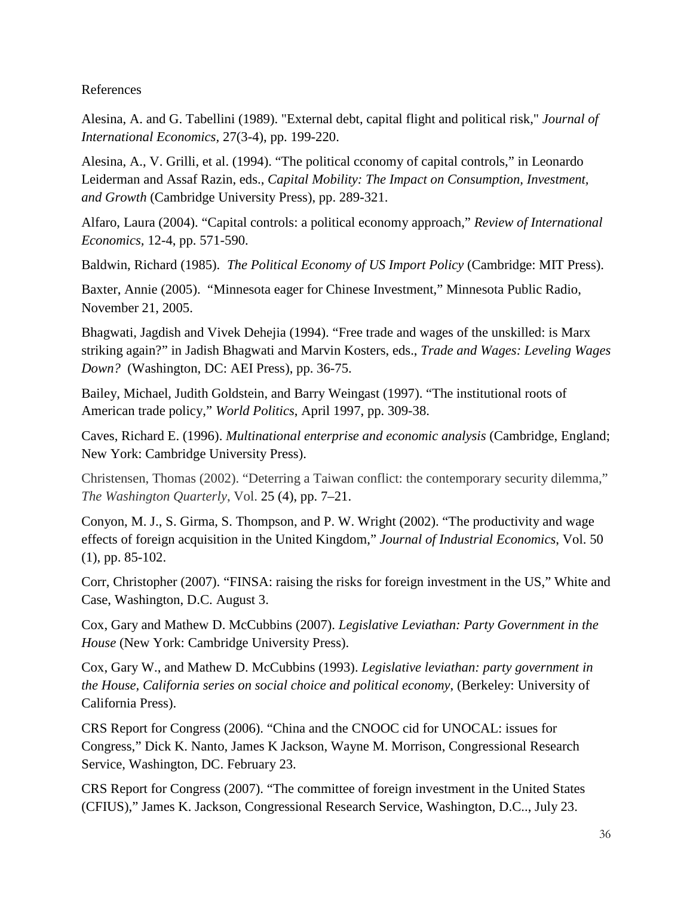References

Alesina, A. and G. Tabellini (1989). "External debt, capital flight and political risk," *Journal of International Economics*, 27(3-4), pp. 199-220.

Alesina, A., V. Grilli, et al. (1994). "The political cconomy of capital controls," in Leonardo Leiderman and Assaf Razin, eds., *Capital Mobility: The Impact on Consumption, Investment, and Growth* (Cambridge University Press), pp. 289-321.

Alfaro, Laura (2004). "Capital controls: a political economy approach," *Review of International Economics,* 12-4, pp. 571-590.

Baldwin, Richard (1985). *The Political Economy of US Import Policy* (Cambridge: MIT Press).

Baxter, Annie (2005). "Minnesota eager for Chinese Investment," Minnesota Public Radio, November 21, 2005.

Bhagwati, Jagdish and Vivek Dehejia (1994). "Free trade and wages of the unskilled: is Marx striking again?" in Jadish Bhagwati and Marvin Kosters, eds., *Trade and Wages: Leveling Wages Down?* (Washington, DC: AEI Press), pp. 36-75.

Bailey, Michael, Judith Goldstein, and Barry Weingast (1997). "The institutional roots of American trade policy," *World Politics*, April 1997, pp. 309-38.

Caves, Richard E. (1996). *Multinational enterprise and economic analysis* (Cambridge, England; New York: Cambridge University Press).

Christensen, Thomas (2002). "Deterring a Taiwan conflict: the contemporary security dilemma," *The Washington Quarterly*, Vol. 25 (4), pp. 7–21.

Conyon, M. J., S. Girma, S. Thompson, and P. W. Wright (2002). "The productivity and wage effects of foreign acquisition in the United Kingdom," *Journal of Industrial Economics*, Vol. 50 (1), pp. 85-102.

Corr, Christopher (2007). "FINSA: raising the risks for foreign investment in the US," White and Case, Washington, D.C. August 3.

Cox, Gary and Mathew D. McCubbins (2007). *Legislative Leviathan: Party Government in the House* (New York: Cambridge University Press).

Cox, Gary W., and Mathew D. McCubbins (1993). *Legislative leviathan: party government in the House, California series on social choice and political economy*, (Berkeley: University of California Press).

CRS Report for Congress (2006). "China and the CNOOC cid for UNOCAL: issues for Congress," Dick K. Nanto, James K Jackson, Wayne M. Morrison, Congressional Research Service, Washington, DC. February 23.

CRS Report for Congress (2007). "The committee of foreign investment in the United States (CFIUS)," James K. Jackson, Congressional Research Service, Washington, D.C.., July 23.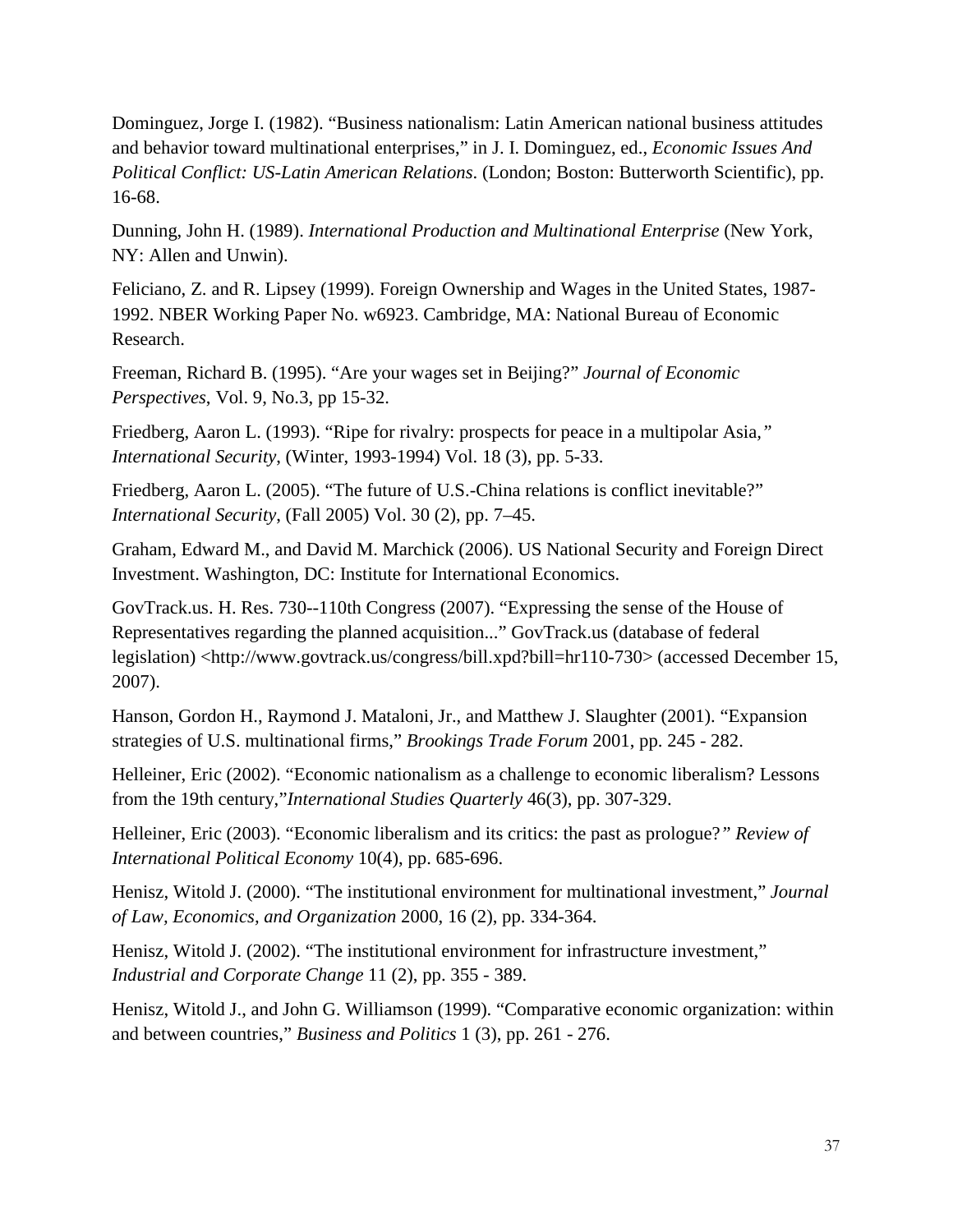Dominguez, Jorge I. (1982). “Business nationalism: Latin American national business attitudes and behavior toward multinational enterprises,” in J. I. Dominguez, ed., *Economic Issues And Political Conflict: US-Latin American Relations*. (London; Boston: Butterworth Scientific), pp. 16-68.

Dunning, John H. (1989). *International Production and Multinational Enterprise* (New York, NY: Allen and Unwin).

Feliciano, Z. and R. Lipsey (1999). Foreign Ownership and Wages in the United States, 1987-1992. NBER Working Paper No. w6923. Cambridge, MA: National Bureau of Economic Research.

Freeman, Richard B. (1995). “Are your wages set in Beijing?” *Journal of Economic Perspectives*, Vol. 9, No.3, pp 15-32.

Friedberg, Aaron L. (1993). “Ripe for rivalry: prospects for peace in a multipolar Asia,” *International Security*, (Winter, 1993-1994) Vol. 18 (3), pp. 5-33.

Friedberg, Aaron L. (2005). “The future of U.S.-China relations is conflict inevitable?” *International Security*, (Fall 2005) Vol. 30 (2), pp. 7–45.

Graham, Edward M., and David M. Marchick (2006). US National Security and Foreign Direct Investment. Washington, DC: Institute for International Economics.

GovTrack.us. H. Res. 730--110th Congress (2007). “Expressing the sense of the House of Representatives regarding the planned acquisition...” GovTrack.us (database of federal legislation) <http://www.govtrack.us/congress/bill.xpd?bill=hr110-730> (accessed December 15, 2007).

Hanson, Gordon H., Raymond J. Mataloni, Jr., and Matthew J. Slaughter (2001). “Expansion strategies of U.S. multinational firms,” *Brookings Trade Forum* 2001, pp. 245 - 282.

Helleiner, Eric (2002). “Economic nationalism as a challenge to economic liberalism? Lessons from the 19th century,”*International Studies Quarterly* 46(3), pp. 307-329.

Helleiner, Eric (2003). “Economic liberalism and its critics: the past as prologue?” *Review of International Political Economy* 10(4), pp. 685-696.

Henisz, Witold J. (2000). “The institutional environment for multinational investment,” *Journal of Law, Economics, and Organization* 2000, 16 (2), pp. 334-364.

Henisz, Witold J. (2002). “The institutional environment for infrastructure investment,” *Industrial and Corporate Change* 11 (2), pp. 355 - 389.

Henisz, Witold J., and John G. Williamson (1999). “Comparative economic organization: within and between countries,” *Business and Politics* 1 (3), pp. 261 - 276.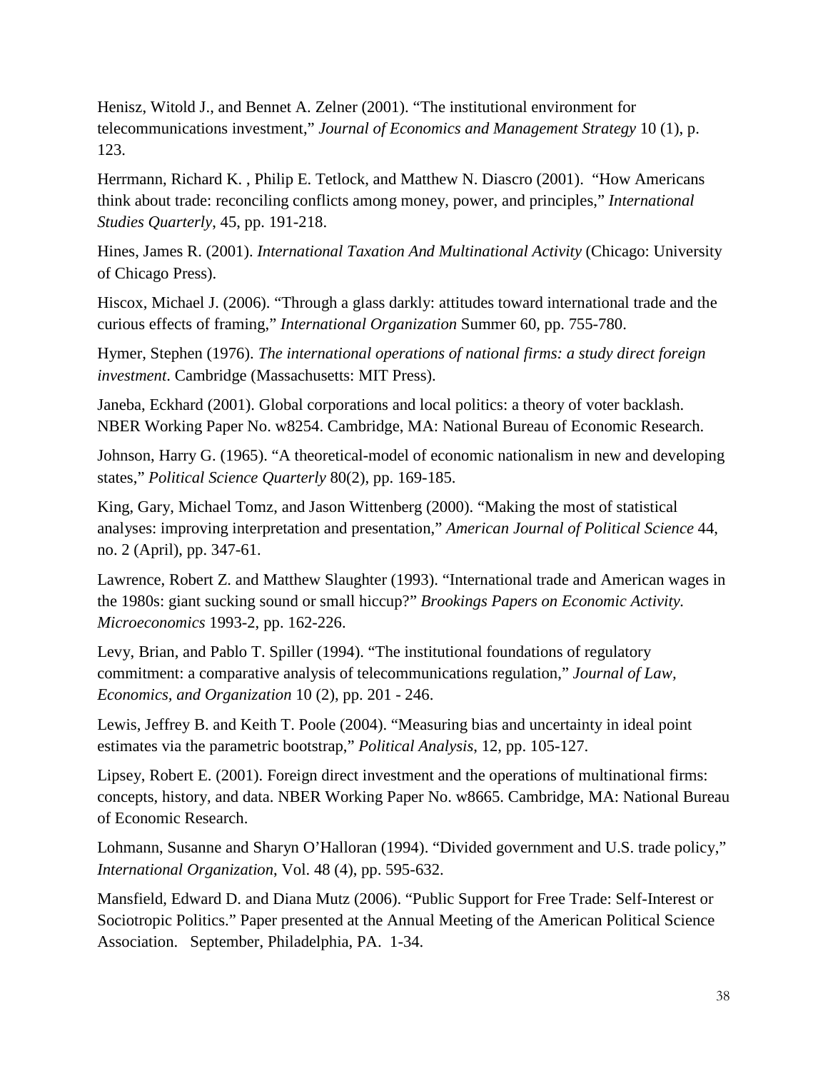Henisz, Witold J., and Bennet A. Zelner (2001). “The institutional environment for telecommunications investment,” *Journal of Economics and Management Strategy* 10 (1), p. 123.

Herrmann, Richard K. , Philip E. Tetlock, and Matthew N. Diascro (2001). “How Americans think about trade: reconciling conflicts among money, power, and principles,” *International Studies Quarterly*, 45, pp. 191-218.

Hines, James R. (2001). *International Taxation And Multinational Activity* (Chicago: University of Chicago Press).

Hiscox, Michael J. (2006). “Through a glass darkly: attitudes toward international trade and the curious effects of framing,” *International Organization* Summer 60, pp. 755-780.

Hymer, Stephen (1976). *The international operations of national firms: a study direct foreign investment*. Cambridge (Massachusetts: MIT Press).

Janeba, Eckhard (2001). Global corporations and local politics: a theory of voter backlash. NBER Working Paper No. w8254. Cambridge, MA: National Bureau of Economic Research.

Johnson, Harry G. (1965). “A theoretical-model of economic nationalism in new and developing states,” *Political Science Quarterly* 80(2), pp. 169-185.

King, Gary, Michael Tomz, and Jason Wittenberg (2000). “Making the most of statistical analyses: improving interpretation and presentation,” *American Journal of Political Science* 44, no. 2 (April), pp. 347-61.

Lawrence, Robert Z. and Matthew Slaughter (1993). “International trade and American wages in the 1980s: giant sucking sound or small hiccup?” *Brookings Papers on Economic Activity. Microeconomics* 1993-2, pp. 162-226.

Levy, Brian, and Pablo T. Spiller (1994). “The institutional foundations of regulatory commitment: a comparative analysis of telecommunications regulation,” *Journal of Law, Economics, and Organization* 10 (2), pp. 201 - 246.

Lewis, Jeffrey B. and Keith T. Poole (2004). “Measuring bias and uncertainty in ideal point estimates via the parametric bootstrap,” *Political Analysis*, 12, pp. 105-127.

Lipsey, Robert E. (2001). Foreign direct investment and the operations of multinational firms: concepts, history, and data. NBER Working Paper No. w8665. Cambridge, MA: National Bureau of Economic Research.

Lohmann, Susanne and Sharyn O’Halloran (1994). “Divided government and U.S. trade policy,” *International Organization*, Vol. 48 (4), pp. 595-632.

Mansfield, Edward D. and Diana Mutz (2006). “Public Support for Free Trade: Self-Interest or Sociotropic Politics.” Paper presented at the Annual Meeting of the American Political Science Association. September, Philadelphia, PA. 1-34.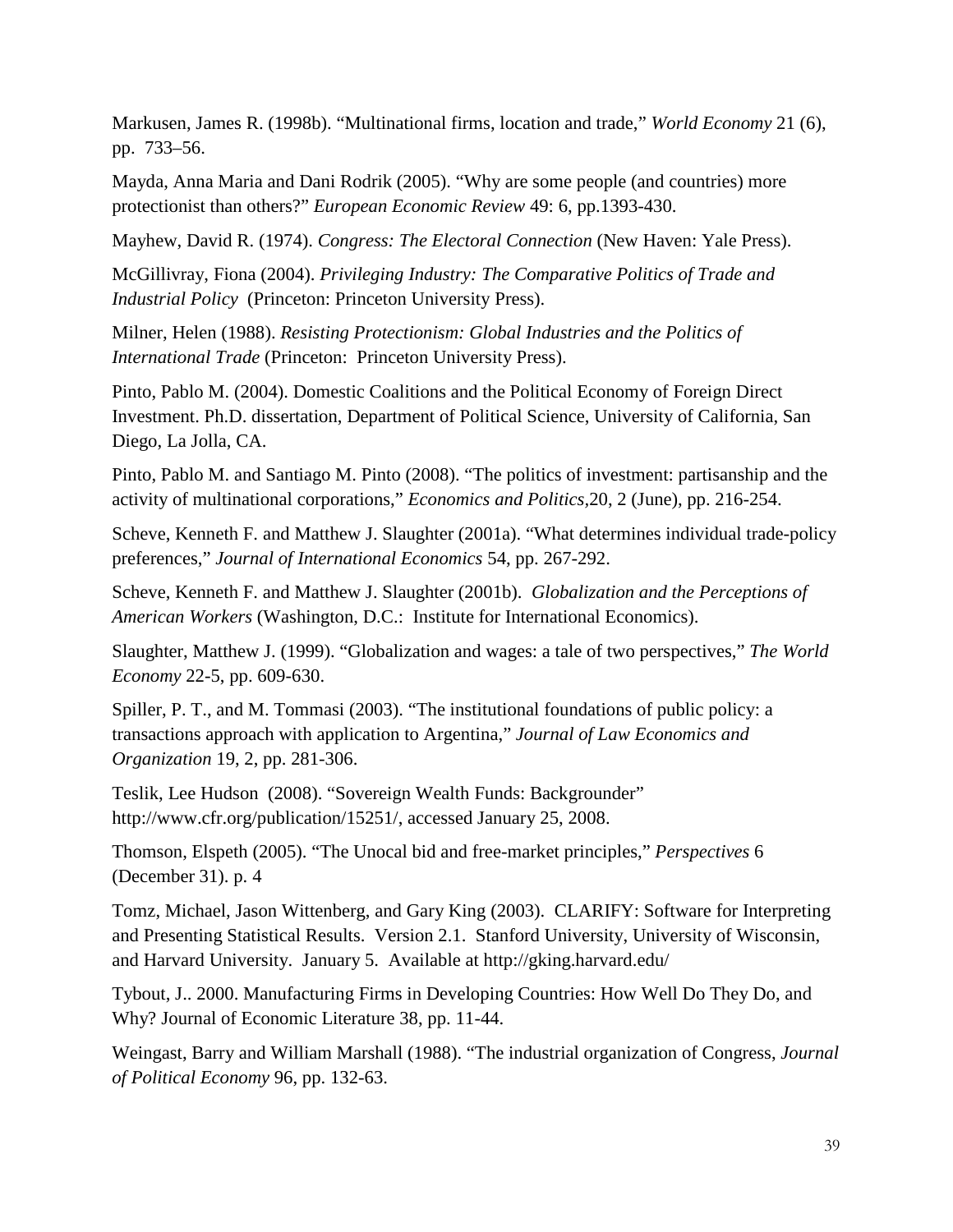Markusen, James R. (1998b). “Multinational firms, location and trade,” *World Economy* 21 (6), pp. 733–56.

Mayda, Anna Maria and Dani Rodrik (2005). “Why are some people (and countries) more protectionist than others?” *European Economic Review* 49: 6, pp.1393-430.

Mayhew, David R. (1974). *Congress: The Electoral Connection* (New Haven: Yale Press).

McGillivray, Fiona (2004). *Privileging Industry: The Comparative Politics of Trade and Industrial Policy* (Princeton: Princeton University Press).

Milner, Helen (1988). *Resisting Protectionism: Global Industries and the Politics of International Trade* (Princeton: Princeton University Press).

Pinto, Pablo M. (2004). Domestic Coalitions and the Political Economy of Foreign Direct Investment. Ph.D. dissertation, Department of Political Science, University of California, San Diego, La Jolla, CA.

Pinto, Pablo M. and Santiago M. Pinto (2008). “The politics of investment: partisanship and the activity of multinational corporations,” *Economics and Politics*,20, 2 (June), pp. 216-254.

Scheve, Kenneth F. and Matthew J. Slaughter (2001a). “What determines individual trade-policy preferences,” *Journal of International Economics* 54, pp. 267-292.

Scheve, Kenneth F. and Matthew J. Slaughter (2001b). *Globalization and the Perceptions of American Workers* (Washington, D.C.: Institute for International Economics).

Slaughter, Matthew J. (1999). “Globalization and wages: a tale of two perspectives,” *The World Economy* 22-5, pp. 609-630.

Spiller, P. T., and M. Tommasi (2003). “The institutional foundations of public policy: a transactions approach with application to Argentina,” *Journal of Law Economics and Organization* 19, 2, pp. 281-306.

Teslik, Lee Hudson (2008). “Sovereign Wealth Funds: Backgrounder” http://www.cfr.org/publication/15251/, accessed January 25, 2008.

Thomson, Elspeth (2005). “The Unocal bid and free-market principles,” *Perspectives* 6 (December 31). p. 4

Tomz, Michael, Jason Wittenberg, and Gary King (2003). CLARIFY: Software for Interpreting and Presenting Statistical Results. Version 2.1. Stanford University, University of Wisconsin, and Harvard University. January 5. Available at http://gking.harvard.edu/

Tybout, J.. 2000. Manufacturing Firms in Developing Countries: How Well Do They Do, and Why? Journal of Economic Literature 38, pp. 11-44.

Weingast, Barry and William Marshall (1988). “The industrial organization of Congress, *Journal of Political Economy* 96, pp. 132-63.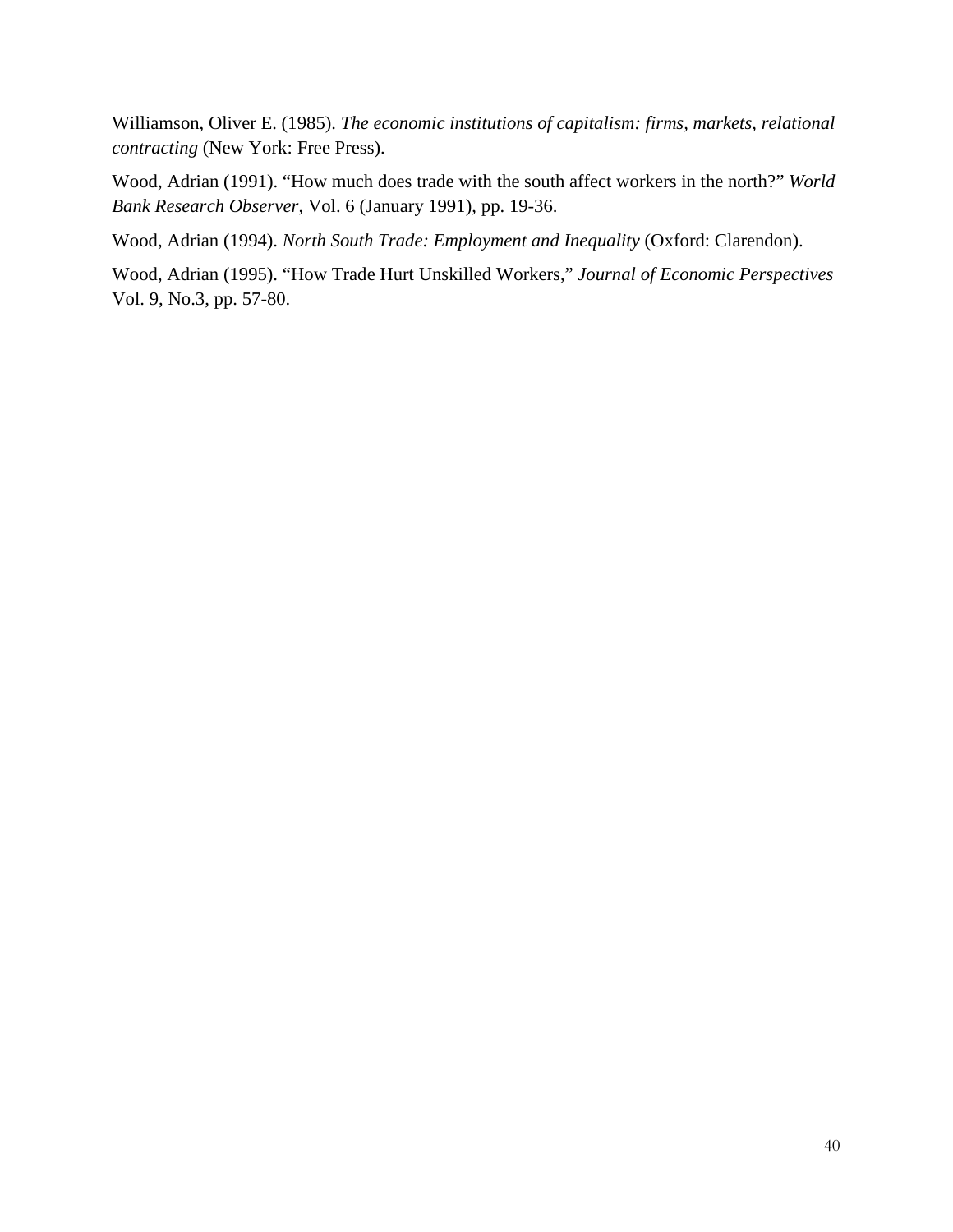Williamson, Oliver E. (1985). *The economic institutions of capitalism: firms, markets, relational contracting* (New York: Free Press).

Wood, Adrian (1991). "How much does trade with the south affect workers in the north?" *World Bank Research Observer*, Vol. 6 (January 1991), pp. 19-36.

Wood, Adrian (1994). *North South Trade: Employment and Inequality* (Oxford: Clarendon).

Wood, Adrian (1995). "How Trade Hurt Unskilled Workers," *Journal of Economic Perspectives* Vol. 9, No.3, pp. 57-80.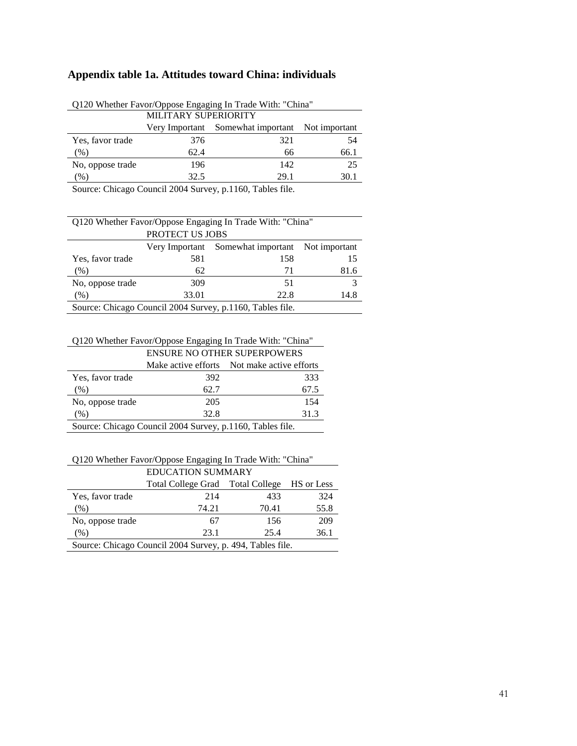## Appendix table 1a. Attitudes toward China: individuals

Q120 Whether Favor/Oppose Engaging In Trade With: "China"

| | MILITARY SUPERIORITY | | |
|---|---|---|---|
| | Very Important | Somewhat important | Not important |
| Yes, favor trade | 376 | 321 | 54 |
| (%) | 62.4 | 66 | 66.1 |
| No, oppose trade | 196 | 142 | 25 |
| (%) | 32.5 | 29.1 | 30.1 |

Source: Chicago Council 2004 Survey, p.1160, Tables file.

Q120 Whether Favor/Oppose Engaging In Trade With: "China"

| | PROTECT US JOBS | | |
|---|---|---|---|
| | Very Important | Somewhat important | Not important |
| Yes, favor trade | 581 | 158 | 15 |
| (%) | 62 | 71 | 81.6 |
| No, oppose trade | 309 | 51 | 3 |
| (%) | 33.01 | 22.8 | 14.8 |

Source: Chicago Council 2004 Survey, p.1160, Tables file.

Q120 Whether Favor/Oppose Engaging In Trade With: "China"

| | ENSURE NO OTHER SUPERPOWERS | |
|---|---|---|
| | Make active efforts | Not make active efforts |
| Yes, favor trade | 392 | 333 |
| (%) | 62.7 | 67.5 |
| No, oppose trade | 205 | 154 |
| (%) | 32.8 | 31.3 |

Source: Chicago Council 2004 Survey, p.1160, Tables file.

Q120 Whether Favor/Oppose Engaging In Trade With: "China"

| | EDUCATION SUMMARY | | |
|---|---|---|---|
| | Total College Grad | Total College | HS or Less |
| Yes, favor trade | 214 | 433 | 324 |
| (%) | 74.21 | 70.41 | 55.8 |
| No, oppose trade | 67 | 156 | 209 |
| (%) | 23.1 | 25.4 | 36.1 |

Source: Chicago Council 2004 Survey, p. 494, Tables file.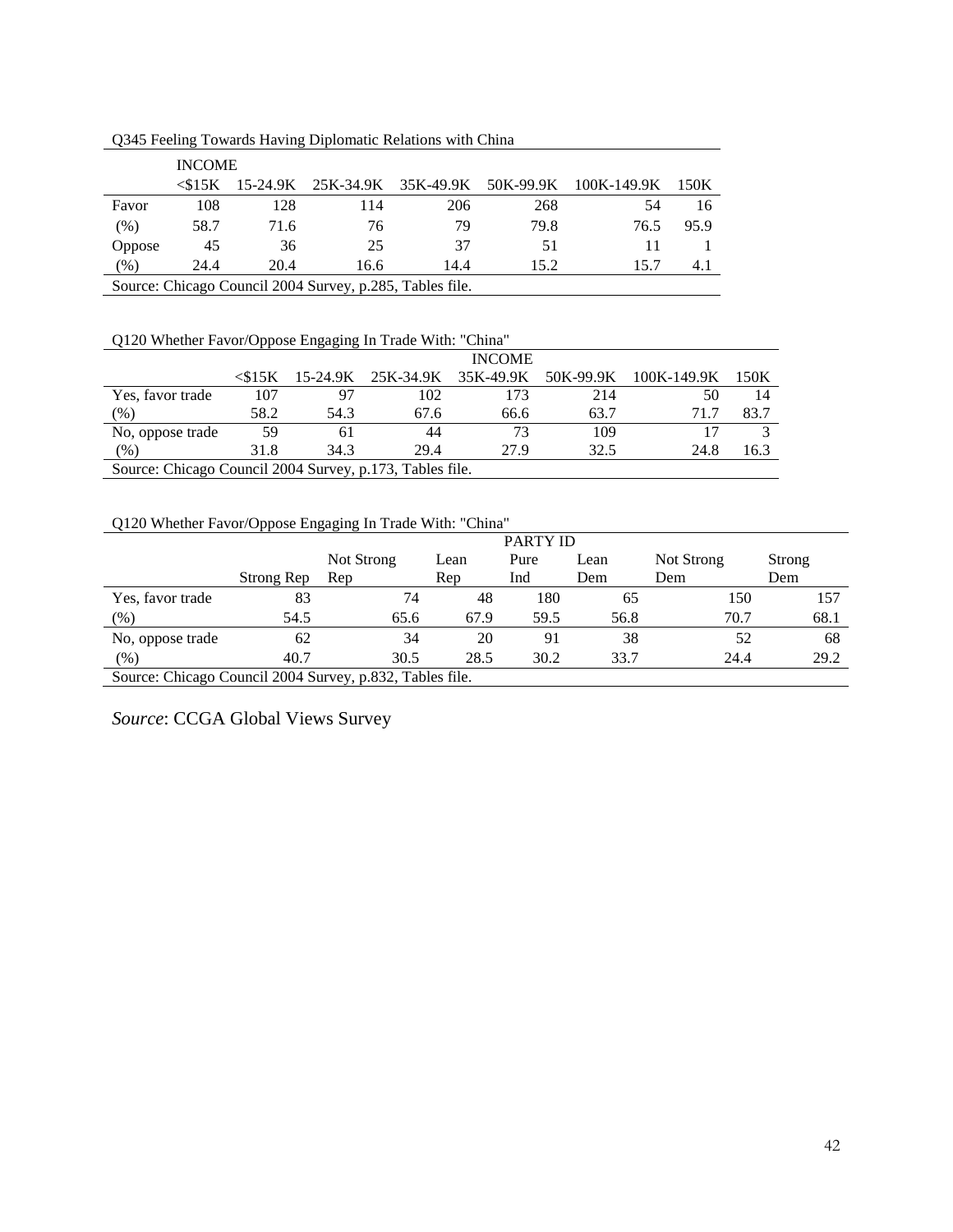Q345 Feeling Towards Having Diplomatic Relations with China

| | INCOME | | | | | | |
|---|---|---|---|---|---|---|---|
| | <$15K | 15-24.9K | 25K-34.9K | 35K-49.9K | 50K-99.9K | 100K-149.9K | 150K |
| Favor | 108 | 128 | 114 | 206 | 268 | 54 | 16 |
| (%) | 58.7 | 71.6 | 76 | 79 | 79.8 | 76.5 | 95.9 |
| Oppose | 45 | 36 | 25 | 37 | 51 | 11 | 1 |
| (%) | 24.4 | 20.4 | 16.6 | 14.4 | 15.2 | 15.7 | 4.1 |

Source: Chicago Council 2004 Survey, p.285, Tables file.

Q120 Whether Favor/Oppose Engaging In Trade With: "China"

| | INCOME | | | | | | |
|---|---|---|---|---|---|---|---|
| | <$15K | 15-24.9K | 25K-34.9K | 35K-49.9K | 50K-99.9K | 100K-149.9K | 150K |
| Yes, favor trade | 107 | 97 | 102 | 173 | 214 | 50 | 14 |
| (%) | 58.2 | 54.3 | 67.6 | 66.6 | 63.7 | 71.7 | 83.7 |
| No, oppose trade | 59 | 61 | 44 | 73 | 109 | 17 | 3 |
| (%) | 31.8 | 34.3 | 29.4 | 27.9 | 32.5 | 24.8 | 16.3 |

Source: Chicago Council 2004 Survey, p.173, Tables file.

Q120 Whether Favor/Oppose Engaging In Trade With: "China"

| | PARTY ID | | | | | | |
|---|---|---|---|---|---|---|---|
| | Strong Rep | Not Strong Rep | Lean Rep | Pure Ind | Lean Dem | Not Strong Dem | Strong Dem |
| Yes, favor trade | 83 | 74 | 48 | 180 | 65 | 150 | 157 |
| (%) | 54.5 | 65.6 | 67.9 | 59.5 | 56.8 | 70.7 | 68.1 |
| No, oppose trade | 62 | 34 | 20 | 91 | 38 | 52 | 68 |
| (%) | 40.7 | 30.5 | 28.5 | 30.2 | 33.7 | 24.4 | 29.2 |

Source: Chicago Council 2004 Survey, p.832, Tables file.

*Source*: CCGA Global Views Survey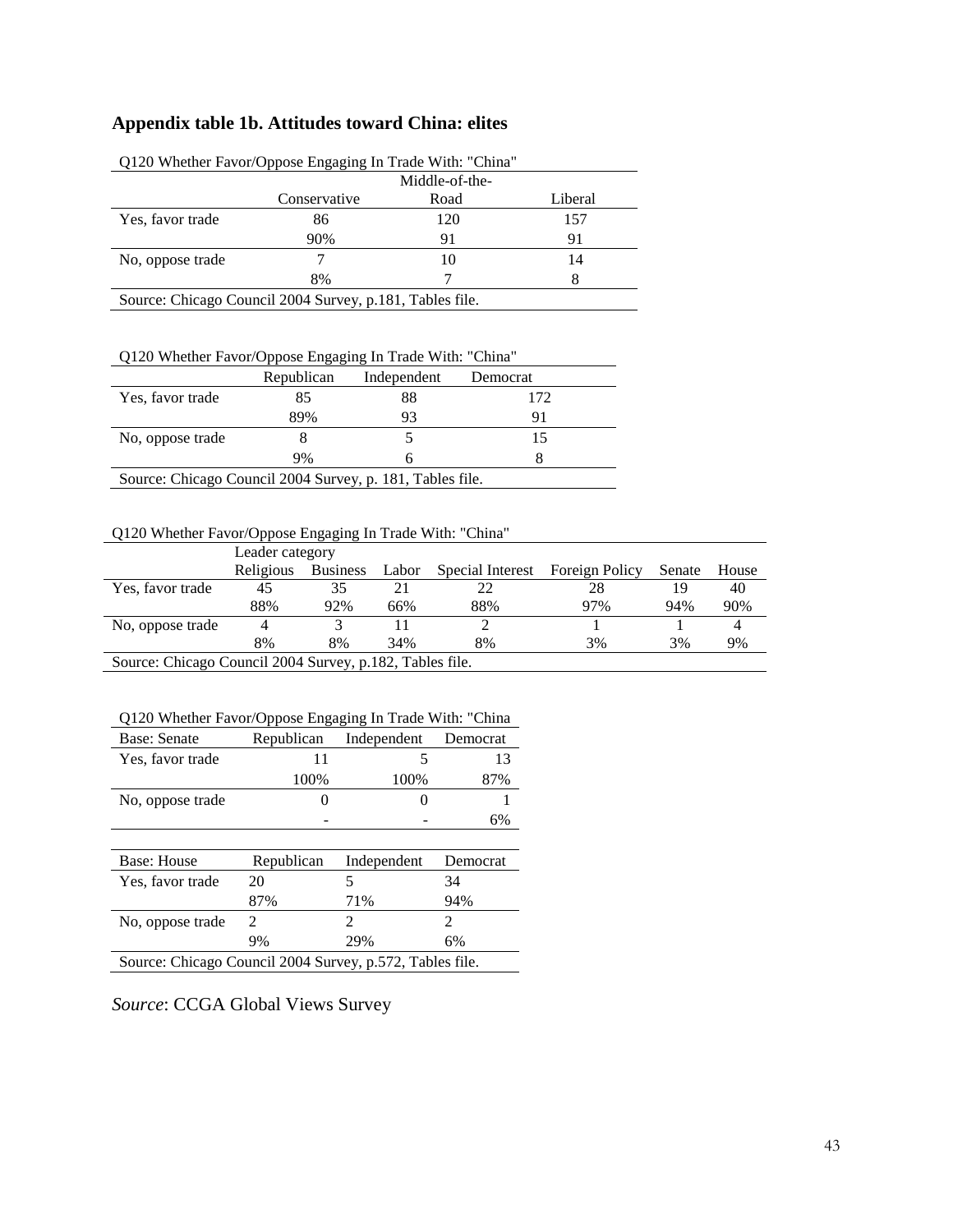## Appendix table 1b. Attitudes toward China: elites

| Q120 Whether Favor/Oppose Engaging In Trade With: "China" | Conservative | Middle-of-the-Road | Liberal |
|---|---|---|---|
| Yes, favor trade | 86 | 120 | 157 |
| | 90% | 91 | 91 |
| No, oppose trade | 7 | 10 | 14 |
| | 8% | 7 | 8 |

Source: Chicago Council 2004 Survey, p.181, Tables file.

| Q120 Whether Favor/Oppose Engaging In Trade With: "China" | Republican | Independent | Democrat |
|---|---|---|---|
| Yes, favor trade | 85 | 88 | 172 |
| | 89% | 93 | 91 |
| No, oppose trade | 8 | 5 | 15 |
| | 9% | 6 | 8 |

Source: Chicago Council 2004 Survey, p. 181, Tables file.

| Q120 Whether Favor/Oppose Engaging In Trade With: "China" | Leader category | | | | | | |
|---|---|---|---|---|---|---|---|
| | Religious | Business | Labor | Special Interest | Foreign Policy | Senate | House |
| Yes, favor trade | 45 | 35 | 21 | 22 | 28 | 19 | 40 |
| | 88% | 92% | 66% | 88% | 97% | 94% | 90% |
| No, oppose trade | 4 | 3 | 11 | 2 | 1 | 1 | 4 |
| | 8% | 8% | 34% | 8% | 3% | 3% | 9% |

Source: Chicago Council 2004 Survey, p.182, Tables file.

Q120 Whether Favor/Oppose Engaging In Trade With: "China

| Base: Senate | Republican | Independent | Democrat |
|---|---|---|---|
| Yes, favor trade | 11 | 5 | 13 |
| | 100% | 100% | 87% |
| No, oppose trade | 0 | 0 | 1 |
| | - | - | 6% |

| Base: House | Republican | Independent | Democrat |
|---|---|---|---|
| Yes, favor trade | 20 | 5 | 34 |
| | 87% | 71% | 94% |
| No, oppose trade | 2 | 2 | 2 |
| | 9% | 29% | 6% |

Source: Chicago Council 2004 Survey, p.572, Tables file.

*Source*: CCGA Global Views Survey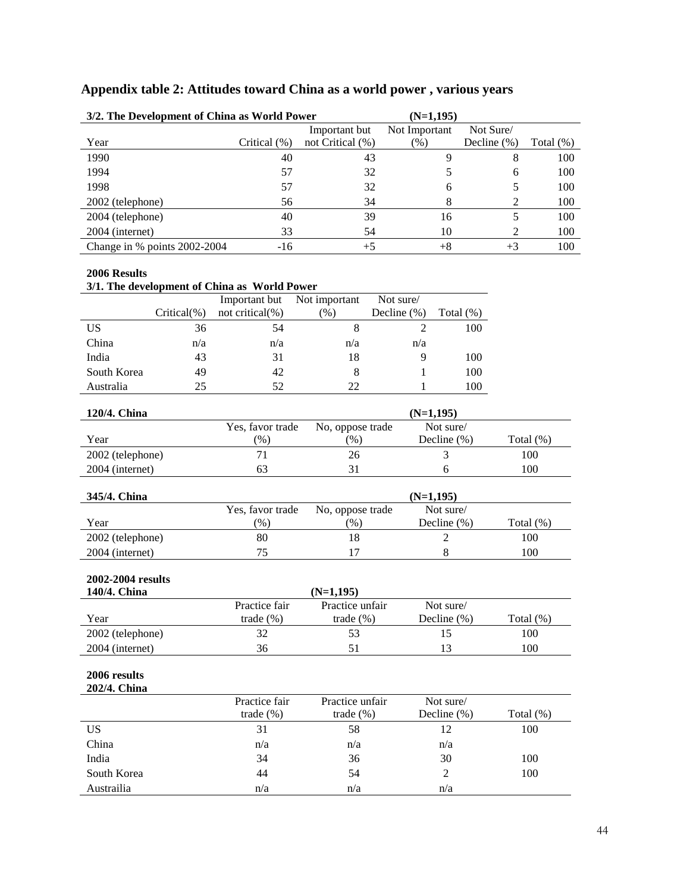## Appendix table 2: Attitudes toward China as a world power , various years

**3/2. The Development of China as World Power** (N=1,195)

| Year | Critical (%) | Important but not Critical (%) | Not Important (%) | Not Sure/ Decline (%) | Total (%) |
|---|---|---|---|---|---|
| 1990 | 40 | 43 | 9 | 8 | 100 |
| 1994 | 57 | 32 | 5 | 6 | 100 |
| 1998 | 57 | 32 | 6 | 5 | 100 |
| 2002 (telephone) | 56 | 34 | 8 | 2 | 100 |
| 2004 (telephone) | 40 | 39 | 16 | 5 | 100 |
| 2004 (internet) | 33 | 54 | 10 | 2 | 100 |
| Change in % points 2002-2004 | -16 | +5 | +8 | +3 | 100 |

**2006 Results**

**3/1. The development of China as World Power**

| | Critical(%) | Important but not critical(%) | Not important (%) | Not sure/ Decline (%) | Total (%) |
|---|---|---|---|---|---|
| US | 36 | 54 | 8 | 2 | 100 |
| China | n/a | n/a | n/a | n/a | |
| India | 43 | 31 | 18 | 9 | 100 |
| South Korea | 49 | 42 | 8 | 1 | 100 |
| Australia | 25 | 52 | 22 | 1 | 100 |

**120/4. China** (N=1,195)

| Year | Yes, favor trade (%) | No, oppose trade (%) | Not sure/ Decline (%) | Total (%) |
|---|---|---|---|---|
| 2002 (telephone) | 71 | 26 | 3 | 100 |
| 2004 (internet) | 63 | 31 | 6 | 100 |

**345/4. China** (N=1,195)

| Year | Yes, favor trade (%) | No, oppose trade (%) | Not sure/ Decline (%) | Total (%) |
|---|---|---|---|---|
| 2002 (telephone) | 80 | 18 | 2 | 100 |
| 2004 (internet) | 75 | 17 | 8 | 100 |

**2002-2004 results**

**140/4. China** (N=1,195)

| Year | Practice fair trade (%) | Practice unfair trade (%) | Not sure/ Decline (%) | Total (%) |
|---|---|---|---|---|
| 2002 (telephone) | 32 | 53 | 15 | 100 |
| 2004 (internet) | 36 | 51 | 13 | 100 |

**2006 results**

**202/4. China**

| | Practice fair trade (%) | Practice unfair trade (%) | Not sure/ Decline (%) | Total (%) |
|---|---|---|---|---|
| US | 31 | 58 | 12 | 100 |
| China | n/a | n/a | n/a | |
| India | 34 | 36 | 30 | 100 |
| South Korea | 44 | 54 | 2 | 100 |
| Austrailia | n/a | n/a | n/a | |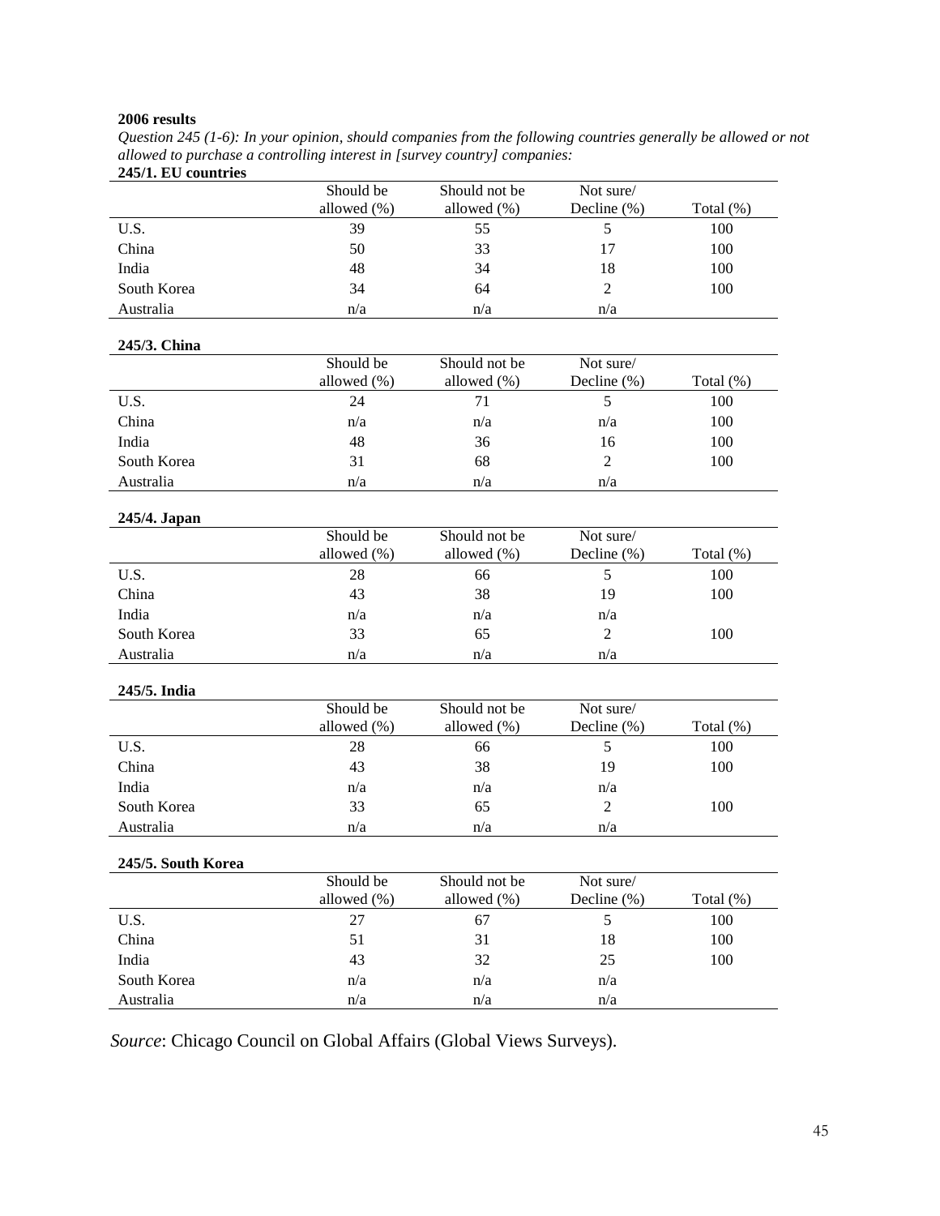**2006 results**

*Question 245 (1-6): In your opinion, should companies from the following countries generally be allowed or not allowed to purchase a controlling interest in [survey country] companies:*

**245/1. EU countries**

| | Should be allowed (%) | Should not be allowed (%) | Not sure/ Decline (%) | Total (%) |
|---|---|---|---|---|
| U.S. | 39 | 55 | 5 | 100 |
| China | 50 | 33 | 17 | 100 |
| India | 48 | 34 | 18 | 100 |
| South Korea | 34 | 64 | 2 | 100 |
| Australia | n/a | n/a | n/a | |

**245/3. China**

| | Should be allowed (%) | Should not be allowed (%) | Not sure/ Decline (%) | Total (%) |
|---|---|---|---|---|
| U.S. | 24 | 71 | 5 | 100 |
| China | n/a | n/a | n/a | 100 |
| India | 48 | 36 | 16 | 100 |
| South Korea | 31 | 68 | 2 | 100 |
| Australia | n/a | n/a | n/a | |

**245/4. Japan**

| | Should be allowed (%) | Should not be allowed (%) | Not sure/ Decline (%) | Total (%) |
|---|---|---|---|---|
| U.S. | 28 | 66 | 5 | 100 |
| China | 43 | 38 | 19 | 100 |
| India | n/a | n/a | n/a | |
| South Korea | 33 | 65 | 2 | 100 |
| Australia | n/a | n/a | n/a | |

**245/5. India**

| | Should be allowed (%) | Should not be allowed (%) | Not sure/ Decline (%) | Total (%) |
|---|---|---|---|---|
| U.S. | 28 | 66 | 5 | 100 |
| China | 43 | 38 | 19 | 100 |
| India | n/a | n/a | n/a | |
| South Korea | 33 | 65 | 2 | 100 |
| Australia | n/a | n/a | n/a | |

**245/5. South Korea**

| | Should be allowed (%) | Should not be allowed (%) | Not sure/ Decline (%) | Total (%) |
|---|---|---|---|---|
| U.S. | 27 | 67 | 5 | 100 |
| China | 51 | 31 | 18 | 100 |
| India | 43 | 32 | 25 | 100 |
| South Korea | n/a | n/a | n/a | |
| Australia | n/a | n/a | n/a | |

*Source*: Chicago Council on Global Affairs (Global Views Surveys).